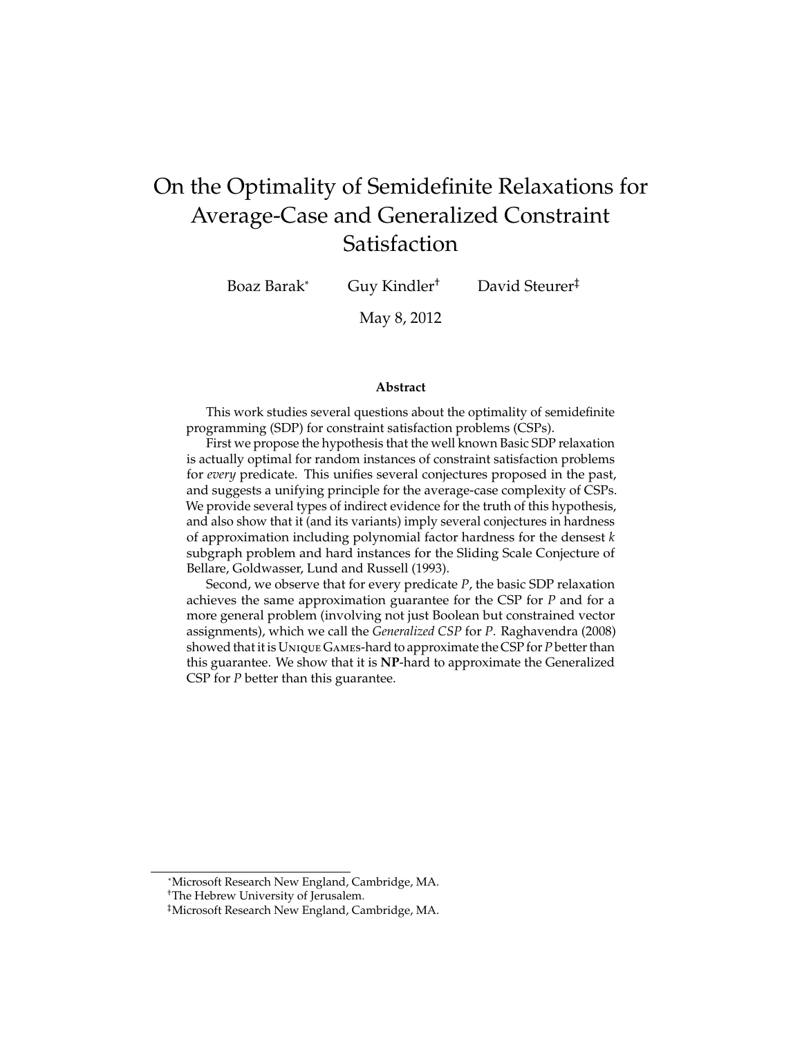# On the Optimality of Semidefinite Relaxations for Average-Case and Generalized Constraint Satisfaction

Boaz Barak[*] Guy Kindler[†] David Steurer[‡]

May 8, 2012

**Abstract**

This work studies several questions about the optimality of semidefinite programming (SDP) for constraint satisfaction problems (CSPs).

First we propose the hypothesis that the well known Basic SDP relaxation is actually optimal for random instances of constraint satisfaction problems for *every* predicate. This unifies several conjectures proposed in the past, and suggests a unifying principle for the average-case complexity of CSPs. We provide several types of indirect evidence for the truth of this hypothesis, and also show that it (and its variants) imply several conjectures in hardness of approximation including polynomial factor hardness for the densest $k$ subgraph problem and hard instances for the Sliding Scale Conjecture of Bellare, Goldwasser, Lund and Russell (1993).

Second, we observe that for every predicate $P$, the basic SDP relaxation achieves the same approximation guarantee for the CSP for $P$ and for a more general problem (involving not just Boolean but constrained vector assignments), which we call the *Generalized CSP* for $P$. Raghavendra (2008) showed that it is UNIQUE GAMES-hard to approximate the CSP for $P$ better than this guarantee. We show that it is **NP**-hard to approximate the Generalized CSP for $P$ better than this guarantee.

[*] Microsoft Research New England, Cambridge, MA.

[†] The Hebrew University of Jerusalem.

[‡] Microsoft Research New England, Cambridge, MA.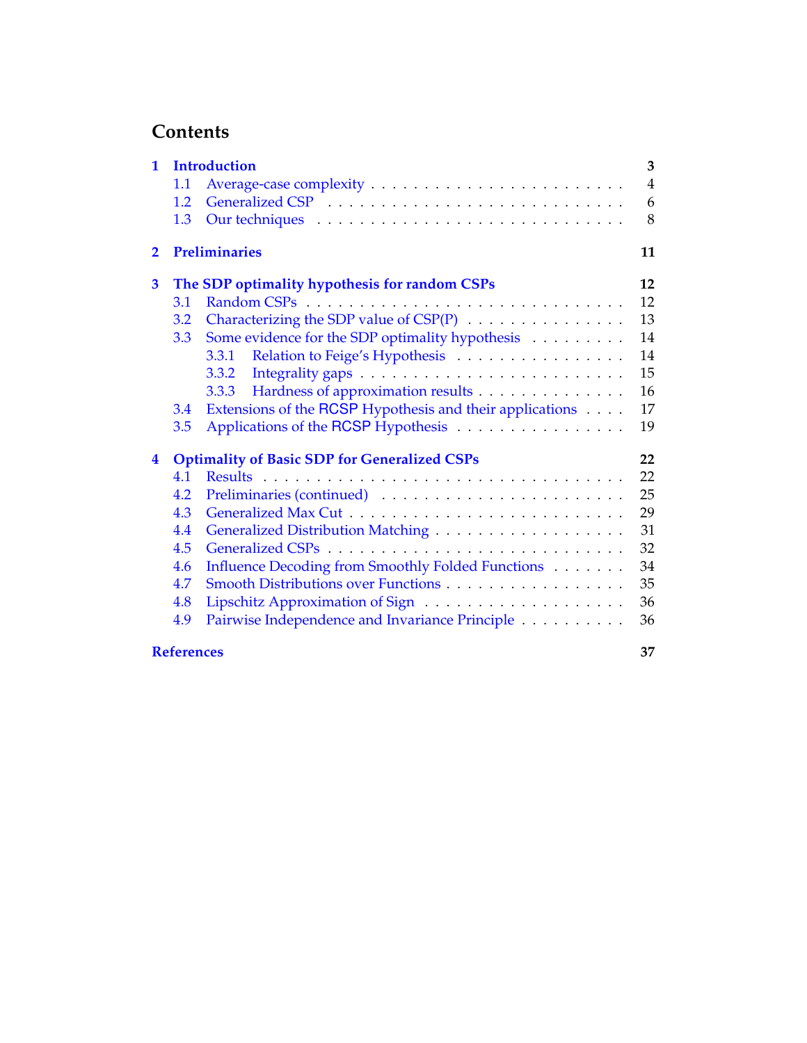# Contents

**1 Introduction** **3**
- 1.1 Average-case complexity . . . 4
- 1.2 Generalized CSP . . . 6
- 1.3 Our techniques . . . 8

**2 Preliminaries** **11**

**3 The SDP optimality hypothesis for random CSPs** **12**
- 3.1 Random CSPs . . . 12
- 3.2 Characterizing the SDP value of CSP(P) . . . 13
- 3.3 Some evidence for the SDP optimality hypothesis . . . 14
  - 3.3.1 Relation to Feige's Hypothesis . . . 14
  - 3.3.2 Integrality gaps . . . 15
  - 3.3.3 Hardness of approximation results . . . 16
- 3.4 Extensions of the RCSP Hypothesis and their applications . . . 17
- 3.5 Applications of the RCSP Hypothesis . . . 19

**4 Optimality of Basic SDP for Generalized CSPs** **22**
- 4.1 Results . . . 22
- 4.2 Preliminaries (continued) . . . 25
- 4.3 Generalized Max Cut . . . 29
- 4.4 Generalized Distribution Matching . . . 31
- 4.5 Generalized CSPs . . . 32
- 4.6 Influence Decoding from Smoothly Folded Functions . . . 34
- 4.7 Smooth Distributions over Functions . . . 35
- 4.8 Lipschitz Approximation of Sign . . . 36
- 4.9 Pairwise Independence and Invariance Principle . . . 36

**References** **37**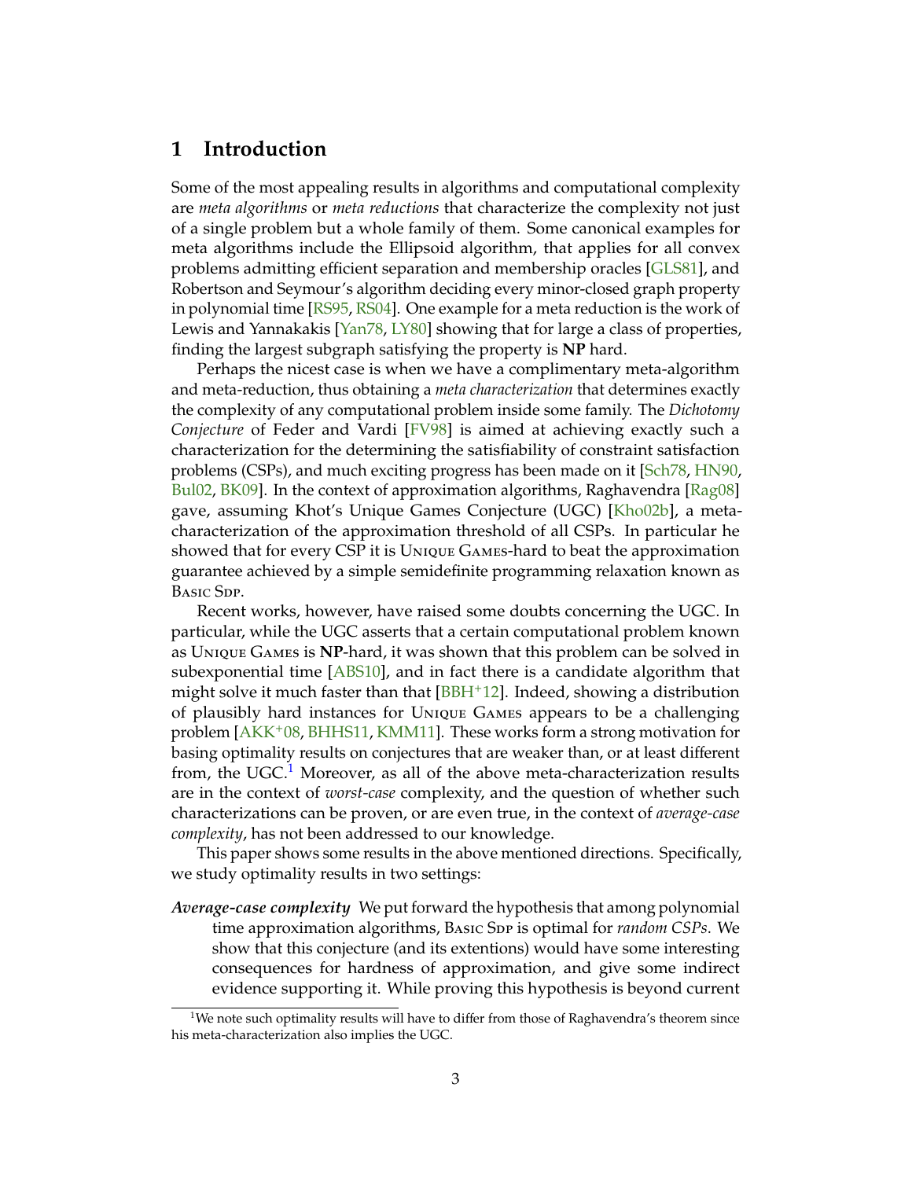# 1 Introduction

Some of the most appealing results in algorithms and computational complexity are *meta algorithms* or *meta reductions* that characterize the complexity not just of a single problem but a whole family of them. Some canonical examples for meta algorithms include the Ellipsoid algorithm, that applies for all convex problems admitting efficient separation and membership oracles [GLS81], and Robertson and Seymour's algorithm deciding every minor-closed graph property in polynomial time [RS95, RS04]. One example for a meta reduction is the work of Lewis and Yannakakis [Yan78, LY80] showing that for large a class of properties, finding the largest subgraph satisfying the property is **NP** hard.

Perhaps the nicest case is when we have a complimentary meta-algorithm and meta-reduction, thus obtaining a *meta characterization* that determines exactly the complexity of any computational problem inside some family. The *Dichotomy Conjecture* of Feder and Vardi [FV98] is aimed at achieving exactly such a characterization for the determining the satisfiability of constraint satisfaction problems (CSPs), and much exciting progress has been made on it [Sch78, HN90, Bul02, BK09]. In the context of approximation algorithms, Raghavendra [Rag08] gave, assuming Khot's Unique Games Conjecture (UGC) [Kho02b], a meta-characterization of the approximation threshold of all CSPs. In particular he showed that for every CSP it is Unique Games-hard to beat the approximation guarantee achieved by a simple semidefinite programming relaxation known as Basic Sdp.

Recent works, however, have raised some doubts concerning the UGC. In particular, while the UGC asserts that a certain computational problem known as Unique Games is **NP**-hard, it was shown that this problem can be solved in subexponential time [ABS10], and in fact there is a candidate algorithm that might solve it much faster than that [BBH⁺12]. Indeed, showing a distribution of plausibly hard instances for Unique Games appears to be a challenging problem [AKK⁺08, BHHS11, KMM11]. These works form a strong motivation for basing optimality results on conjectures that are weaker than, or at least different from, the UGC.[1] Moreover, as all of the above meta-characterization results are in the context of *worst-case* complexity, and the question of whether such characterizations can be proven, or are even true, in the context of *average-case complexity*, has not been addressed to our knowledge.

This paper shows some results in the above mentioned directions. Specifically, we study optimality results in two settings:

***Average-case complexity*** We put forward the hypothesis that among polynomial time approximation algorithms, Basic Sdp is optimal for *random CSPs*. We show that this conjecture (and its extentions) would have some interesting consequences for hardness of approximation, and give some indirect evidence supporting it. While proving this hypothesis is beyond current

[1] We note such optimality results will have to differ from those of Raghavendra's theorem since his meta-characterization also implies the UGC.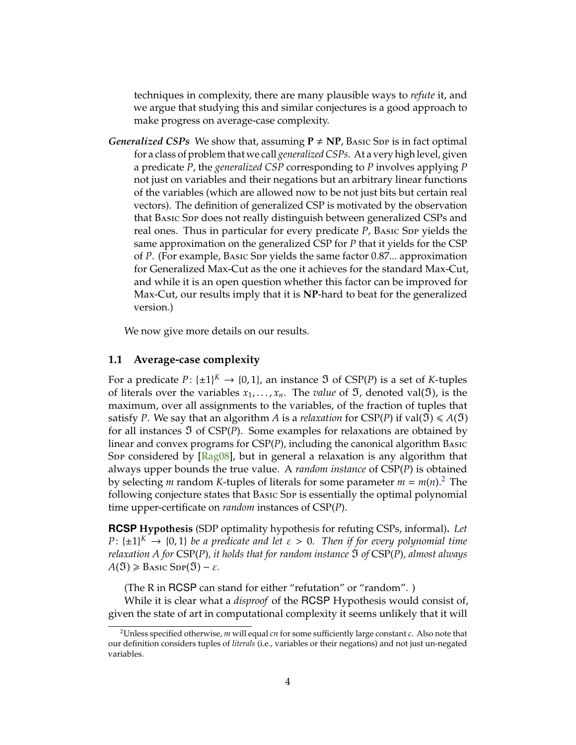techniques in complexity, there are many plausible ways to *refute* it, and we argue that studying this and similar conjectures is a good approach to make progress on average-case complexity.

***Generalized CSPs*** We show that, assuming $\mathbf{P} \neq \mathbf{NP}$, Basic Sdp is in fact optimal for a class of problem that we call *generalized CSPs*. At a very high level, given a predicate $P$, the *generalized CSP* corresponding to $P$ involves applying $P$ not just on variables and their negations but an arbitrary linear functions of the variables (which are allowed now to be not just bits but certain real vectors). The definition of generalized CSP is motivated by the observation that Basic Sdp does not really distinguish between generalized CSPs and real ones. Thus in particular for every predicate $P$, Basic Sdp yields the same approximation on the generalized CSP for $P$ that it yields for the CSP of $P$. (For example, Basic Sdp yields the same factor 0.87... approximation for Generalized Max-Cut as the one it achieves for the standard Max-Cut, and while it is an open question whether this factor can be improved for Max-Cut, our results imply that it is **NP**-hard to beat for the generalized version.)

We now give more details on our results.

## 1.1 Average-case complexity

For a predicate $P \colon \{\pm 1\}^K \to \{0,1\}$, an instance $\mathfrak{I}$ of CSP($P$) is a set of $K$-tuples of literals over the variables $x_1, \ldots, x_n$. The *value* of $\mathfrak{I}$, denoted $\mathrm{val}(\mathfrak{I})$, is the maximum, over all assignments to the variables, of the fraction of tuples that satisfy $P$. We say that an algorithm $A$ is a *relaxation* for CSP($P$) if $\mathrm{val}(\mathfrak{I}) \leqslant A(\mathfrak{I})$ for all instances $\mathfrak{I}$ of CSP($P$). Some examples for relaxations are obtained by linear and convex programs for CSP($P$), including the canonical algorithm Basic Sdp considered by [Rag08], but in general a relaxation is any algorithm that always upper bounds the true value. A *random instance* of CSP($P$) is obtained by selecting $m$ random $K$-tuples of literals for some parameter $m = m(n)$.[2] The following conjecture states that Basic Sdp is essentially the optimal polynomial time upper-certificate on *random* instances of CSP($P$).

**RCSP Hypothesis** (SDP optimality hypothesis for refuting CSPs, informal)**.** *Let $P \colon \{\pm 1\}^K \to \{0,1\}$ be a predicate and let $\varepsilon > 0$. Then if for every polynomial time relaxation $A$ for* CSP($P$)*, it holds that for random instance $\mathfrak{I}$ of* CSP($P$)*, almost always $A(\mathfrak{I}) \geqslant \text{Basic Sdp}(\mathfrak{I}) - \varepsilon$.*

(The R in RCSP can stand for either "refutation" or "random". )

While it is clear what a *disproof* of the RCSP Hypothesis would consist of, given the state of art in computational complexity it seems unlikely that it will

[2] Unless specified otherwise, $m$ will equal $cn$ for some sufficiently large constant $c$. Also note that our definition considers tuples of *literals* (i.e., variables or their negations) and not just un-negated variables.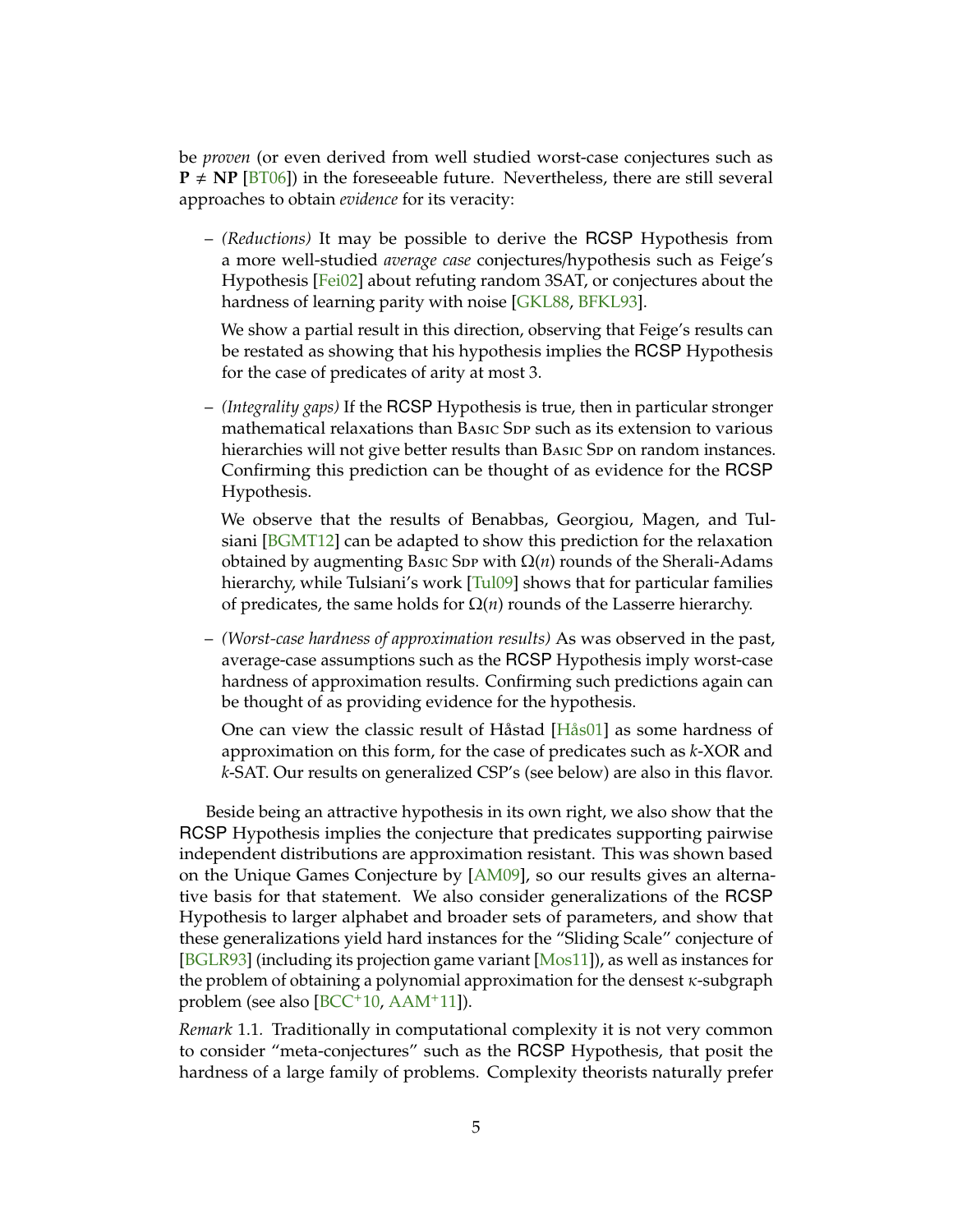be *proven* (or even derived from well studied worst-case conjectures such as $\mathbf{P} \neq \mathbf{NP}$ [BT06]) in the foreseeable future. Nevertheless, there are still several approaches to obtain *evidence* for its veracity:

– *(Reductions)* It may be possible to derive the RCSP Hypothesis from a more well-studied *average case* conjectures/hypothesis such as Feige's Hypothesis [Fei02] about refuting random 3SAT, or conjectures about the hardness of learning parity with noise [GKL88, BFKL93].

  We show a partial result in this direction, observing that Feige's results can be restated as showing that his hypothesis implies the RCSP Hypothesis for the case of predicates of arity at most 3.

– *(Integrality gaps)* If the RCSP Hypothesis is true, then in particular stronger mathematical relaxations than Basic Sdp such as its extension to various hierarchies will not give better results than Basic Sdp on random instances. Confirming this prediction can be thought of as evidence for the RCSP Hypothesis.

  We observe that the results of Benabbas, Georgiou, Magen, and Tulsiani [BGMT12] can be adapted to show this prediction for the relaxation obtained by augmenting Basic Sdp with $\Omega(n)$ rounds of the Sherali-Adams hierarchy, while Tulsiani's work [Tul09] shows that for particular families of predicates, the same holds for $\Omega(n)$ rounds of the Lasserre hierarchy.

– *(Worst-case hardness of approximation results)* As was observed in the past, average-case assumptions such as the RCSP Hypothesis imply worst-case hardness of approximation results. Confirming such predictions again can be thought of as providing evidence for the hypothesis.

  One can view the classic result of Håstad [Hås01] as some hardness of approximation on this form, for the case of predicates such as $k$-XOR and $k$-SAT. Our results on generalized CSP's (see below) are also in this flavor.

Beside being an attractive hypothesis in its own right, we also show that the RCSP Hypothesis implies the conjecture that predicates supporting pairwise independent distributions are approximation resistant. This was shown based on the Unique Games Conjecture by [AM09], so our results gives an alternative basis for that statement. We also consider generalizations of the RCSP Hypothesis to larger alphabet and broader sets of parameters, and show that these generalizations yield hard instances for the "Sliding Scale" conjecture of [BGLR93] (including its projection game variant [Mos11]), as well as instances for the problem of obtaining a polynomial approximation for the densest $\kappa$-subgraph problem (see also [BCC+10, AAM+11]).

*Remark* 1.1. Traditionally in computational complexity it is not very common to consider "meta-conjectures" such as the RCSP Hypothesis, that posit the hardness of a large family of problems. Complexity theorists naturally prefer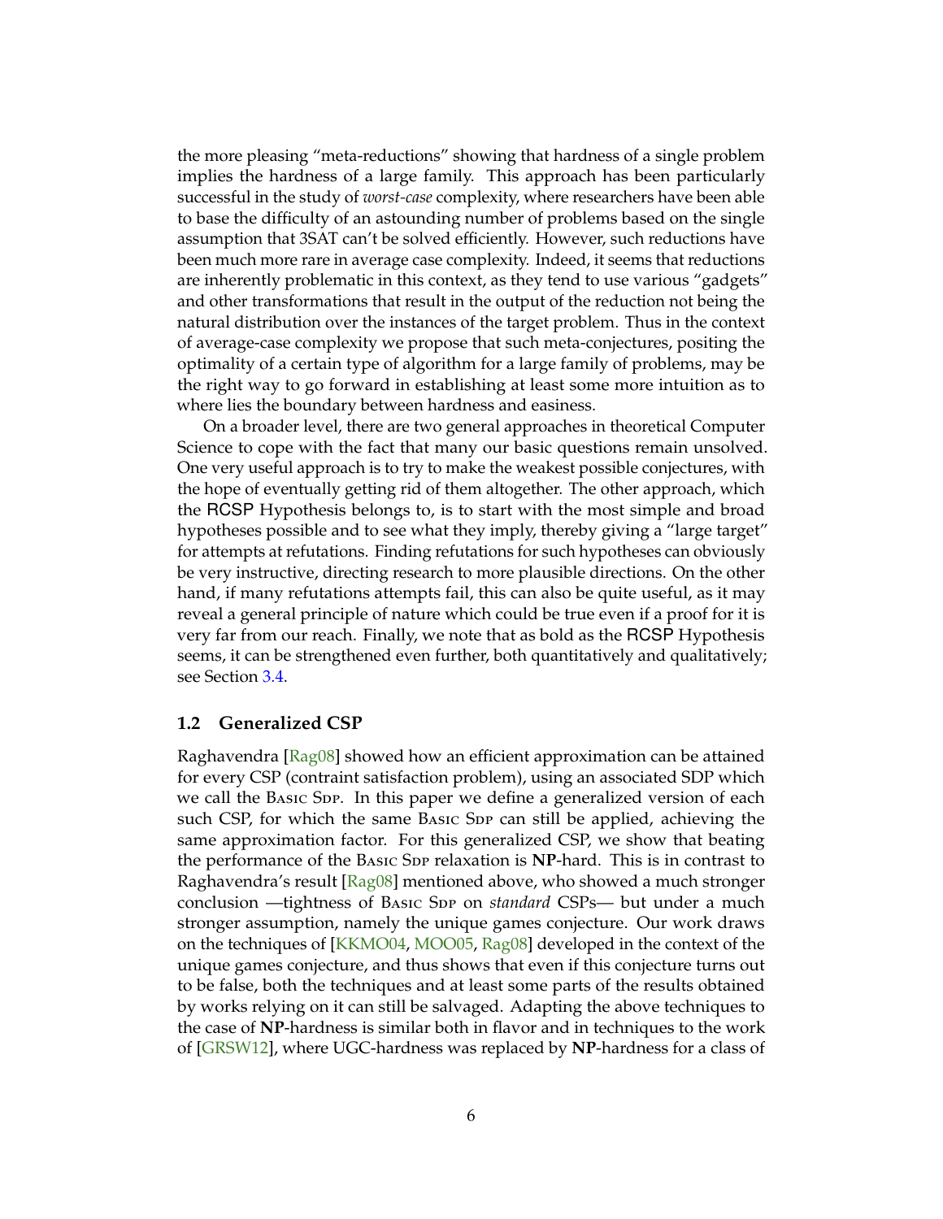the more pleasing "meta-reductions" showing that hardness of a single problem implies the hardness of a large family. This approach has been particularly successful in the study of *worst-case* complexity, where researchers have been able to base the difficulty of an astounding number of problems based on the single assumption that 3SAT can't be solved efficiently. However, such reductions have been much more rare in average case complexity. Indeed, it seems that reductions are inherently problematic in this context, as they tend to use various "gadgets" and other transformations that result in the output of the reduction not being the natural distribution over the instances of the target problem. Thus in the context of average-case complexity we propose that such meta-conjectures, positing the optimality of a certain type of algorithm for a large family of problems, may be the right way to go forward in establishing at least some more intuition as to where lies the boundary between hardness and easiness.

On a broader level, there are two general approaches in theoretical Computer Science to cope with the fact that many our basic questions remain unsolved. One very useful approach is to try to make the weakest possible conjectures, with the hope of eventually getting rid of them altogether. The other approach, which the RCSP Hypothesis belongs to, is to start with the most simple and broad hypotheses possible and to see what they imply, thereby giving a "large target" for attempts at refutations. Finding refutations for such hypotheses can obviously be very instructive, directing research to more plausible directions. On the other hand, if many refutations attempts fail, this can also be quite useful, as it may reveal a general principle of nature which could be true even if a proof for it is very far from our reach. Finally, we note that as bold as the RCSP Hypothesis seems, it can be strengthened even further, both quantitatively and qualitatively; see Section 3.4.

## 1.2 Generalized CSP

Raghavendra [Rag08] showed how an efficient approximation can be attained for every CSP (contraint satisfaction problem), using an associated SDP which we call the Basic Sdp. In this paper we define a generalized version of each such CSP, for which the same Basic Sdp can still be applied, achieving the same approximation factor. For this generalized CSP, we show that beating the performance of the Basic Sdp relaxation is **NP**-hard. This is in contrast to Raghavendra's result [Rag08] mentioned above, who showed a much stronger conclusion —tightness of Basic Sdp on *standard* CSPs— but under a much stronger assumption, namely the unique games conjecture. Our work draws on the techniques of [KKMO04, MOO05, Rag08] developed in the context of the unique games conjecture, and thus shows that even if this conjecture turns out to be false, both the techniques and at least some parts of the results obtained by works relying on it can still be salvaged. Adapting the above techniques to the case of **NP**-hardness is similar both in flavor and in techniques to the work of [GRSW12], where UGC-hardness was replaced by **NP**-hardness for a class of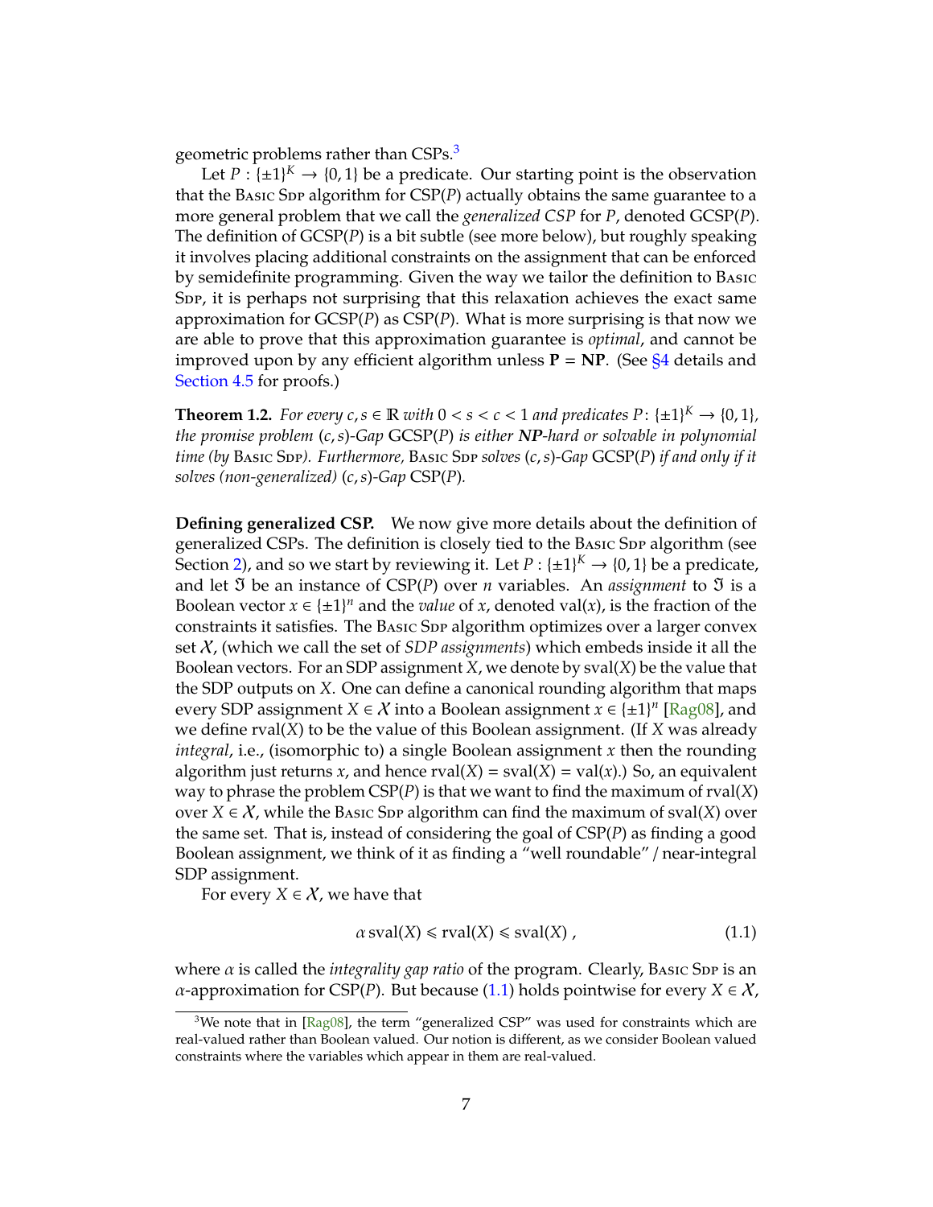geometric problems rather than CSPs.[3]

Let $P : \{\pm 1\}^K \to \{0,1\}$ be a predicate. Our starting point is the observation that the Basic Sdp algorithm for CSP($P$) actually obtains the same guarantee to a more general problem that we call the *generalized CSP* for $P$, denoted GCSP($P$). The definition of GCSP($P$) is a bit subtle (see more below), but roughly speaking it involves placing additional constraints on the assignment that can be enforced by semidefinite programming. Given the way we tailor the definition to Basic Sdp, it is perhaps not surprising that this relaxation achieves the exact same approximation for GCSP($P$) as CSP($P$). What is more surprising is that now we are able to prove that this approximation guarantee is *optimal*, and cannot be improved upon by any efficient algorithm unless **P** = **NP**. (See §4 details and Section 4.5 for proofs.)

**Theorem 1.2.** *For every $c, s \in \mathbb{R}$ with $0 < s < c < 1$ and predicates $P \colon \{\pm 1\}^K \to \{0,1\}$, the promise problem $(c,s)$-Gap* GCSP($P$) *is either **NP**-hard or solvable in polynomial time (by* Basic Sdp*). Furthermore,* Basic Sdp *solves $(c,s)$-Gap* GCSP($P$) *if and only if it solves (non-generalized) $(c,s)$-Gap* CSP($P$).

**Defining generalized CSP.** We now give more details about the definition of generalized CSPs. The definition is closely tied to the Basic Sdp algorithm (see Section 2), and so we start by reviewing it. Let $P : \{\pm 1\}^K \to \{0,1\}$ be a predicate, and let $\mathfrak{I}$ be an instance of CSP($P$) over $n$ variables. An *assignment* to $\mathfrak{I}$ is a Boolean vector $x \in \{\pm 1\}^n$ and the *value* of $x$, denoted $\mathrm{val}(x)$, is the fraction of the constraints it satisfies. The Basic Sdp algorithm optimizes over a larger convex set $\mathcal{X}$, (which we call the set of *SDP assignments*) which embeds inside it all the Boolean vectors. For an SDP assignment $X$, we denote by $\mathrm{sval}(X)$ be the value that the SDP outputs on $X$. One can define a canonical rounding algorithm that maps every SDP assignment $X \in \mathcal{X}$ into a Boolean assignment $x \in \{\pm 1\}^n$ [Rag08], and we define $\mathrm{rval}(X)$ to be the value of this Boolean assignment. (If $X$ was already *integral*, i.e., (isomorphic to) a single Boolean assignment $x$ then the rounding algorithm just returns $x$, and hence $\mathrm{rval}(X) = \mathrm{sval}(X) = \mathrm{val}(x)$.) So, an equivalent way to phrase the problem CSP($P$) is that we want to find the maximum of $\mathrm{rval}(X)$ over $X \in \mathcal{X}$, while the Basic Sdp algorithm can find the maximum of $\mathrm{sval}(X)$ over the same set. That is, instead of considering the goal of CSP($P$) as finding a good Boolean assignment, we think of it as finding a "well roundable" / near-integral SDP assignment.

For every $X \in \mathcal{X}$, we have that

$$\alpha\, \mathrm{sval}(X) \leqslant \mathrm{rval}(X) \leqslant \mathrm{sval}(X)\,, \tag{1.1}$$

where $\alpha$ is called the *integrality gap ratio* of the program. Clearly, Basic Sdp is an $\alpha$-approximation for CSP($P$). But because (1.1) holds pointwise for every $X \in \mathcal{X}$,

[3] We note that in [Rag08], the term "generalized CSP" was used for constraints which are real-valued rather than Boolean valued. Our notion is different, as we consider Boolean valued constraints where the variables which appear in them are real-valued.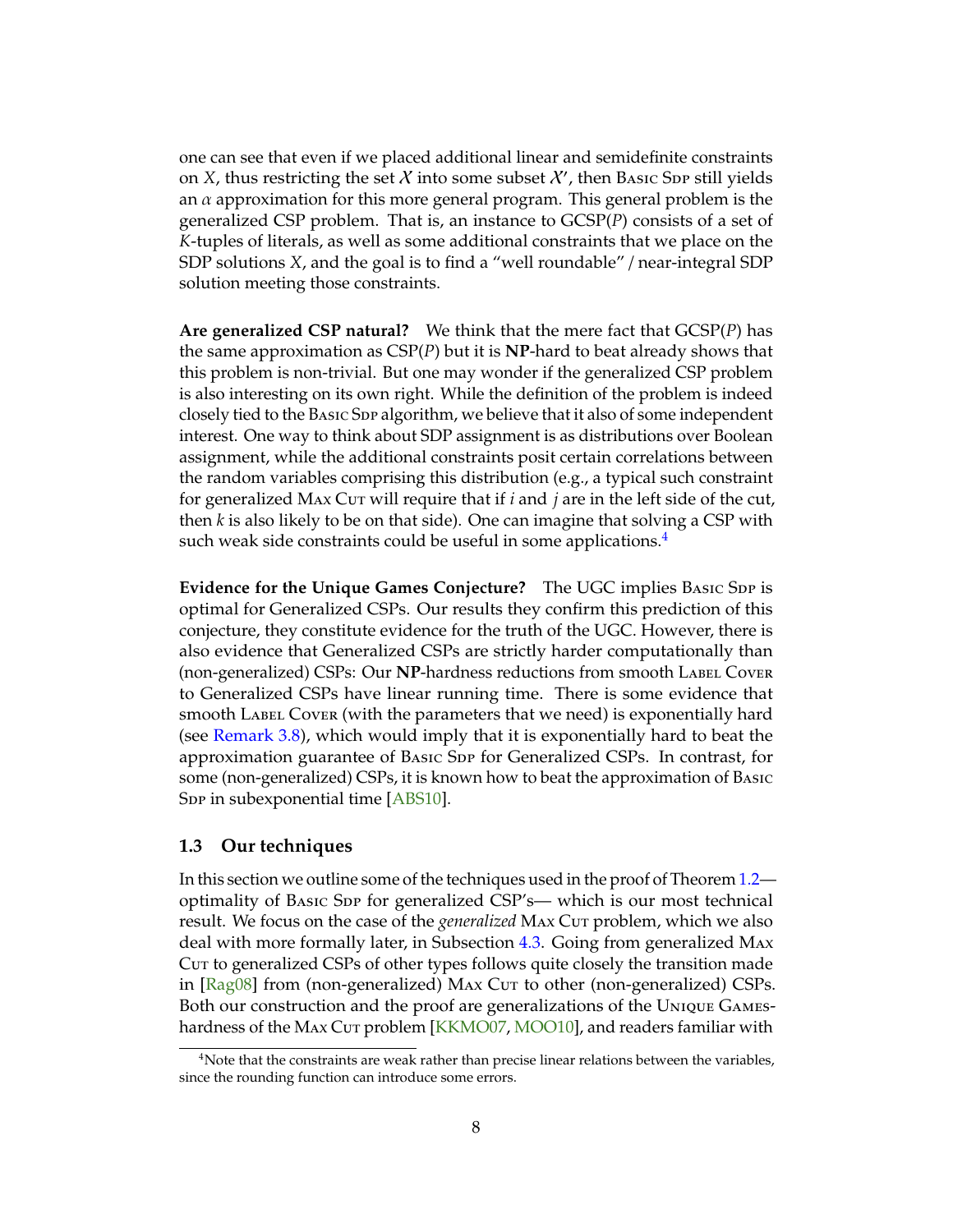one can see that even if we placed additional linear and semidefinite constraints on $X$, thus restricting the set $\mathcal{X}$ into some subset $\mathcal{X}'$, then Basic Sdp still yields an $\alpha$ approximation for this more general program. This general problem is the generalized CSP problem. That is, an instance to GCSP($P$) consists of a set of $K$-tuples of literals, as well as some additional constraints that we place on the SDP solutions $X$, and the goal is to find a "well roundable" / near-integral SDP solution meeting those constraints.

**Are generalized CSP natural?** We think that the mere fact that GCSP($P$) has the same approximation as CSP($P$) but it is **NP**-hard to beat already shows that this problem is non-trivial. But one may wonder if the generalized CSP problem is also interesting on its own right. While the definition of the problem is indeed closely tied to the Basic Sdp algorithm, we believe that it also of some independent interest. One way to think about SDP assignment is as distributions over Boolean assignment, while the additional constraints posit certain correlations between the random variables comprising this distribution (e.g., a typical such constraint for generalized Max Cut will require that if $i$ and $j$ are in the left side of the cut, then $k$ is also likely to be on that side). One can imagine that solving a CSP with such weak side constraints could be useful in some applications.[4]

**Evidence for the Unique Games Conjecture?** The UGC implies Basic Sdp is optimal for Generalized CSPs. Our results they confirm this prediction of this conjecture, they constitute evidence for the truth of the UGC. However, there is also evidence that Generalized CSPs are strictly harder computationally than (non-generalized) CSPs: Our **NP**-hardness reductions from smooth Label Cover to Generalized CSPs have linear running time. There is some evidence that smooth Label Cover (with the parameters that we need) is exponentially hard (see Remark 3.8), which would imply that it is exponentially hard to beat the approximation guarantee of Basic Sdp for Generalized CSPs. In contrast, for some (non-generalized) CSPs, it is known how to beat the approximation of Basic Sdp in subexponential time [ABS10].

### 1.3 Our techniques

In this section we outline some of the techniques used in the proof of Theorem 1.2—optimality of Basic Sdp for generalized CSP's— which is our most technical result. We focus on the case of the *generalized* Max Cut problem, which we also deal with more formally later, in Subsection 4.3. Going from generalized Max Cut to generalized CSPs of other types follows quite closely the transition made in [Rag08] from (non-generalized) Max Cut to other (non-generalized) CSPs. Both our construction and the proof are generalizations of the Unique Games-hardness of the Max Cut problem [KKMO07, MOO10], and readers familiar with

[4] Note that the constraints are weak rather than precise linear relations between the variables, since the rounding function can introduce some errors.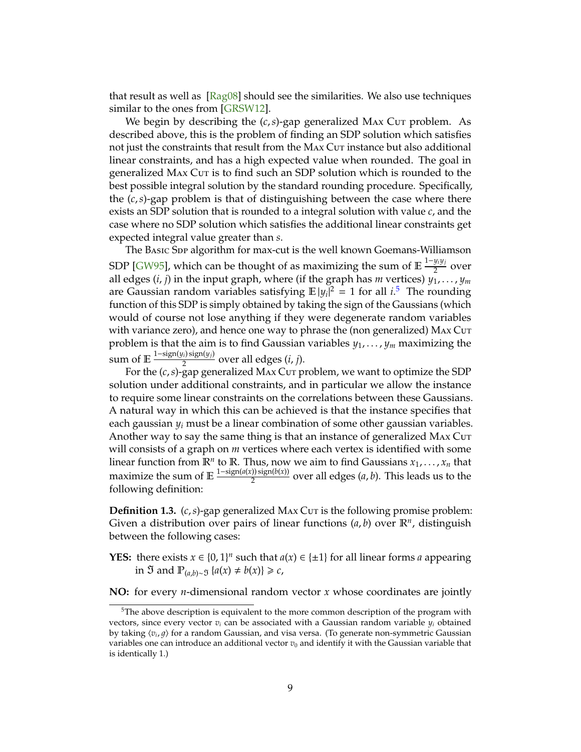that result as well as [Rag08] should see the similarities. We also use techniques similar to the ones from [GRSW12].

We begin by describing the $(c, s)$-gap generalized Max Cut problem. As described above, this is the problem of finding an SDP solution which satisfies not just the constraints that result from the Max Cut instance but also additional linear constraints, and has a high expected value when rounded. The goal in generalized Max Cut is to find such an SDP solution which is rounded to the best possible integral solution by the standard rounding procedure. Specifically, the $(c, s)$-gap problem is that of distinguishing between the case where there exists an SDP solution that is rounded to a integral solution with value $c$, and the case where no SDP solution which satisfies the additional linear constraints get expected integral value greater than $s$.

The Basic Sdp algorithm for max-cut is the well known Goemans-Williamson SDP [GW95], which can be thought of as maximizing the sum of $\mathbb{E}\,\frac{1-y_i y_j}{2}$ over all edges $(i, j)$ in the input graph, where (if the graph has $m$ vertices) $y_1, \ldots, y_m$ are Gaussian random variables satisfying $\mathbb{E}\,|y_i|^2 = 1$ for all $i$.[5] The rounding function of this SDP is simply obtained by taking the sign of the Gaussians (which would of course not lose anything if they were degenerate random variables with variance zero), and hence one way to phrase the (non generalized) Max Cut problem is that the aim is to find Gaussian variables $y_1, \ldots, y_m$ maximizing the sum of $\mathbb{E}\,\frac{1-\operatorname{sign}(y_i)\operatorname{sign}(y_j)}{2}$ over all edges $(i, j)$.

For the $(c, s)$-gap generalized Max Cut problem, we want to optimize the SDP solution under additional constraints, and in particular we allow the instance to require some linear constraints on the correlations between these Gaussians. A natural way in which this can be achieved is that the instance specifies that each gaussian $y_i$ must be a linear combination of some other gaussian variables. Another way to say the same thing is that an instance of generalized Max Cut will consists of a graph on $m$ vertices where each vertex is identified with some linear function from $\mathbb{R}^n$ to $\mathbb{R}$. Thus, now we aim to find Gaussians $x_1, \ldots, x_n$ that maximize the sum of $\mathbb{E}\,\frac{1-\operatorname{sign}(a(x))\operatorname{sign}(b(x))}{2}$ over all edges $(a, b)$. This leads us to the following definition:

**Definition 1.3.** $(c, s)$-gap generalized Max Cut is the following promise problem: Given a distribution over pairs of linear functions $(a, b)$ over $\mathbb{R}^n$, distinguish between the following cases:

**YES:** there exists $x \in \{0, 1\}^n$ such that $a(x) \in \{\pm 1\}$ for all linear forms $a$ appearing in $\mathfrak{I}$ and $\mathbb{P}_{(a,b)\sim\mathfrak{I}}\,\{a(x) \neq b(x)\} \geqslant c$,

**NO:** for every $n$-dimensional random vector $x$ whose coordinates are jointly

[5] The above description is equivalent to the more common description of the program with vectors, since every vector $v_i$ can be associated with a Gaussian random variable $y_i$ obtained by taking $\langle v_i, g\rangle$ for a random Gaussian, and visa versa. (To generate non-symmetric Gaussian variables one can introduce an additional vector $v_0$ and identify it with the Gaussian variable that is identically 1.)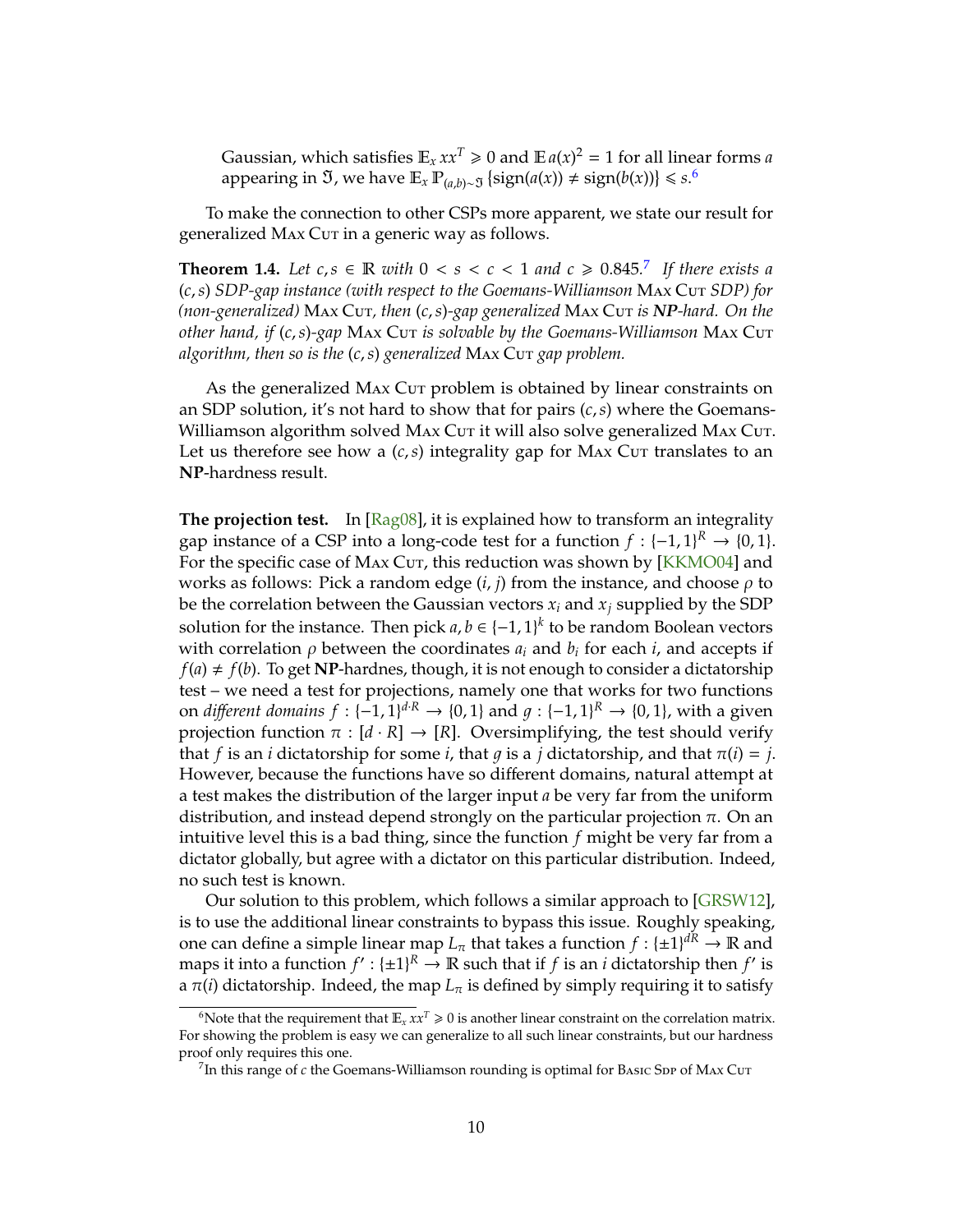Gaussian, which satisfies $\mathbb{E}_x xx^T \succcurlyeq 0$ and $\mathbb{E}\, a(x)^2 = 1$ for all linear forms $a$ appearing in $\mathfrak{I}$, we have $\mathbb{E}_x \mathbb{P}_{(a,b)\sim\mathfrak{I}} \{\text{sign}(a(x)) \neq \text{sign}(b(x))\} \leqslant s$.[6]

To make the connection to other CSPs more apparent, we state our result for generalized Max Cut in a generic way as follows.

**Theorem 1.4.** *Let $c, s \in \mathbb{R}$ with $0 < s < c < 1$ and $c \geqslant 0.845$.[7] If there exists a $(c, s)$ SDP-gap instance (with respect to the Goemans-Williamson* Max Cut *SDP) for (non-generalized)* Max Cut*, then $(c, s)$-gap generalized* Max Cut *is* **NP***-hard. On the other hand, if $(c, s)$-gap* Max Cut *is solvable by the Goemans-Williamson* Max Cut *algorithm, then so is the $(c, s)$ generalized* Max Cut *gap problem.*

As the generalized Max Cut problem is obtained by linear constraints on an SDP solution, it's not hard to show that for pairs $(c, s)$ where the Goemans-Williamson algorithm solved Max Cut it will also solve generalized Max Cut. Let us therefore see how a $(c, s)$ integrality gap for Max Cut translates to an **NP**-hardness result.

**The projection test.** In [Rag08], it is explained how to transform an integrality gap instance of a CSP into a long-code test for a function $f : \{-1, 1\}^R \to \{0, 1\}$. For the specific case of Max Cut, this reduction was shown by [KKMO04] and works as follows: Pick a random edge $(i, j)$ from the instance, and choose $\rho$ to be the correlation between the Gaussian vectors $x_i$ and $x_j$ supplied by the SDP solution for the instance. Then pick $a, b \in \{-1, 1\}^k$ to be random Boolean vectors with correlation $\rho$ between the coordinates $a_i$ and $b_i$ for each $i$, and accepts if $f(a) \neq f(b)$. To get **NP**-hardnes, though, it is not enough to consider a dictatorship test – we need a test for projections, namely one that works for two functions on *different domains* $f : \{-1, 1\}^{d \cdot R} \to \{0, 1\}$ and $g : \{-1, 1\}^R \to \{0, 1\}$, with a given projection function $\pi : [d \cdot R] \to [R]$. Oversimplifying, the test should verify that $f$ is an $i$ dictatorship for some $i$, that $g$ is a $j$ dictatorship, and that $\pi(i) = j$. However, because the functions have so different domains, natural attempt at a test makes the distribution of the larger input $a$ be very far from the uniform distribution, and instead depend strongly on the particular projection $\pi$. On an intuitive level this is a bad thing, since the function $f$ might be very far from a dictator globally, but agree with a dictator on this particular distribution. Indeed, no such test is known.

Our solution to this problem, which follows a similar approach to [GRSW12], is to use the additional linear constraints to bypass this issue. Roughly speaking, one can define a simple linear map $L_\pi$ that takes a function $f : \{\pm 1\}^{dR} \to \mathbb{R}$ and maps it into a function $f' : \{\pm 1\}^R \to \mathbb{R}$ such that if $f$ is an $i$ dictatorship then $f'$ is a $\pi(i)$ dictatorship. Indeed, the map $L_\pi$ is defined by simply requiring it to satisfy

[6] Note that the requirement that $\mathbb{E}_x xx^T \succcurlyeq 0$ is another linear constraint on the correlation matrix. For showing the problem is easy we can generalize to all such linear constraints, but our hardness proof only requires this one.

[7] In this range of $c$ the Goemans-Williamson rounding is optimal for Basic Sdp of Max Cut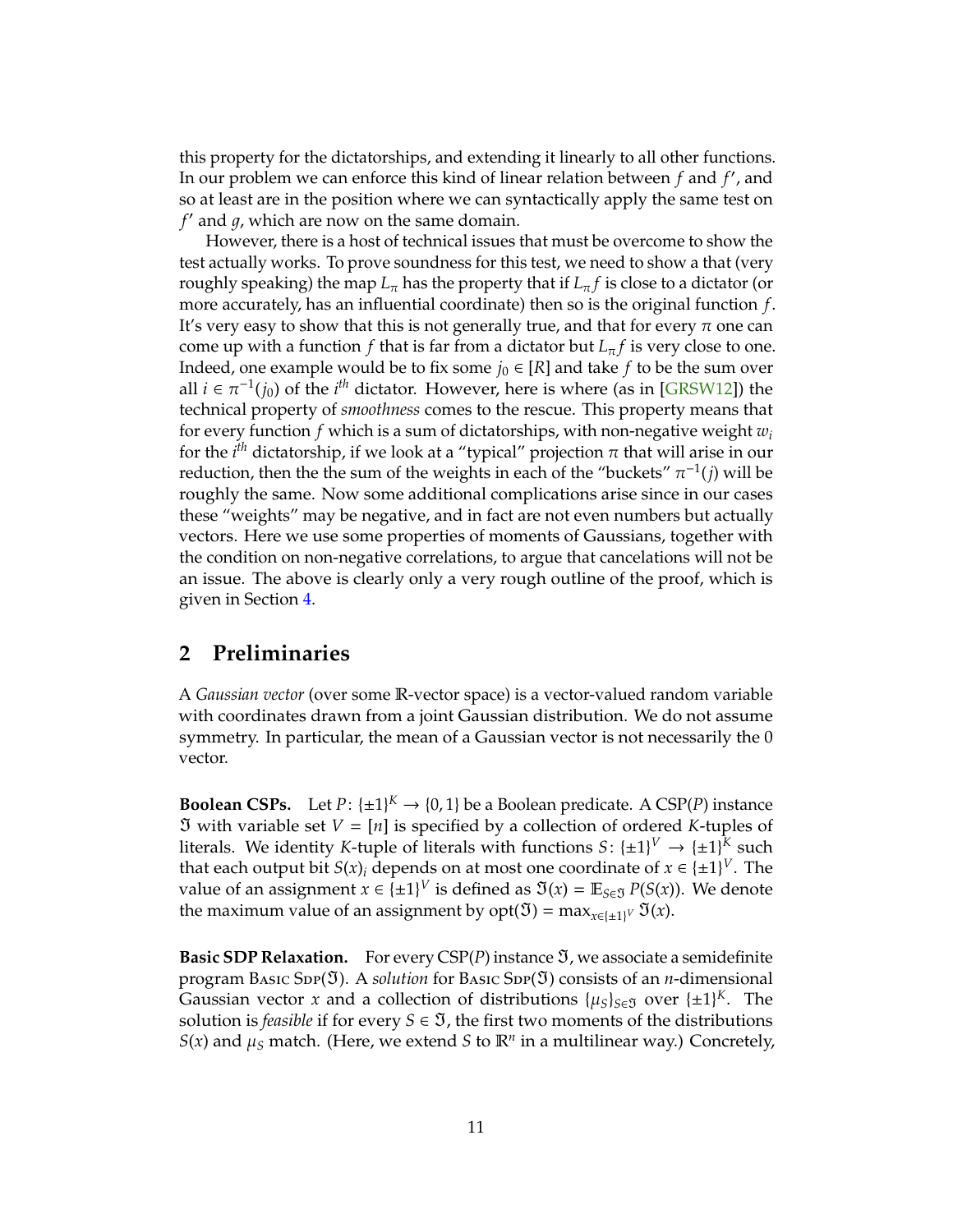this property for the dictatorships, and extending it linearly to all other functions. In our problem we can enforce this kind of linear relation between $f$ and $f'$, and so at least are in the position where we can syntactically apply the same test on $f'$ and $g$, which are now on the same domain.

However, there is a host of technical issues that must be overcome to show the test actually works. To prove soundness for this test, we need to show a that (very roughly speaking) the map $L_\pi$ has the property that if $L_\pi f$ is close to a dictator (or more accurately, has an influential coordinate) then so is the original function $f$. It's very easy to show that this is not generally true, and that for every $\pi$ one can come up with a function $f$ that is far from a dictator but $L_\pi f$ is very close to one. Indeed, one example would be to fix some $j_0 \in [R]$ and take $f$ to be the sum over all $i \in \pi^{-1}(j_0)$ of the $i^{th}$ dictator. However, here is where (as in [GRSW12]) the technical property of *smoothness* comes to the rescue. This property means that for every function $f$ which is a sum of dictatorships, with non-negative weight $w_i$ for the $i^{th}$ dictatorship, if we look at a "typical" projection $\pi$ that will arise in our reduction, then the the sum of the weights in each of the "buckets" $\pi^{-1}(j)$ will be roughly the same. Now some additional complications arise since in our cases these "weights" may be negative, and in fact are not even numbers but actually vectors. Here we use some properties of moments of Gaussians, together with the condition on non-negative correlations, to argue that cancelations will not be an issue. The above is clearly only a very rough outline of the proof, which is given in Section 4.

## 2 Preliminaries

A *Gaussian vector* (over some $\mathbb{R}$-vector space) is a vector-valued random variable with coordinates drawn from a joint Gaussian distribution. We do not assume symmetry. In particular, the mean of a Gaussian vector is not necessarily the 0 vector.

**Boolean CSPs.** Let $P\colon \{\pm 1\}^K \to \{0,1\}$ be a Boolean predicate. A CSP($P$) instance $\mathfrak{I}$ with variable set $V = [n]$ is specified by a collection of ordered $K$-tuples of literals. We identity $K$-tuple of literals with functions $S\colon \{\pm 1\}^V \to \{\pm 1\}^K$ such that each output bit $S(x)_i$ depends on at most one coordinate of $x \in \{\pm 1\}^V$. The value of an assignment $x \in \{\pm 1\}^V$ is defined as $\mathfrak{I}(x) = \mathbb{E}_{S \in \mathfrak{I}} P(S(x))$. We denote the maximum value of an assignment by $\operatorname{opt}(\mathfrak{I}) = \max_{x \in \{\pm 1\}^V} \mathfrak{I}(x)$.

**Basic SDP Relaxation.** For every CSP($P$) instance $\mathfrak{I}$, we associate a semidefinite program Basic Sdp($\mathfrak{I}$). A *solution* for Basic Sdp($\mathfrak{I}$) consists of an $n$-dimensional Gaussian vector $x$ and a collection of distributions $\{\mu_S\}_{S \in \mathfrak{I}}$ over $\{\pm 1\}^K$. The solution is *feasible* if for every $S \in \mathfrak{I}$, the first two moments of the distributions $S(x)$ and $\mu_S$ match. (Here, we extend $S$ to $\mathbb{R}^n$ in a multilinear way.) Concretely,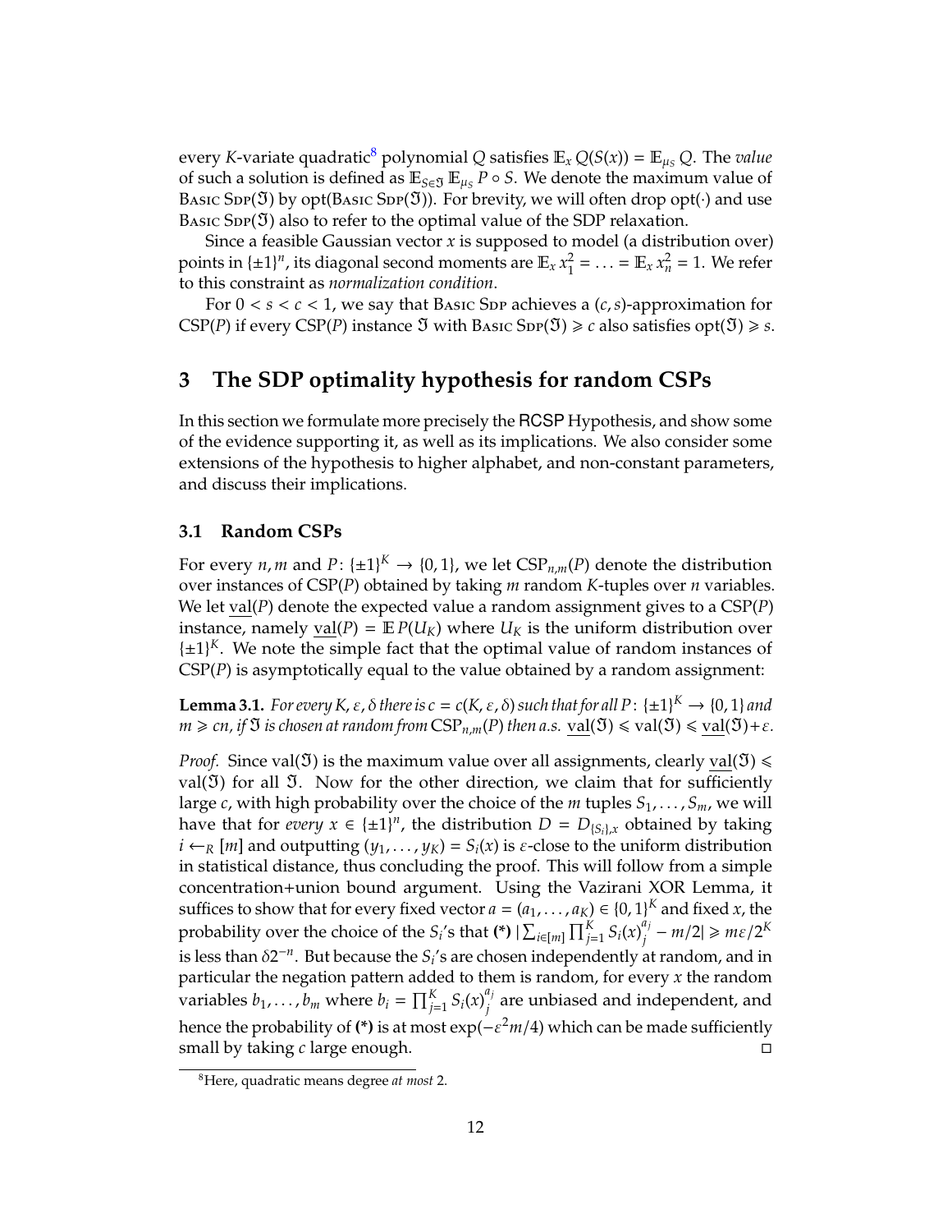every $K$-variate quadratic[8] polynomial $Q$ satisfies $\mathbb{E}_x Q(S(x)) = \mathbb{E}_{\mu_S} Q$. The *value* of such a solution is defined as $\mathbb{E}_{S \in \mathfrak{I}} \mathbb{E}_{\mu_S} P \circ S$. We denote the maximum value of Basic Sdp($\mathfrak{I}$) by opt(Basic Sdp($\mathfrak{I}$)). For brevity, we will often drop opt($\cdot$) and use Basic Sdp($\mathfrak{I}$) also to refer to the optimal value of the SDP relaxation.

Since a feasible Gaussian vector $x$ is supposed to model (a distribution over) points in $\{\pm 1\}^n$, its diagonal second moments are $\mathbb{E}_x x_1^2 = \ldots = \mathbb{E}_x x_n^2 = 1$. We refer to this constraint as *normalization condition*.

For $0 < s < c < 1$, we say that Basic Sdp achieves a $(c,s)$-approximation for CSP($P$) if every CSP($P$) instance $\mathfrak{I}$ with Basic Sdp($\mathfrak{I}$) $\geqslant c$ also satisfies opt($\mathfrak{I}$) $\geqslant s$.

## 3 The SDP optimality hypothesis for random CSPs

In this section we formulate more precisely the RCSP Hypothesis, and show some of the evidence supporting it, as well as its implications. We also consider some extensions of the hypothesis to higher alphabet, and non-constant parameters, and discuss their implications.

### 3.1 Random CSPs

For every $n, m$ and $P\colon \{\pm 1\}^K \to \{0,1\}$, we let $\mathrm{CSP}_{n,m}(P)$ denote the distribution over instances of CSP($P$) obtained by taking $m$ random $K$-tuples over $n$ variables. We let $\underline{\mathrm{val}}(P)$ denote the expected value a random assignment gives to a CSP($P$) instance, namely $\underline{\mathrm{val}}(P) = \mathbb{E}\, P(U_K)$ where $U_K$ is the uniform distribution over $\{\pm 1\}^K$. We note the simple fact that the optimal value of random instances of CSP($P$) is asymptotically equal to the value obtained by a random assignment:

**Lemma 3.1.** *For every $K, \varepsilon, \delta$ there is $c = c(K, \varepsilon, \delta)$ such that for all $P\colon \{\pm 1\}^K \to \{0,1\}$ and $m \geqslant cn$, if $\mathfrak{I}$ is chosen at random from $\mathrm{CSP}_{n,m}(P)$ then a.s. $\underline{\mathrm{val}}(\mathfrak{I}) \leqslant \mathrm{val}(\mathfrak{I}) \leqslant \underline{\mathrm{val}}(\mathfrak{I}) + \varepsilon$.*

*Proof.* Since val($\mathfrak{I}$) is the maximum value over all assignments, clearly $\underline{\mathrm{val}}(\mathfrak{I}) \leqslant \mathrm{val}(\mathfrak{I})$ for all $\mathfrak{I}$. Now for the other direction, we claim that for sufficiently large $c$, with high probability over the choice of the $m$ tuples $S_1, \ldots, S_m$, we will have that for *every* $x \in \{\pm 1\}^n$, the distribution $D = D_{\{S_i\},x}$ obtained by taking $i \leftarrow_R [m]$ and outputting $(y_1, \ldots, y_K) = S_i(x)$ is $\varepsilon$-close to the uniform distribution in statistical distance, thus concluding the proof. This will follow from a simple concentration+union bound argument. Using the Vazirani XOR Lemma, it suffices to show that for every fixed vector $a = (a_1, \ldots, a_K) \in \{0,1\}^K$ and fixed $x$, the probability over the choice of the $S_i$'s that **(\*)** $|\sum_{i \in [m]} \prod_{j=1}^K S_i(x)_j^{a_j} - m/2| \geqslant m\varepsilon/2^K$ is less than $\delta 2^{-n}$. But because the $S_i$'s are chosen independently at random, and in particular the negation pattern added to them is random, for every $x$ the random variables $b_1, \ldots, b_m$ where $b_i = \prod_{j=1}^K S_i(x)_j^{a_j}$ are unbiased and independent, and hence the probability of **(\*)** is at most $\exp(-\varepsilon^2 m/4)$ which can be made sufficiently small by taking $c$ large enough. ◻

[8] Here, quadratic means degree *at most* 2.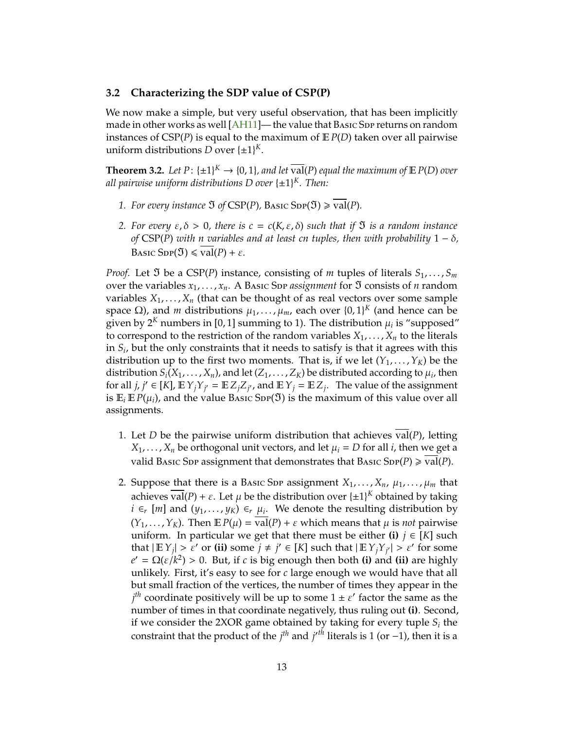### 3.2 Characterizing the SDP value of CSP(P)

We now make a simple, but very useful observation, that has been implicitly made in other works as well [AH11]— the value that Basic Sdp returns on random instances of CSP($P$) is equal to the maximum of $\mathbb{E}\, P(D)$ taken over all pairwise uniform distributions $D$ over $\{\pm 1\}^K$.

**Theorem 3.2.** *Let $P\colon \{\pm 1\}^K \to \{0,1\}$, and let $\overline{\mathrm{val}}(P)$ equal the maximum of $\mathbb{E}\, P(D)$ over all pairwise uniform distributions $D$ over $\{\pm 1\}^K$. Then:*

1. *For every instance $\mathfrak{I}$ of CSP($P$), Basic Sdp($\mathfrak{I}$) $\geqslant \overline{\mathrm{val}}(P)$.*
2. *For every $\varepsilon, \delta > 0$, there is $c = c(K, \varepsilon, \delta)$ such that if $\mathfrak{I}$ is a random instance of CSP($P$) with $n$ variables and at least $cn$ tuples, then with probability $1 - \delta$, Basic Sdp($\mathfrak{I}$) $\leqslant \overline{\mathrm{val}}(P) + \varepsilon$.*

*Proof.* Let $\mathfrak{I}$ be a CSP($P$) instance, consisting of $m$ tuples of literals $S_1, \ldots, S_m$ over the variables $x_1, \ldots, x_n$. A Basic Sdp *assignment* for $\mathfrak{I}$ consists of $n$ random variables $X_1, \ldots, X_n$ (that can be thought of as real vectors over some sample space $\Omega$), and $m$ distributions $\mu_1, \ldots, \mu_m$, each over $\{0,1\}^K$ (and hence can be given by $2^K$ numbers in $[0,1]$ summing to 1). The distribution $\mu_i$ is "supposed" to correspond to the restriction of the random variables $X_1, \ldots, X_n$ to the literals in $S_i$, but the only constraints that it needs to satisfy is that it agrees with this distribution up to the first two moments. That is, if we let $(Y_1, \ldots, Y_K)$ be the distribution $S_i(X_1, \ldots, X_n)$, and let $(Z_1, \ldots, Z_K)$ be distributed according to $\mu_i$, then for all $j, j' \in [K]$, $\mathbb{E}\, Y_j Y_{j'} = \mathbb{E}\, Z_j Z_{j'}$, and $\mathbb{E}\, Y_j = \mathbb{E}\, Z_j$. The value of the assignment is $\mathbb{E}_i \mathbb{E}\, P(\mu_i)$, and the value Basic Sdp($\mathfrak{I}$) is the maximum of this value over all assignments.

1. Let $D$ be the pairwise uniform distribution that achieves $\overline{\mathrm{val}}(P)$, letting $X_1, \ldots, X_n$ be orthogonal unit vectors, and let $\mu_i = D$ for all $i$, then we get a valid Basic Sdp assignment that demonstrates that Basic Sdp($P$) $\geqslant \overline{\mathrm{val}}(P)$.
2. Suppose that there is a Basic Sdp assignment $X_1, \ldots, X_n$, $\mu_1, \ldots, \mu_m$ that achieves $\overline{\mathrm{val}}(P) + \varepsilon$. Let $\mu$ be the distribution over $\{\pm 1\}^K$ obtained by taking $i \in_r [m]$ and $(y_1, \ldots, y_K) \in_r \mu_i$. We denote the resulting distribution by $(Y_1, \ldots, Y_K)$. Then $\mathbb{E}\, P(\mu) = \overline{\mathrm{val}}(P) + \varepsilon$ which means that $\mu$ is *not* pairwise uniform. In particular we get that there must be either **(i)** $j \in [K]$ such that $|\mathbb{E}\, Y_j| > \varepsilon'$ or **(ii)** some $j \neq j' \in [K]$ such that $|\mathbb{E}\, Y_j Y_{j'}| > \varepsilon'$ for some $e' = \Omega(\varepsilon/k^2) > 0$. But, if $c$ is big enough then both **(i)** and **(ii)** are highly unlikely. First, it's easy to see for $c$ large enough we would have that all but small fraction of the vertices, the number of times they appear in the $j^{th}$ coordinate positively will be up to some $1 \pm \varepsilon'$ factor the same as the number of times in that coordinate negatively, thus ruling out **(i)**. Second, if we consider the 2XOR game obtained by taking for every tuple $S_i$ the constraint that the product of the $j^{th}$ and $j'^{th}$ literals is 1 (or $-1$), then it is a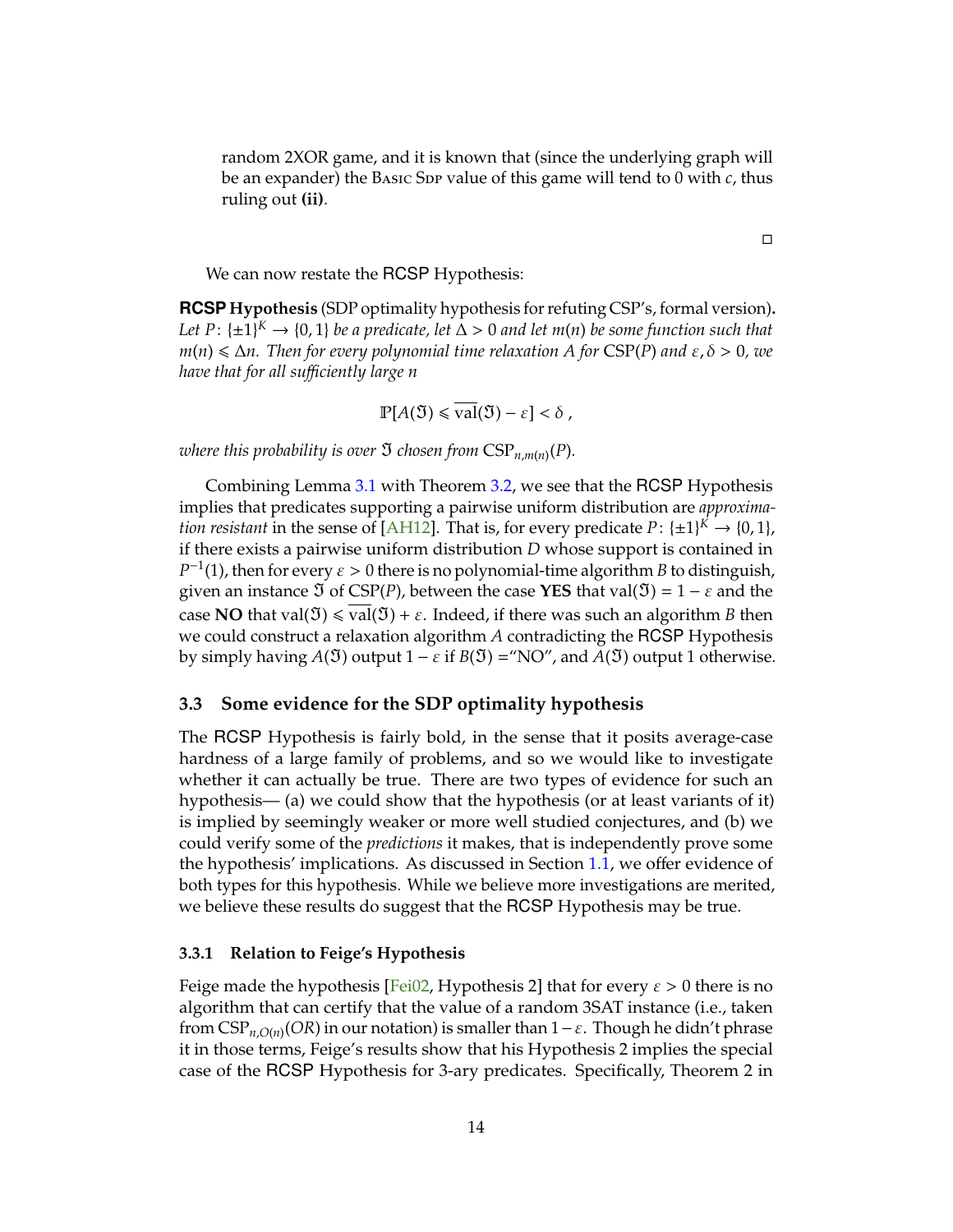random 2XOR game, and it is known that (since the underlying graph will be an expander) the Basic Sdp value of this game will tend to 0 with $c$, thus ruling out **(ii)**.

□

We can now restate the RCSP Hypothesis:

**RCSP Hypothesis** (SDP optimality hypothesis for refuting CSP's, formal version)**.** *Let $P\colon \{\pm 1\}^K \to \{0,1\}$ be a predicate, let $\Delta > 0$ and let $m(n)$ be some function such that $m(n) \leqslant \Delta n$. Then for every polynomial time relaxation $A$ for* CSP($P$) *and $\varepsilon, \delta > 0$, we have that for all sufficiently large $n$*

$$\mathbb{P}[A(\mathfrak{I}) \leqslant \overline{\mathrm{val}}(\mathfrak{I}) - \varepsilon] < \delta ,$$

*where this probability is over $\mathfrak{I}$ chosen from* $\mathrm{CSP}_{n,m(n)}(P)$*.*

Combining Lemma 3.1 with Theorem 3.2, we see that the RCSP Hypothesis implies that predicates supporting a pairwise uniform distribution are *approximation resistant* in the sense of [AH12]. That is, for every predicate $P\colon \{\pm 1\}^K \to \{0,1\}$, if there exists a pairwise uniform distribution $D$ whose support is contained in $P^{-1}(1)$, then for every $\varepsilon > 0$ there is no polynomial-time algorithm $B$ to distinguish, given an instance $\mathfrak{I}$ of CSP($P$), between the case **YES** that $\mathrm{val}(\mathfrak{I}) = 1 - \varepsilon$ and the case **NO** that $\mathrm{val}(\mathfrak{I}) \leqslant \overline{\mathrm{val}}(\mathfrak{I}) + \varepsilon$. Indeed, if there was such an algorithm $B$ then we could construct a relaxation algorithm $A$ contradicting the RCSP Hypothesis by simply having $A(\mathfrak{I})$ output $1 - \varepsilon$ if $B(\mathfrak{I})$ ="NO", and $A(\mathfrak{I})$ output 1 otherwise.

### 3.3 Some evidence for the SDP optimality hypothesis

The RCSP Hypothesis is fairly bold, in the sense that it posits average-case hardness of a large family of problems, and so we would like to investigate whether it can actually be true. There are two types of evidence for such an hypothesis— (a) we could show that the hypothesis (or at least variants of it) is implied by seemingly weaker or more well studied conjectures, and (b) we could verify some of the *predictions* it makes, that is independently prove some the hypothesis' implications. As discussed in Section 1.1, we offer evidence of both types for this hypothesis. While we believe more investigations are merited, we believe these results do suggest that the RCSP Hypothesis may be true.

#### 3.3.1 Relation to Feige's Hypothesis

Feige made the hypothesis [Fei02, Hypothesis 2] that for every $\varepsilon > 0$ there is no algorithm that can certify that the value of a random 3SAT instance (i.e., taken from $\mathrm{CSP}_{n,O(n)}(OR)$ in our notation) is smaller than $1-\varepsilon$. Though he didn't phrase it in those terms, Feige's results show that his Hypothesis 2 implies the special case of the RCSP Hypothesis for 3-ary predicates. Specifically, Theorem 2 in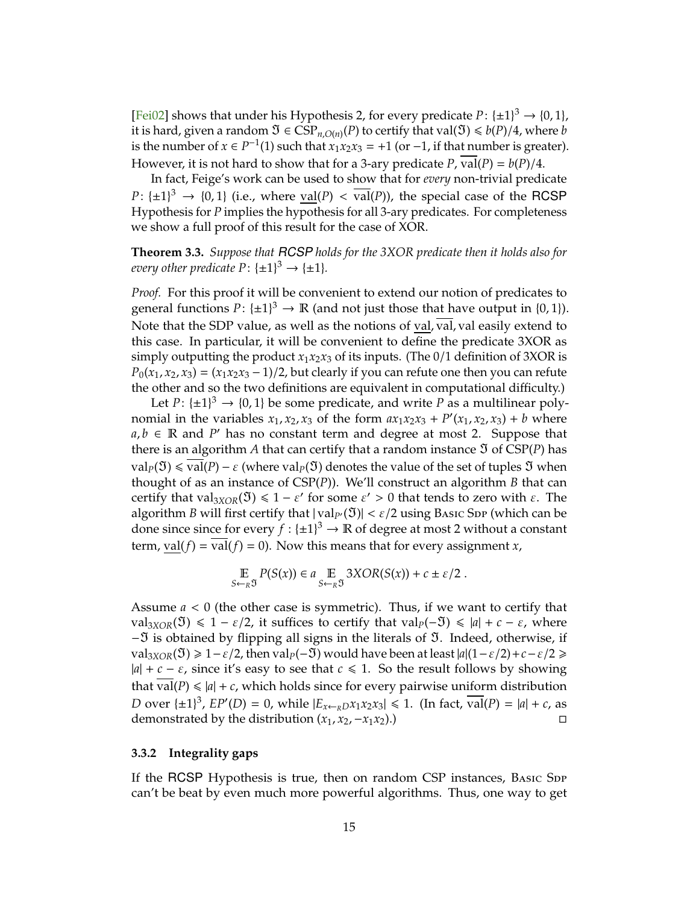[Fei02] shows that under his Hypothesis 2, for every predicate $P\colon \{\pm1\}^3 \to \{0,1\}$, it is hard, given a random $\mathfrak{I} \in \mathrm{CSP}_{n,O(n)}(P)$ to certify that $\mathrm{val}(\mathfrak{I}) \leqslant b(P)/4$, where $b$ is the number of $x \in P^{-1}(1)$ such that $x_1x_2x_3 = +1$ (or $-1$, if that number is greater). However, it is not hard to show that for a 3-ary predicate $P$, $\overline{\mathrm{val}}(P) = b(P)/4$.

In fact, Feige's work can be used to show that for *every* non-trivial predicate $P\colon \{\pm1\}^3 \to \{0,1\}$ (i.e., where $\underline{\mathrm{val}}(P) < \overline{\mathrm{val}}(P)$), the special case of the RCSP Hypothesis for $P$ implies the hypothesis for all 3-ary predicates. For completeness we show a full proof of this result for the case of XOR.

**Theorem 3.3.** *Suppose that RCSP holds for the 3XOR predicate then it holds also for every other predicate $P\colon \{\pm1\}^3 \to \{\pm1\}$.*

*Proof.* For this proof it will be convenient to extend our notion of predicates to general functions $P\colon \{\pm1\}^3 \to \mathbb{R}$ (and not just those that have output in $\{0,1\}$). Note that the SDP value, as well as the notions of $\underline{\mathrm{val}}, \overline{\mathrm{val}}, \mathrm{val}$ easily extend to this case. In particular, it will be convenient to define the predicate 3XOR as simply outputting the product $x_1x_2x_3$ of its inputs. (The 0/1 definition of 3XOR is $P_0(x_1,x_2,x_3) = (x_1x_2x_3 - 1)/2$, but clearly if you can refute one then you can refute the other and so the two definitions are equivalent in computational difficulty.)

Let $P\colon \{\pm1\}^3 \to \{0,1\}$ be some predicate, and write $P$ as a multilinear polynomial in the variables $x_1,x_2,x_3$ of the form $ax_1x_2x_3 + P'(x_1,x_2,x_3) + b$ where $a,b \in \mathbb{R}$ and $P'$ has no constant term and degree at most 2. Suppose that there is an algorithm $A$ that can certify that a random instance $\mathfrak{I}$ of $\mathrm{CSP}(P)$ has $\mathrm{val}_P(\mathfrak{I}) \leqslant \overline{\mathrm{val}}(P) - \varepsilon$ (where $\mathrm{val}_P(\mathfrak{I})$ denotes the value of the set of tuples $\mathfrak{I}$ when thought of as an instance of $\mathrm{CSP}(P)$). We'll construct an algorithm $B$ that can certify that $\mathrm{val}_{3XOR}(\mathfrak{I}) \leqslant 1 - \varepsilon'$ for some $\varepsilon' > 0$ that tends to zero with $\varepsilon$. The algorithm $B$ will first certify that $|\mathrm{val}_{P'}(\mathfrak{I})| < \varepsilon/2$ using Basic Sdp (which can be done since since for every $f : \{\pm1\}^3 \to \mathbb{R}$ of degree at most 2 without a constant term, $\underline{\mathrm{val}}(f) = \overline{\mathrm{val}}(f) = 0$). Now this means that for every assignment $x$,

$$\mathop{\mathbb{E}}_{S \leftarrow_R \mathfrak{I}} P(S(x)) \in a \mathop{\mathbb{E}}_{S \leftarrow_R \mathfrak{I}} 3XOR(S(x)) + c \pm \varepsilon/2 \ .$$

Assume $a < 0$ (the other case is symmetric). Thus, if we want to certify that $\mathrm{val}_{3XOR}(\mathfrak{I}) \leqslant 1 - \varepsilon/2$, it suffices to certify that $\mathrm{val}_P(-\mathfrak{I}) \leqslant |a| + c - \varepsilon$, where $-\mathfrak{I}$ is obtained by flipping all signs in the literals of $\mathfrak{I}$. Indeed, otherwise, if $\mathrm{val}_{3XOR}(\mathfrak{I}) \geqslant 1 - \varepsilon/2$, then $\mathrm{val}_P(-\mathfrak{I})$ would have been at least $|a|(1-\varepsilon/2) + c - \varepsilon/2 \geqslant |a| + c - \varepsilon$, since it's easy to see that $c \leqslant 1$. So the result follows by showing that $\overline{\mathrm{val}}(P) \leqslant |a| + c$, which holds since for every pairwise uniform distribution $D$ over $\{\pm1\}^3$, $EP'(D) = 0$, while $|E_{x \leftarrow_R D} x_1x_2x_3| \leqslant 1$. (In fact, $\overline{\mathrm{val}}(P) = |a| + c$, as demonstrated by the distribution $(x_1, x_2, -x_1x_2)$.) □

### 3.3.2 Integrality gaps

If the RCSP Hypothesis is true, then on random CSP instances, Basic Sdp can't be beat by even much more powerful algorithms. Thus, one way to get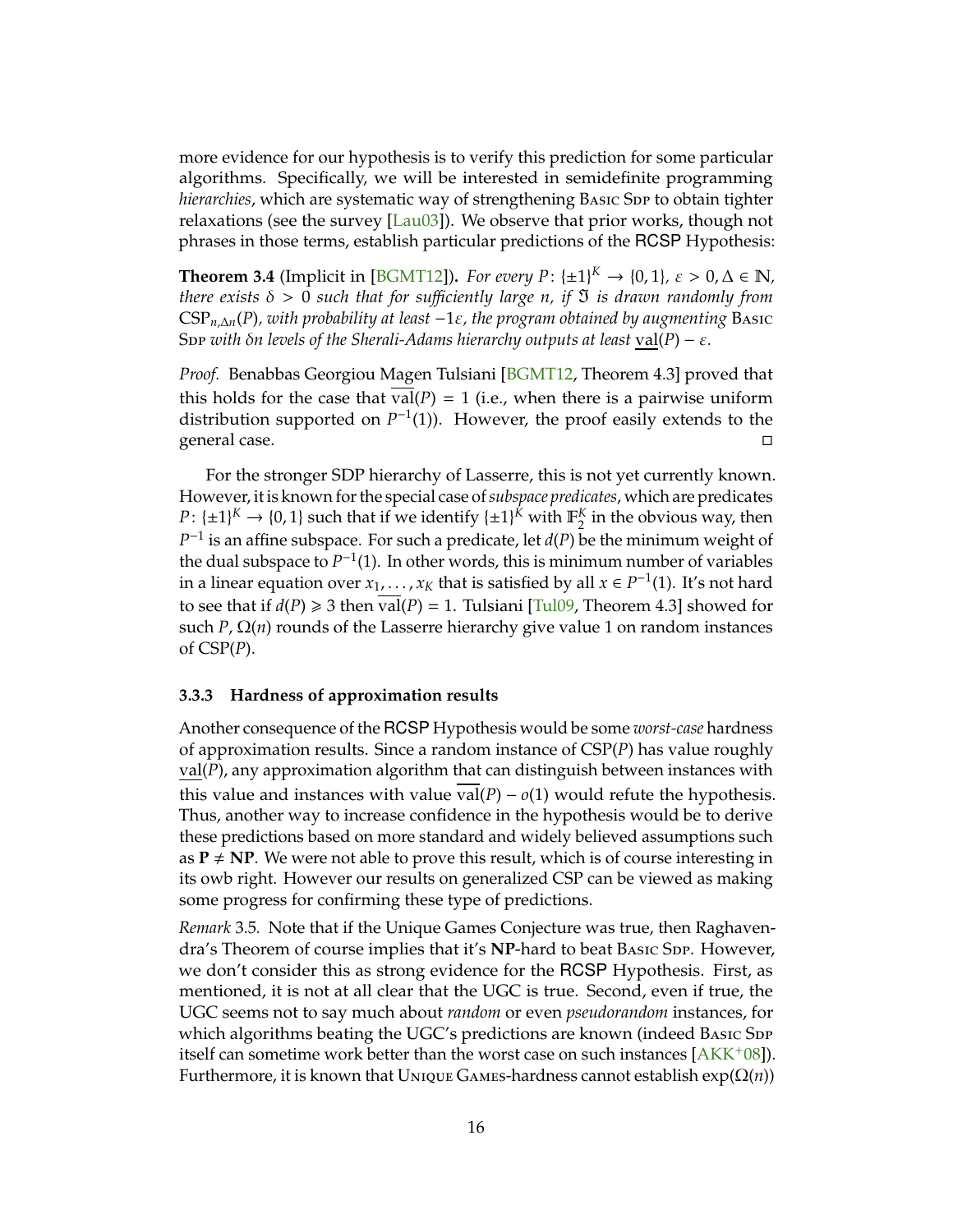more evidence for our hypothesis is to verify this prediction for some particular algorithms. Specifically, we will be interested in semidefinite programming *hierarchies*, which are systematic way of strengthening Basic Sdp to obtain tighter relaxations (see the survey [Lau03]). We observe that prior works, though not phrases in those terms, establish particular predictions of the RCSP Hypothesis:

**Theorem 3.4** (Implicit in [BGMT12])**.** *For every $P\colon \{\pm 1\}^K \to \{0,1\}$, $\varepsilon > 0, \Delta \in \mathbb{N}$, there exists $\delta > 0$ such that for sufficiently large $n$, if $\mathfrak{I}$ is drawn randomly from $\mathrm{CSP}_{n,\Delta n}(P)$, with probability at least $-1\varepsilon$, the program obtained by augmenting* Basic Sdp *with $\delta n$ levels of the Sherali-Adams hierarchy outputs at least $\underline{\mathrm{val}}(P) - \varepsilon$.*

*Proof.* Benabbas Georgiou Magen Tulsiani [BGMT12, Theorem 4.3] proved that this holds for the case that $\overline{\mathrm{val}}(P) = 1$ (i.e., when there is a pairwise uniform distribution supported on $P^{-1}(1)$). However, the proof easily extends to the general case. □

For the stronger SDP hierarchy of Lasserre, this is not yet currently known. However, it is known for the special case of *subspace predicates*, which are predicates $P\colon \{\pm 1\}^K \to \{0,1\}$ such that if we identify $\{\pm 1\}^K$ with $\mathbb{F}_2^K$ in the obvious way, then $P^{-1}$ is an affine subspace. For such a predicate, let $d(P)$ be the minimum weight of the dual subspace to $P^{-1}(1)$. In other words, this is minimum number of variables in a linear equation over $x_1, \ldots, x_K$ that is satisfied by all $x \in P^{-1}(1)$. It's not hard to see that if $d(P) \geqslant 3$ then $\overline{\mathrm{val}}(P) = 1$. Tulsiani [Tul09, Theorem 4.3] showed for such $P$, $\Omega(n)$ rounds of the Lasserre hierarchy give value 1 on random instances of $\mathrm{CSP}(P)$.

### 3.3.3 Hardness of approximation results

Another consequence of the RCSP Hypothesis would be some *worst-case* hardness of approximation results. Since a random instance of $\mathrm{CSP}(P)$ has value roughly $\underline{\mathrm{val}}(P)$, any approximation algorithm that can distinguish between instances with this value and instances with value $\overline{\mathrm{val}}(P) - o(1)$ would refute the hypothesis. Thus, another way to increase confidence in the hypothesis would be to derive these predictions based on more standard and widely believed assumptions such as $\mathbf{P} \neq \mathbf{NP}$. We were not able to prove this result, which is of course interesting in its owb right. However our results on generalized CSP can be viewed as making some progress for confirming these type of predictions.

*Remark* 3.5. Note that if the Unique Games Conjecture was true, then Raghavendra's Theorem of course implies that it's **NP**-hard to beat Basic Sdp. However, we don't consider this as strong evidence for the RCSP Hypothesis. First, as mentioned, it is not at all clear that the UGC is true. Second, even if true, the UGC seems not to say much about *random* or even *pseudorandom* instances, for which algorithms beating the UGC's predictions are known (indeed Basic Sdp itself can sometime work better than the worst case on such instances [AKK+08]). Furthermore, it is known that Unique Games-hardness cannot establish $\exp(\Omega(n))$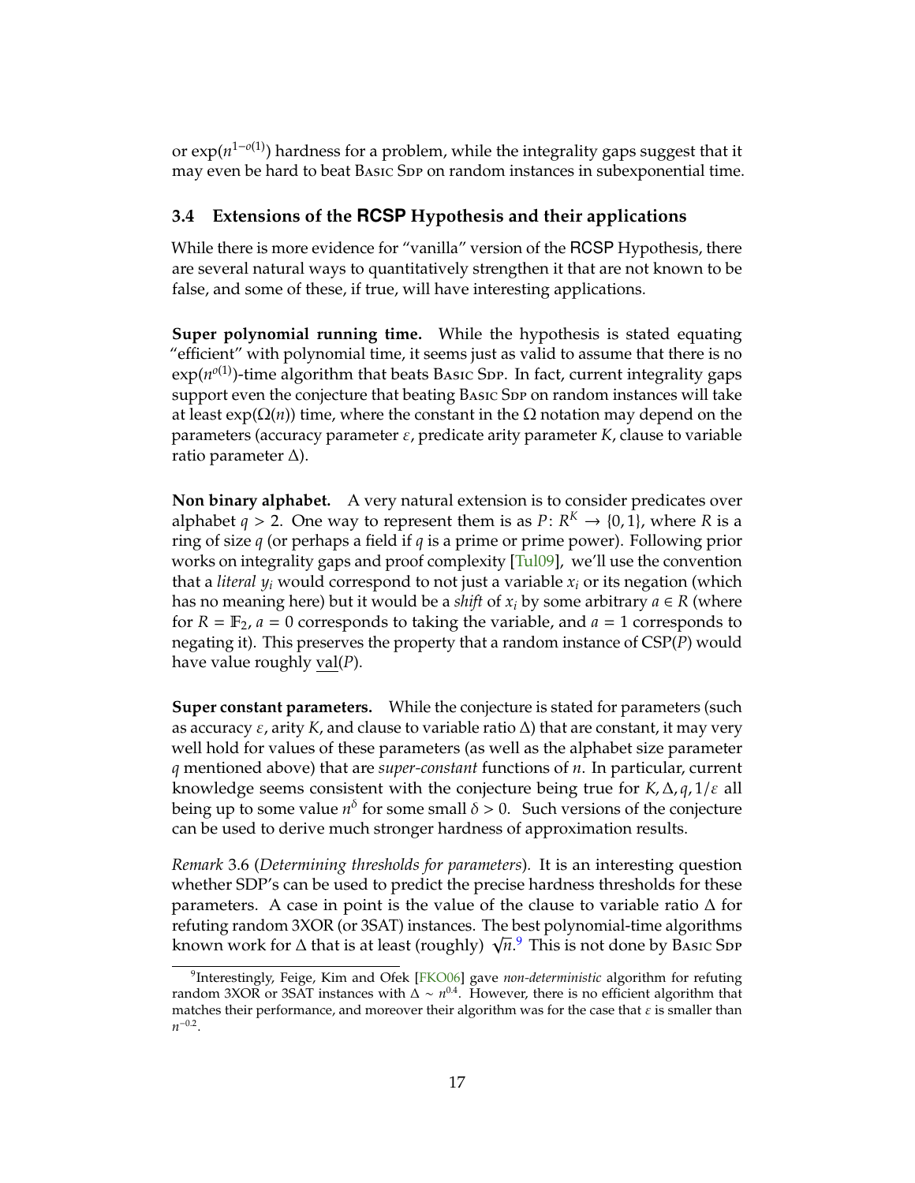or $\exp(n^{1-o(1)})$ hardness for a problem, while the integrality gaps suggest that it may even be hard to beat Basic Sdp on random instances in subexponential time.

### 3.4 Extensions of the RCSP Hypothesis and their applications

While there is more evidence for "vanilla" version of the RCSP Hypothesis, there are several natural ways to quantitatively strengthen it that are not known to be false, and some of these, if true, will have interesting applications.

**Super polynomial running time.** While the hypothesis is stated equating "efficient" with polynomial time, it seems just as valid to assume that there is no $\exp(n^{o(1)})$-time algorithm that beats Basic Sdp. In fact, current integrality gaps support even the conjecture that beating Basic Sdp on random instances will take at least $\exp(\Omega(n))$ time, where the constant in the $\Omega$ notation may depend on the parameters (accuracy parameter $\varepsilon$, predicate arity parameter $K$, clause to variable ratio parameter $\Delta$).

**Non binary alphabet.** A very natural extension is to consider predicates over alphabet $q > 2$. One way to represent them is as $P: R^K \to \{0, 1\}$, where $R$ is a ring of size $q$ (or perhaps a field if $q$ is a prime or prime power). Following prior works on integrality gaps and proof complexity [Tul09], we'll use the convention that a *literal* $y_i$ would correspond to not just a variable $x_i$ or its negation (which has no meaning here) but it would be a *shift* of $x_i$ by some arbitrary $a \in R$ (where for $R = \mathbb{F}_2$, $a = 0$ corresponds to taking the variable, and $a = 1$ corresponds to negating it). This preserves the property that a random instance of CSP($P$) would have value roughly $\underline{\text{val}}(P)$.

**Super constant parameters.** While the conjecture is stated for parameters (such as accuracy $\varepsilon$, arity $K$, and clause to variable ratio $\Delta$) that are constant, it may very well hold for values of these parameters (as well as the alphabet size parameter $q$ mentioned above) that are *super-constant* functions of $n$. In particular, current knowledge seems consistent with the conjecture being true for $K, \Delta, q, 1/\varepsilon$ all being up to some value $n^\delta$ for some small $\delta > 0$. Such versions of the conjecture can be used to derive much stronger hardness of approximation results.

*Remark* 3.6 (*Determining thresholds for parameters*). It is an interesting question whether SDP's can be used to predict the precise hardness thresholds for these parameters. A case in point is the value of the clause to variable ratio $\Delta$ for refuting random 3XOR (or 3SAT) instances. The best polynomial-time algorithms known work for $\Delta$ that is at least (roughly) $\sqrt{n}$.[9] This is not done by Basic Sdp

[9] Interestingly, Feige, Kim and Ofek [FKO06] gave *non-deterministic* algorithm for refuting random 3XOR or 3SAT instances with $\Delta \sim n^{0.4}$. However, there is no efficient algorithm that matches their performance, and moreover their algorithm was for the case that $\varepsilon$ is smaller than $n^{-0.2}$.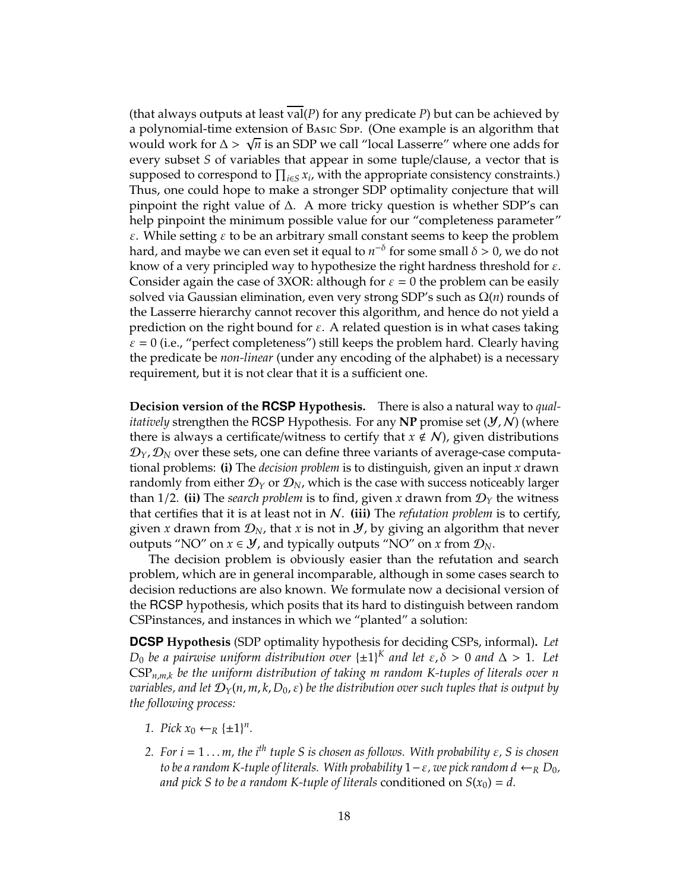(that always outputs at least $\overline{\text{val}}(P)$ for any predicate $P$) but can be achieved by a polynomial-time extension of Basic Sdp. (One example is an algorithm that would work for $\Delta > \sqrt{n}$ is an SDP we call "local Lasserre" where one adds for every subset $S$ of variables that appear in some tuple/clause, a vector that is supposed to correspond to $\prod_{i \in S} x_i$, with the appropriate consistency constraints.) Thus, one could hope to make a stronger SDP optimality conjecture that will pinpoint the right value of $\Delta$. A more tricky question is whether SDP's can help pinpoint the minimum possible value for our "completeness parameter" $\varepsilon$. While setting $\varepsilon$ to be an arbitrary small constant seems to keep the problem hard, and maybe we can even set it equal to $n^{-\delta}$ for some small $\delta > 0$, we do not know of a very principled way to hypothesize the right hardness threshold for $\varepsilon$. Consider again the case of 3XOR: although for $\varepsilon = 0$ the problem can be easily solved via Gaussian elimination, even very strong SDP's such as $\Omega(n)$ rounds of the Lasserre hierarchy cannot recover this algorithm, and hence do not yield a prediction on the right bound for $\varepsilon$. A related question is in what cases taking $\varepsilon = 0$ (i.e., "perfect completeness") still keeps the problem hard. Clearly having the predicate be *non-linear* (under any encoding of the alphabet) is a necessary requirement, but it is not clear that it is a sufficient one.

**Decision version of the RCSP Hypothesis.** There is also a natural way to *qualitatively* strengthen the RCSP Hypothesis. For any **NP** promise set $(\mathcal{Y}, \mathcal{N})$ (where there is always a certificate/witness to certify that $x \notin \mathcal{N}$), given distributions $\mathcal{D}_Y, \mathcal{D}_N$ over these sets, one can define three variants of average-case computational problems: **(i)** The *decision problem* is to distinguish, given an input $x$ drawn randomly from either $\mathcal{D}_Y$ or $\mathcal{D}_N$, which is the case with success noticeably larger than $1/2$. **(ii)** The *search problem* is to find, given $x$ drawn from $\mathcal{D}_Y$ the witness that certifies that it is at least not in $\mathcal{N}$. **(iii)** The *refutation problem* is to certify, given $x$ drawn from $\mathcal{D}_N$, that $x$ is not in $\mathcal{Y}$, by giving an algorithm that never outputs "NO" on $x \in \mathcal{Y}$, and typically outputs "NO" on $x$ from $\mathcal{D}_N$.

The decision problem is obviously easier than the refutation and search problem, which are in general incomparable, although in some cases search to decision reductions are also known. We formulate now a decisional version of the RCSP hypothesis, which posits that its hard to distinguish between random CSPinstances, and instances in which we "planted" a solution:

**DCSP Hypothesis** (SDP optimality hypothesis for deciding CSPs, informal)**.** *Let $D_0$ be a pairwise uniform distribution over $\{\pm 1\}^K$ and let $\varepsilon, \delta > 0$ and $\Delta > 1$. Let $\text{CSP}_{n,m,k}$ be the uniform distribution of taking $m$ random $K$-tuples of literals over $n$ variables, and let $\mathcal{D}_Y(n, m, k, D_0, \varepsilon)$ be the distribution over such tuples that is output by the following process:*

1. *Pick $x_0 \leftarrow_R \{\pm 1\}^n$.*
2. *For $i = 1 \ldots m$, the $i^{th}$ tuple $S$ is chosen as follows. With probability $\varepsilon$, $S$ is chosen to be a random $K$-tuple of literals. With probability $1 - \varepsilon$, we pick random $d \leftarrow_R D_0$, and pick $S$ to be a random $K$-tuple of literals* conditioned on $S(x_0) = d$.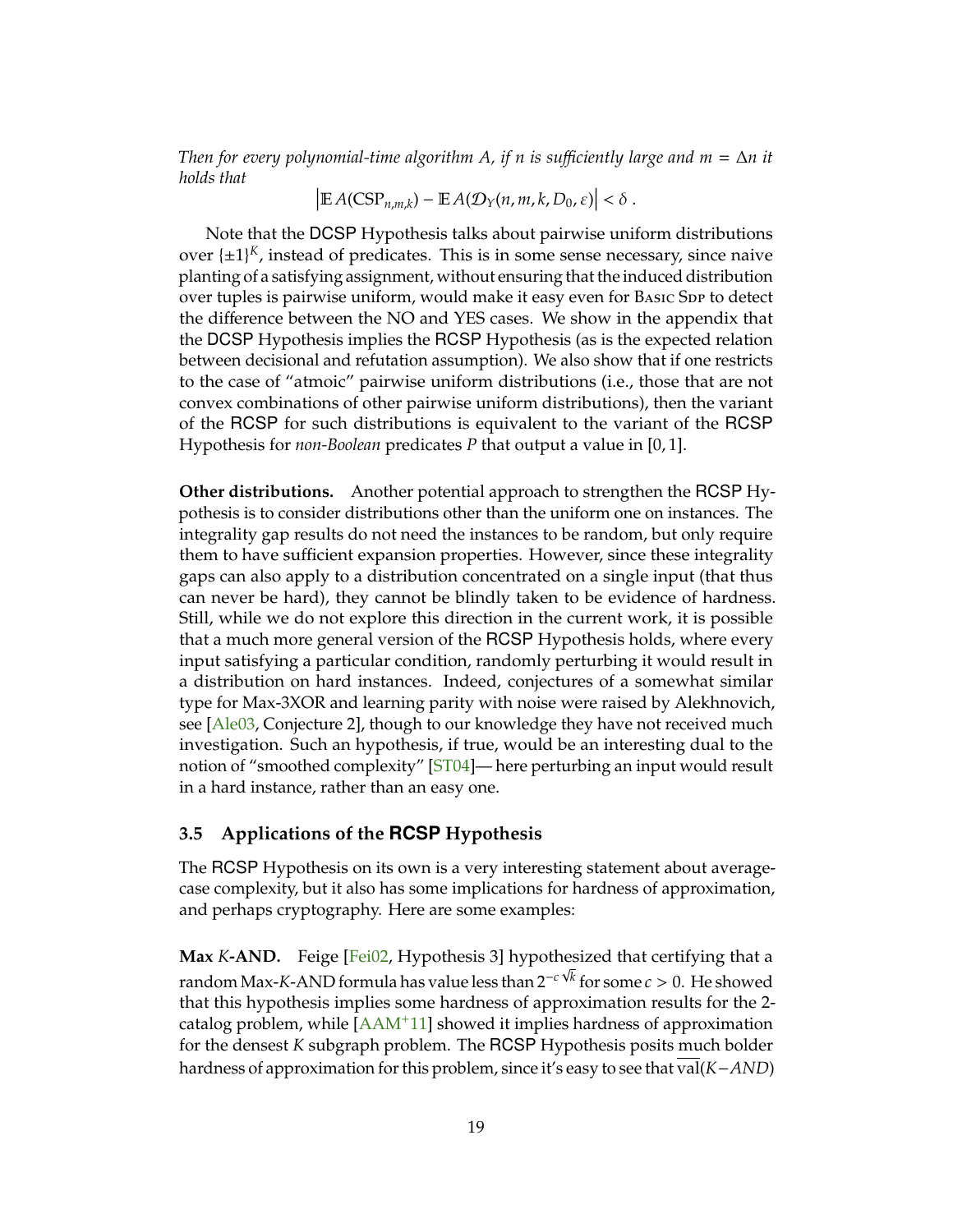*Then for every polynomial-time algorithm $A$, if $n$ is sufficiently large and $m = \Delta n$ it holds that*

$$\left|\mathbb{E}\, A(\mathrm{CSP}_{n,m,k}) - \mathbb{E}\, A(\mathcal{D}_Y(n, m, k, D_0, \varepsilon)\right| < \delta \ .$$

Note that the DCSP Hypothesis talks about pairwise uniform distributions over $\{\pm 1\}^K$, instead of predicates. This is in some sense necessary, since naive planting of a satisfying assignment, without ensuring that the induced distribution over tuples is pairwise uniform, would make it easy even for Basic Sdp to detect the difference between the NO and YES cases. We show in the appendix that the DCSP Hypothesis implies the RCSP Hypothesis (as is the expected relation between decisional and refutation assumption). We also show that if one restricts to the case of "atmoic" pairwise uniform distributions (i.e., those that are not convex combinations of other pairwise uniform distributions), then the variant of the RCSP for such distributions is equivalent to the variant of the RCSP Hypothesis for *non-Boolean* predicates $P$ that output a value in $[0, 1]$.

**Other distributions.** Another potential approach to strengthen the RCSP Hypothesis is to consider distributions other than the uniform one on instances. The integrality gap results do not need the instances to be random, but only require them to have sufficient expansion properties. However, since these integrality gaps can also apply to a distribution concentrated on a single input (that thus can never be hard), they cannot be blindly taken to be evidence of hardness. Still, while we do not explore this direction in the current work, it is possible that a much more general version of the RCSP Hypothesis holds, where every input satisfying a particular condition, randomly perturbing it would result in a distribution on hard instances. Indeed, conjectures of a somewhat similar type for Max-3XOR and learning parity with noise were raised by Alekhnovich, see [Ale03, Conjecture 2], though to our knowledge they have not received much investigation. Such an hypothesis, if true, would be an interesting dual to the notion of "smoothed complexity" [ST04]— here perturbing an input would result in a hard instance, rather than an easy one.

### 3.5 Applications of the RCSP Hypothesis

The RCSP Hypothesis on its own is a very interesting statement about average-case complexity, but it also has some implications for hardness of approximation, and perhaps cryptography. Here are some examples:

**Max $K$-AND.** Feige [Fei02, Hypothesis 3] hypothesized that certifying that a random Max-$K$-AND formula has value less than $2^{-c\sqrt{k}}$ for some $c > 0$. He showed that this hypothesis implies some hardness of approximation results for the 2-catalog problem, while [AAM+11] showed it implies hardness of approximation for the densest $K$ subgraph problem. The RCSP Hypothesis posits much bolder hardness of approximation for this problem, since it's easy to see that $\overline{\mathrm{val}}(K-AND)$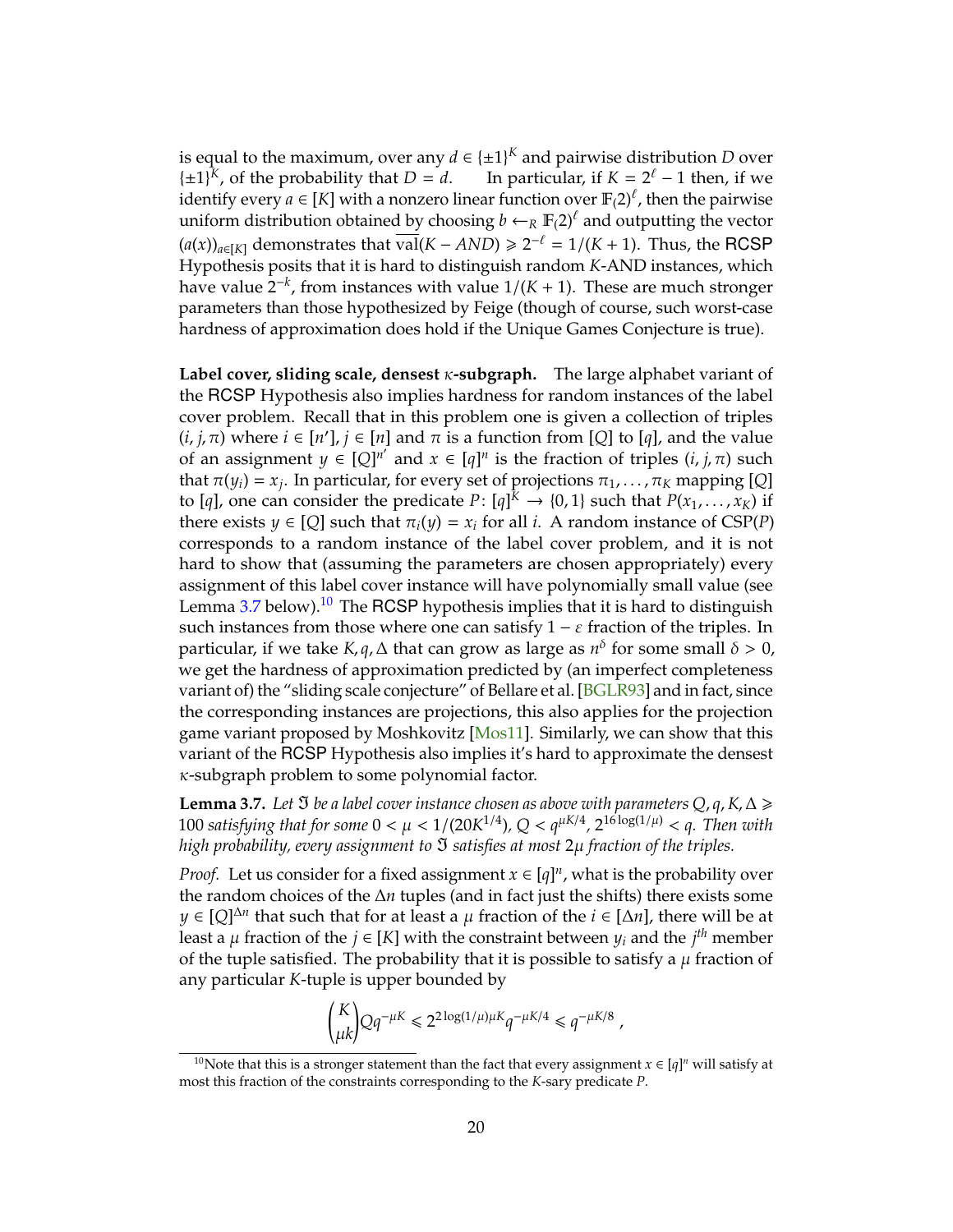is equal to the maximum, over any $d \in \{\pm 1\}^K$ and pairwise distribution $D$ over $\{\pm 1\}^K$, of the probability that $D = d$. In particular, if $K = 2^\ell - 1$ then, if we identify every $a \in [K]$ with a nonzero linear function over $\mathbb{F}(2)^\ell$, then the pairwise uniform distribution obtained by choosing $b \leftarrow_R \mathbb{F}(2)^\ell$ and outputting the vector $(a(x))_{a \in [K]}$ demonstrates that $\overline{\text{val}}(K - AND) \geqslant 2^{-\ell} = 1/(K+1)$. Thus, the RCSP Hypothesis posits that it is hard to distinguish random $K$-AND instances, which have value $2^{-k}$, from instances with value $1/(K+1)$. These are much stronger parameters than those hypothesized by Feige (though of course, such worst-case hardness of approximation does hold if the Unique Games Conjecture is true).

**Label cover, sliding scale, densest $\kappa$-subgraph.** The large alphabet variant of the RCSP Hypothesis also implies hardness for random instances of the label cover problem. Recall that in this problem one is given a collection of triples $(i, j, \pi)$ where $i \in [n']$, $j \in [n]$ and $\pi$ is a function from $[Q]$ to $[q]$, and the value of an assignment $y \in [Q]^{n'}$ and $x \in [q]^n$ is the fraction of triples $(i, j, \pi)$ such that $\pi(y_i) = x_j$. In particular, for every set of projections $\pi_1, \ldots, \pi_K$ mapping $[Q]$ to $[q]$, one can consider the predicate $P\colon [q]^K \to \{0, 1\}$ such that $P(x_1, \ldots, x_K)$ if there exists $y \in [Q]$ such that $\pi_i(y) = x_i$ for all $i$. A random instance of CSP($P$) corresponds to a random instance of the label cover problem, and it is not hard to show that (assuming the parameters are chosen appropriately) every assignment of this label cover instance will have polynomially small value (see Lemma 3.7 below).[10] The RCSP hypothesis implies that it is hard to distinguish such instances from those where one can satisfy $1 - \varepsilon$ fraction of the triples. In particular, if we take $K, q, \Delta$ that can grow as large as $n^\delta$ for some small $\delta > 0$, we get the hardness of approximation predicted by (an imperfect completeness variant of) the "sliding scale conjecture" of Bellare et al. [BGLR93] and in fact, since the corresponding instances are projections, this also applies for the projection game variant proposed by Moshkovitz [Mos11]. Similarly, we can show that this variant of the RCSP Hypothesis also implies it's hard to approximate the densest $\kappa$-subgraph problem to some polynomial factor.

**Lemma 3.7.** *Let $\mathfrak{I}$ be a label cover instance chosen as above with parameters $Q, q, K, \Delta \geqslant 100$ satisfying that for some $0 < \mu < 1/(20K^{1/4})$, $Q < q^{\mu K/4}$, $2^{16\log(1/\mu)} < q$. Then with high probability, every assignment to $\mathfrak{I}$ satisfies at most $2\mu$ fraction of the triples.*

*Proof.* Let us consider for a fixed assignment $x \in [q]^n$, what is the probability over the random choices of the $\Delta n$ tuples (and in fact just the shifts) there exists some $y \in [Q]^{\Delta n}$ that such that for at least a $\mu$ fraction of the $i \in [\Delta n]$, there will be at least a $\mu$ fraction of the $j \in [K]$ with the constraint between $y_i$ and the $j^{th}$ member of the tuple satisfied. The probability that it is possible to satisfy a $\mu$ fraction of any particular $K$-tuple is upper bounded by

$$\binom{K}{\mu k} Q q^{-\mu K} \leqslant 2^{2\log(1/\mu)\mu K} q^{-\mu K/4} \leqslant q^{-\mu K/8} \ ,$$

[10] Note that this is a stronger statement than the fact that every assignment $x \in [q]^n$ will satisfy at most this fraction of the constraints corresponding to the $K$-sary predicate $P$.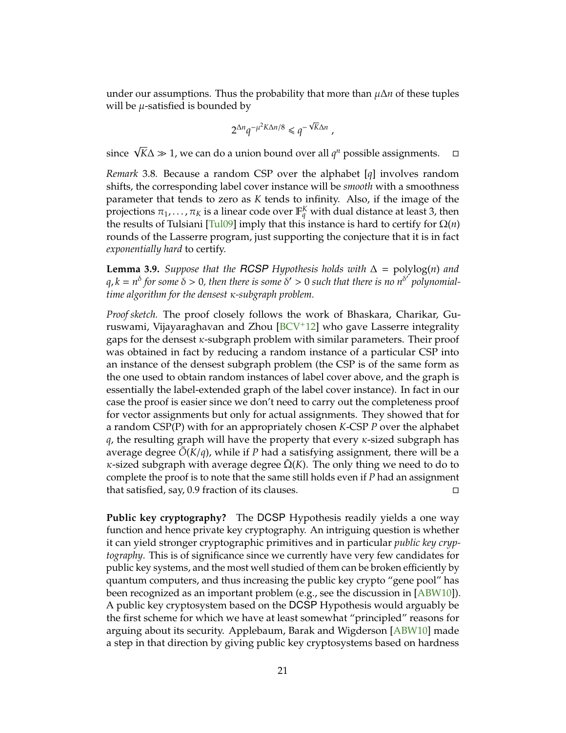under our assumptions. Thus the probability that more than $\mu\Delta n$ of these tuples will be $\mu$-satisfied is bounded by

$$2^{\Delta n} q^{-\mu^2 K \Delta n/8} \leqslant q^{-\sqrt{K}\Delta n} \ ,$$

since $\sqrt{K}\Delta \gg 1$, we can do a union bound over all $q^n$ possible assignments. □

*Remark* 3.8. Because a random CSP over the alphabet $[q]$ involves random shifts, the corresponding label cover instance will be *smooth* with a smoothness parameter that tends to zero as $K$ tends to infinity. Also, if the image of the projections $\pi_1, \ldots, \pi_K$ is a linear code over $\mathbb{F}_q^K$ with dual distance at least 3, then the results of Tulsiani [Tul09] imply that this instance is hard to certify for $\Omega(n)$ rounds of the Lasserre program, just supporting the conjecture that it is in fact *exponentially hard* to certify.

**Lemma 3.9.** *Suppose that the RCSP Hypothesis holds with $\Delta = \text{polylog}(n)$ and $q, k = n^\delta$ for some $\delta > 0$, then there is some $\delta' > 0$ such that there is no $n^{\delta'}$ polynomial-time algorithm for the densest $\kappa$-subgraph problem.*

*Proof sketch.* The proof closely follows the work of Bhaskara, Charikar, Guruswami, Vijayaraghavan and Zhou [BCV+12] who gave Lasserre integrality gaps for the densest $\kappa$-subgraph problem with similar parameters. Their proof was obtained in fact by reducing a random instance of a particular CSP into an instance of the densest subgraph problem (the CSP is of the same form as the one used to obtain random instances of label cover above, and the graph is essentially the label-extended graph of the label cover instance). In fact in our case the proof is easier since we don't need to carry out the completeness proof for vector assignments but only for actual assignments. They showed that for a random CSP(P) with for an appropriately chosen $K$-CSP $P$ over the alphabet $q$, the resulting graph will have the property that every $\kappa$-sized subgraph has average degree $\tilde{O}(K/q)$, while if $P$ had a satisfying assignment, there will be a $\kappa$-sized subgraph with average degree $\tilde{\Omega}(K)$. The only thing we need to do to complete the proof is to note that the same still holds even if $P$ had an assignment that satisfied, say, 0.9 fraction of its clauses. □

**Public key cryptography?** The DCSP Hypothesis readily yields a one way function and hence private key cryptography. An intriguing question is whether it can yield stronger cryptographic primitives and in particular *public key cryptography*. This is of significance since we currently have very few candidates for public key systems, and the most well studied of them can be broken efficiently by quantum computers, and thus increasing the public key crypto "gene pool" has been recognized as an important problem (e.g., see the discussion in [ABW10]). A public key cryptosystem based on the DCSP Hypothesis would arguably be the first scheme for which we have at least somewhat "principled" reasons for arguing about its security. Applebaum, Barak and Wigderson [ABW10] made a step in that direction by giving public key cryptosystems based on hardness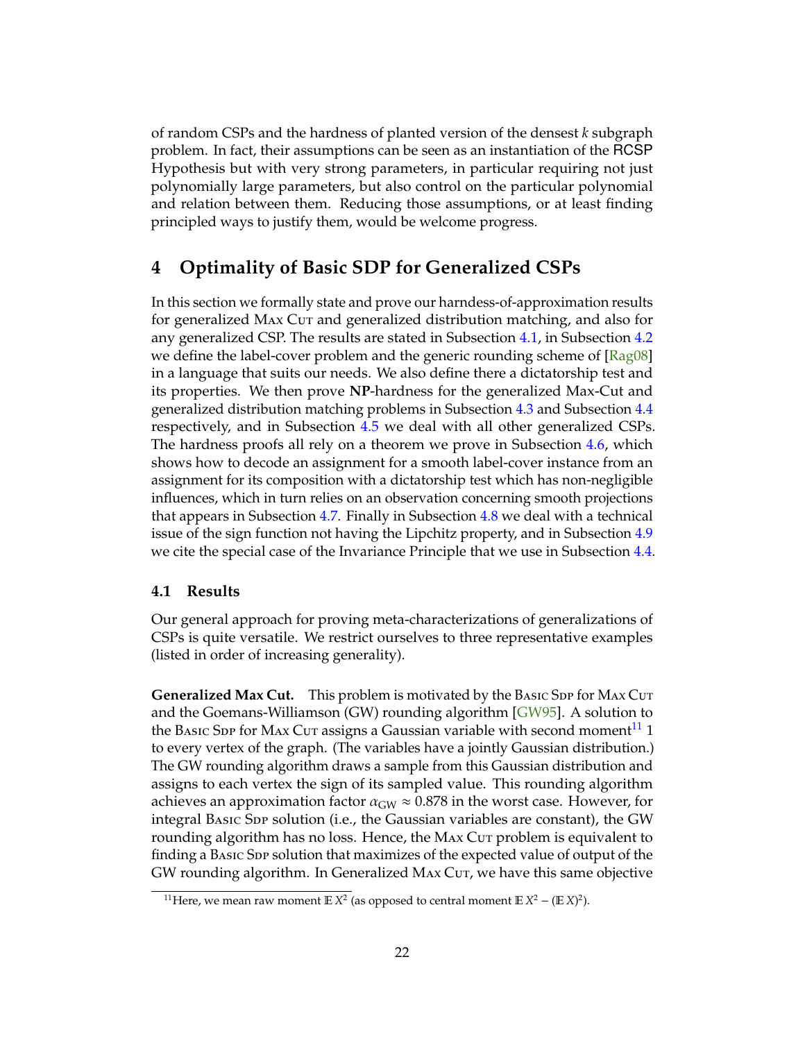of random CSPs and the hardness of planted version of the densest $k$ subgraph problem. In fact, their assumptions can be seen as an instantiation of the RCSP Hypothesis but with very strong parameters, in particular requiring not just polynomially large parameters, but also control on the particular polynomial and relation between them. Reducing those assumptions, or at least finding principled ways to justify them, would be welcome progress.

## 4 Optimality of Basic SDP for Generalized CSPs

In this section we formally state and prove our harndess-of-approximation results for generalized Max Cut and generalized distribution matching, and also for any generalized CSP. The results are stated in Subsection 4.1, in Subsection 4.2 we define the label-cover problem and the generic rounding scheme of [Rag08] in a language that suits our needs. We also define there a dictatorship test and its properties. We then prove **NP**-hardness for the generalized Max-Cut and generalized distribution matching problems in Subsection 4.3 and Subsection 4.4 respectively, and in Subsection 4.5 we deal with all other generalized CSPs. The hardness proofs all rely on a theorem we prove in Subsection 4.6, which shows how to decode an assignment for a smooth label-cover instance from an assignment for its composition with a dictatorship test which has non-negligible influences, which in turn relies on an observation concerning smooth projections that appears in Subsection 4.7. Finally in Subsection 4.8 we deal with a technical issue of the sign function not having the Lipchitz property, and in Subsection 4.9 we cite the special case of the Invariance Principle that we use in Subsection 4.4.

### 4.1 Results

Our general approach for proving meta-characterizations of generalizations of CSPs is quite versatile. We restrict ourselves to three representative examples (listed in order of increasing generality).

**Generalized Max Cut.** This problem is motivated by the Basic Sdp for Max Cut and the Goemans-Williamson (GW) rounding algorithm [GW95]. A solution to the Basic Sdp for Max Cut assigns a Gaussian variable with second moment[11] 1 to every vertex of the graph. (The variables have a jointly Gaussian distribution.) The GW rounding algorithm draws a sample from this Gaussian distribution and assigns to each vertex the sign of its sampled value. This rounding algorithm achieves an approximation factor $\alpha_{GW} \approx 0.878$ in the worst case. However, for integral Basic Sdp solution (i.e., the Gaussian variables are constant), the GW rounding algorithm has no loss. Hence, the Max Cut problem is equivalent to finding a Basic Sdp solution that maximizes of the expected value of output of the GW rounding algorithm. In Generalized Max Cut, we have this same objective

[11] Here, we mean raw moment $\mathbb{E}\, X^2$ (as opposed to central moment $\mathbb{E}\, X^2 - (\mathbb{E}\, X)^2$).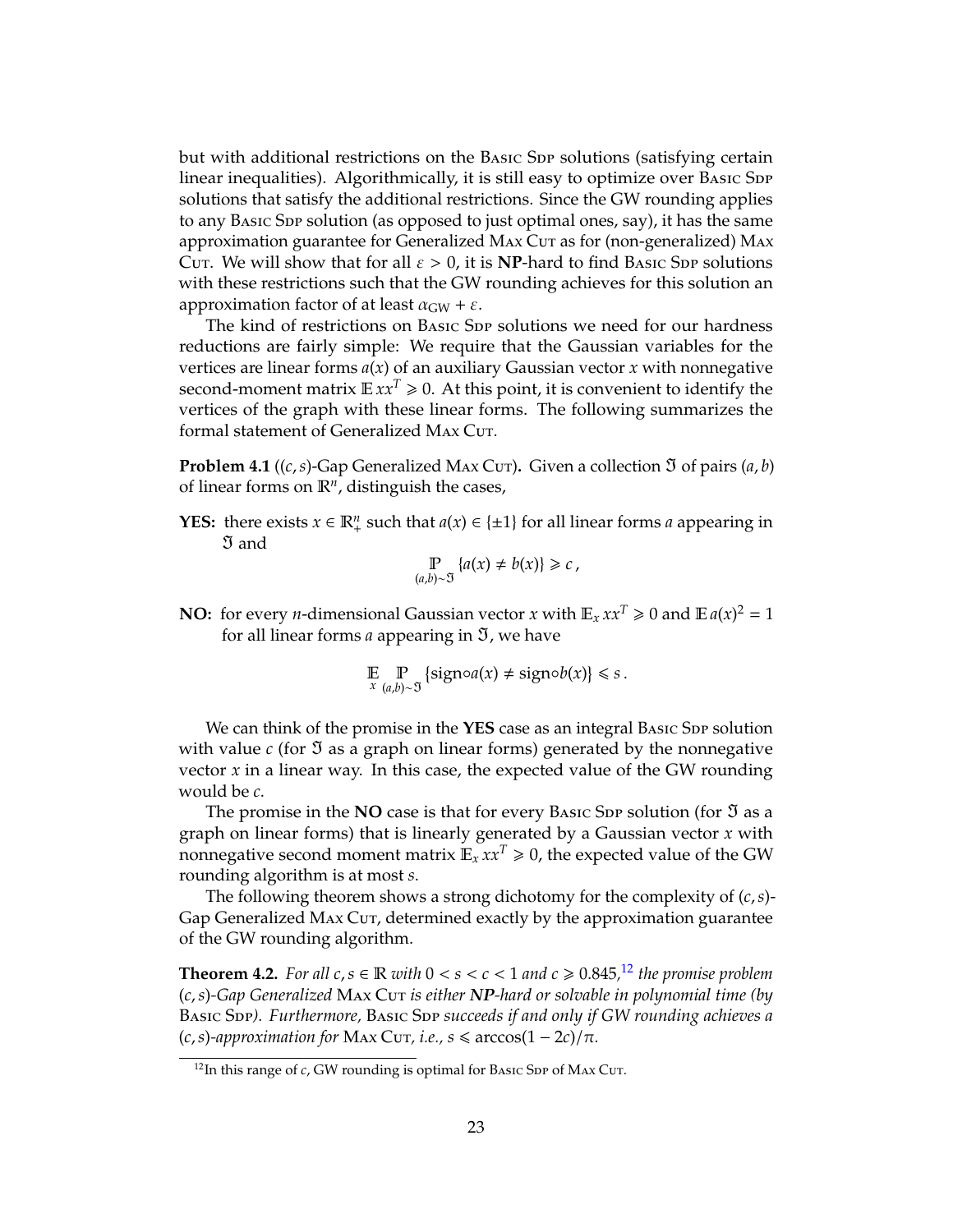but with additional restrictions on the Basic Sdp solutions (satisfying certain linear inequalities). Algorithmically, it is still easy to optimize over Basic Sdp solutions that satisfy the additional restrictions. Since the GW rounding applies to any Basic Sdp solution (as opposed to just optimal ones, say), it has the same approximation guarantee for Generalized Max Cut as for (non-generalized) Max Cut. We will show that for all $\varepsilon > 0$, it is **NP**-hard to find Basic Sdp solutions with these restrictions such that the GW rounding achieves for this solution an approximation factor of at least $\alpha_{\mathrm{GW}} + \varepsilon$.

The kind of restrictions on Basic Sdp solutions we need for our hardness reductions are fairly simple: We require that the Gaussian variables for the vertices are linear forms $a(x)$ of an auxiliary Gaussian vector $x$ with nonnegative second-moment matrix $\mathbb{E}\, xx^T \geqslant 0$. At this point, it is convenient to identify the vertices of the graph with these linear forms. The following summarizes the formal statement of Generalized Max Cut.

**Problem 4.1** (($c, s$)-Gap Generalized Max Cut)**.** Given a collection $\mathfrak{I}$ of pairs $(a, b)$ of linear forms on $\mathbb{R}^n$, distinguish the cases,

**YES:** there exists $x \in \mathbb{R}^n_+$ such that $a(x) \in \{\pm 1\}$ for all linear forms $a$ appearing in $\mathfrak{I}$ and

$$\mathop{\mathbb{P}}_{(a,b)\sim\mathfrak{I}} \{a(x) \neq b(x)\} \geqslant c\,,$$

**NO:** for every $n$-dimensional Gaussian vector $x$ with $\mathbb{E}_x\, xx^T \geqslant 0$ and $\mathbb{E}\, a(x)^2 = 1$ for all linear forms $a$ appearing in $\mathfrak{I}$, we have

$$\mathop{\mathbb{E}}_{x} \mathop{\mathbb{P}}_{(a,b)\sim\mathfrak{I}} \{\mathrm{sign}\circ a(x) \neq \mathrm{sign}\circ b(x)\} \leqslant s\,.$$

We can think of the promise in the **YES** case as an integral Basic Sdp solution with value $c$ (for $\mathfrak{I}$ as a graph on linear forms) generated by the nonnegative vector $x$ in a linear way. In this case, the expected value of the GW rounding would be $c$.

The promise in the **NO** case is that for every Basic Sdp solution (for $\mathfrak{I}$ as a graph on linear forms) that is linearly generated by a Gaussian vector $x$ with nonnegative second moment matrix $\mathbb{E}_x\, xx^T \geqslant 0$, the expected value of the GW rounding algorithm is at most $s$.

The following theorem shows a strong dichotomy for the complexity of $(c, s)$-Gap Generalized Max Cut, determined exactly by the approximation guarantee of the GW rounding algorithm.

**Theorem 4.2.** *For all $c, s \in \mathbb{R}$ with $0 < s < c < 1$ and $c \geqslant 0.845$,*[12] *the promise problem $(c, s)$-Gap Generalized* Max Cut *is either **NP**-hard or solvable in polynomial time (by* Basic Sdp*). Furthermore,* Basic Sdp *succeeds if and only if GW rounding achieves a $(c, s)$-approximation for* Max Cut*, i.e., $s \leqslant \arccos(1 - 2c)/\pi$.*

[12] In this range of $c$, GW rounding is optimal for Basic Sdp of Max Cut.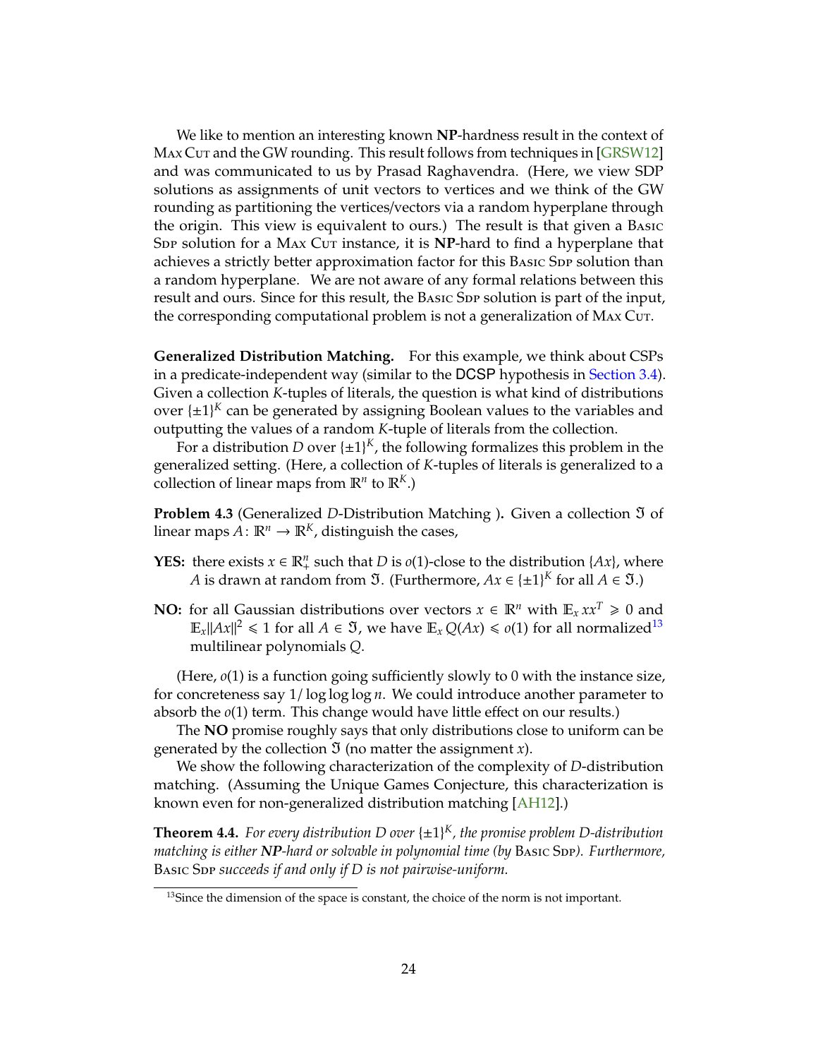We like to mention an interesting known **NP**-hardness result in the context of Max Cut and the GW rounding. This result follows from techniques in [GRSW12] and was communicated to us by Prasad Raghavendra. (Here, we view SDP solutions as assignments of unit vectors to vertices and we think of the GW rounding as partitioning the vertices/vectors via a random hyperplane through the origin. This view is equivalent to ours.) The result is that given a Basic Sdp solution for a Max Cut instance, it is **NP**-hard to find a hyperplane that achieves a strictly better approximation factor for this Basic Sdp solution than a random hyperplane. We are not aware of any formal relations between this result and ours. Since for this result, the Basic Sdp solution is part of the input, the corresponding computational problem is not a generalization of Max Cut.

**Generalized Distribution Matching.** For this example, we think about CSPs in a predicate-independent way (similar to the DCSP hypothesis in Section 3.4). Given a collection $K$-tuples of literals, the question is what kind of distributions over $\{\pm 1\}^K$ can be generated by assigning Boolean values to the variables and outputting the values of a random $K$-tuple of literals from the collection.

For a distribution $D$ over $\{\pm 1\}^K$, the following formalizes this problem in the generalized setting. (Here, a collection of $K$-tuples of literals is generalized to a collection of linear maps from $\mathbb{R}^n$ to $\mathbb{R}^K$.)

**Problem 4.3** (Generalized $D$-Distribution Matching )**.** Given a collection $\mathfrak{I}$ of linear maps $A\colon \mathbb{R}^n \to \mathbb{R}^K$, distinguish the cases,

**YES:** there exists $x \in \mathbb{R}^n_+$ such that $D$ is $o(1)$-close to the distribution $\{Ax\}$, where $A$ is drawn at random from $\mathfrak{I}$. (Furthermore, $Ax \in \{\pm 1\}^K$ for all $A \in \mathfrak{I}$.)

**NO:** for all Gaussian distributions over vectors $x \in \mathbb{R}^n$ with $\mathbb{E}_x xx^T \succcurlyeq 0$ and $\mathbb{E}_x \|Ax\|^2 \leqslant 1$ for all $A \in \mathfrak{I}$, we have $\mathbb{E}_x Q(Ax) \leqslant o(1)$ for all normalized[13] multilinear polynomials $Q$.

(Here, $o(1)$ is a function going sufficiently slowly to 0 with the instance size, for concreteness say $1/\log\log\log n$. We could introduce another parameter to absorb the $o(1)$ term. This change would have little effect on our results.)

The **NO** promise roughly says that only distributions close to uniform can be generated by the collection $\mathfrak{I}$ (no matter the assignment $x$).

We show the following characterization of the complexity of $D$-distribution matching. (Assuming the Unique Games Conjecture, this characterization is known even for non-generalized distribution matching [AH12].)

**Theorem 4.4.** *For every distribution $D$ over $\{\pm 1\}^K$, the promise problem $D$-distribution matching is either **NP**-hard or solvable in polynomial time (by* Basic Sdp*). Furthermore,* Basic Sdp *succeeds if and only if $D$ is not pairwise-uniform.*

[13] Since the dimension of the space is constant, the choice of the norm is not important.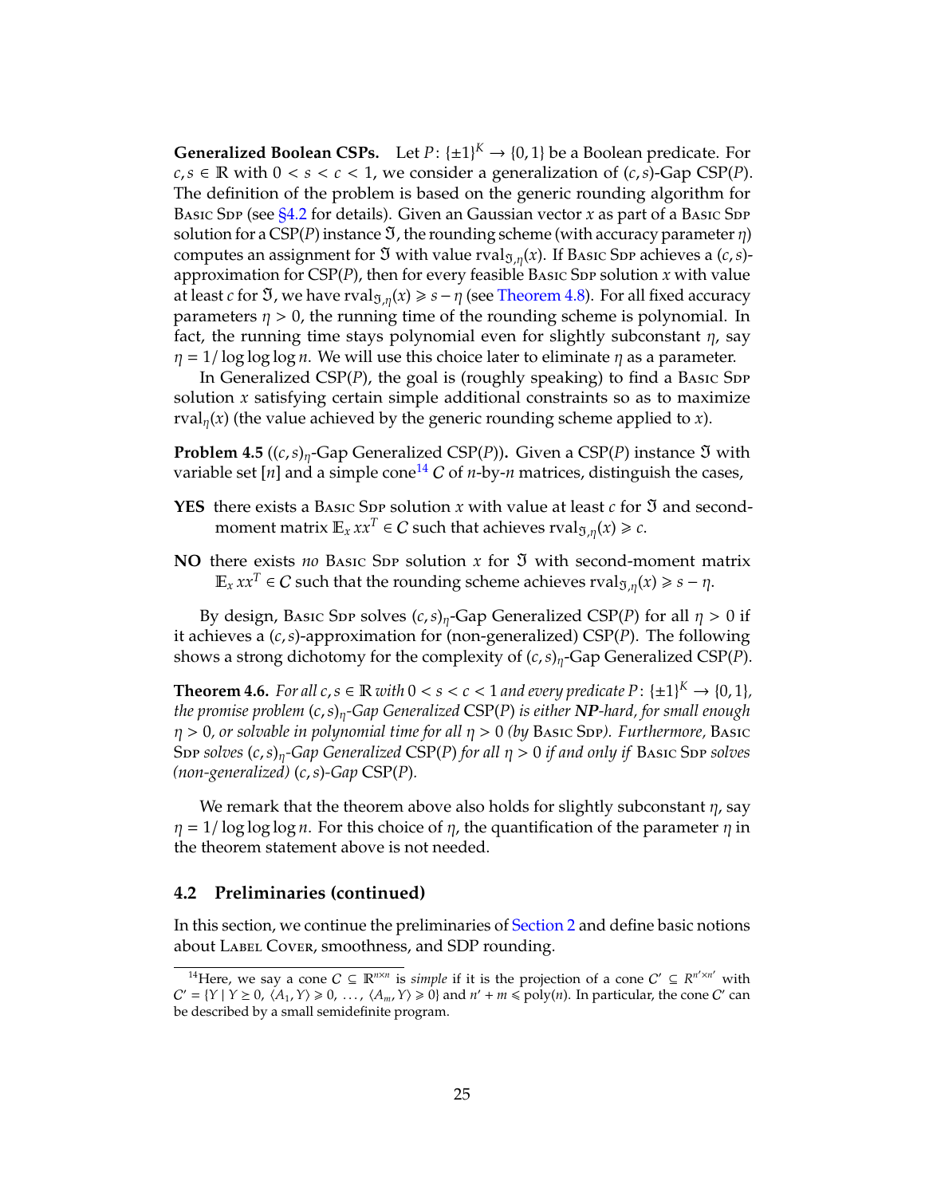**Generalized Boolean CSPs.** Let $P\colon \{\pm 1\}^K \to \{0,1\}$ be a Boolean predicate. For $c, s \in \mathbb{R}$ with $0 < s < c < 1$, we consider a generalization of $(c,s)$-Gap CSP($P$). The definition of the problem is based on the generic rounding algorithm for Basic Sdp (see §4.2 for details). Given an Gaussian vector $x$ as part of a Basic Sdp solution for a CSP($P$) instance $\mathfrak{I}$, the rounding scheme (with accuracy parameter $\eta$) computes an assignment for $\mathfrak{I}$ with value $\mathrm{rval}_{\mathfrak{I},\eta}(x)$. If Basic Sdp achieves a $(c,s)$-approximation for CSP($P$), then for every feasible Basic Sdp solution $x$ with value at least $c$ for $\mathfrak{I}$, we have $\mathrm{rval}_{\mathfrak{I},\eta}(x) \geqslant s - \eta$ (see Theorem 4.8). For all fixed accuracy parameters $\eta > 0$, the running time of the rounding scheme is polynomial. In fact, the running time stays polynomial even for slightly subconstant $\eta$, say $\eta = 1/\log\log\log n$. We will use this choice later to eliminate $\eta$ as a parameter.

In Generalized CSP($P$), the goal is (roughly speaking) to find a Basic Sdp solution $x$ satisfying certain simple additional constraints so as to maximize $\mathrm{rval}_\eta(x)$ (the value achieved by the generic rounding scheme applied to $x$).

**Problem 4.5** ($(c,s)_\eta$-Gap Generalized CSP($P$))**.** Given a CSP($P$) instance $\mathfrak{I}$ with variable set $[n]$ and a simple cone[14] $C$ of $n$-by-$n$ matrices, distinguish the cases,

**YES** there exists a Basic Sdp solution $x$ with value at least $c$ for $\mathfrak{I}$ and second-moment matrix $\mathbb{E}_x xx^T \in C$ such that achieves $\mathrm{rval}_{\mathfrak{I},\eta}(x) \geqslant c$.

**NO** there exists *no* Basic Sdp solution $x$ for $\mathfrak{I}$ with second-moment matrix $\mathbb{E}_x xx^T \in C$ such that the rounding scheme achieves $\mathrm{rval}_{\mathfrak{I},\eta}(x) \geqslant s - \eta$.

By design, Basic Sdp solves $(c,s)_\eta$-Gap Generalized CSP($P$) for all $\eta > 0$ if it achieves a $(c,s)$-approximation for (non-generalized) CSP($P$). The following shows a strong dichotomy for the complexity of $(c,s)_\eta$-Gap Generalized CSP($P$).

**Theorem 4.6.** *For all $c, s \in \mathbb{R}$ with $0 < s < c < 1$ and every predicate $P\colon \{\pm 1\}^K \to \{0,1\}$, the promise problem $(c,s)_\eta$-Gap Generalized CSP($P$) is either **NP**-hard, for small enough $\eta > 0$, or solvable in polynomial time for all $\eta > 0$ (by Basic Sdp). Furthermore, Basic Sdp solves $(c,s)_\eta$-Gap Generalized CSP($P$) for all $\eta > 0$ if and only if Basic Sdp solves (non-generalized) $(c,s)$-Gap CSP($P$).*

We remark that the theorem above also holds for slightly subconstant $\eta$, say $\eta = 1/\log\log\log n$. For this choice of $\eta$, the quantification of the parameter $\eta$ in the theorem statement above is not needed.

## 4.2 Preliminaries (continued)

In this section, we continue the preliminaries of Section 2 and define basic notions about Label Cover, smoothness, and SDP rounding.

[14] Here, we say a cone $C \subseteq \mathbb{R}^{n\times n}$ is *simple* if it is the projection of a cone $C' \subseteq R^{n'\times n'}$ with $C' = \{Y \mid Y \succeq 0,\ \langle A_1, Y\rangle \geqslant 0,\ \ldots,\ \langle A_m, Y\rangle \geqslant 0\}$ and $n' + m \leqslant \mathrm{poly}(n)$. In particular, the cone $C'$ can be described by a small semidefinite program.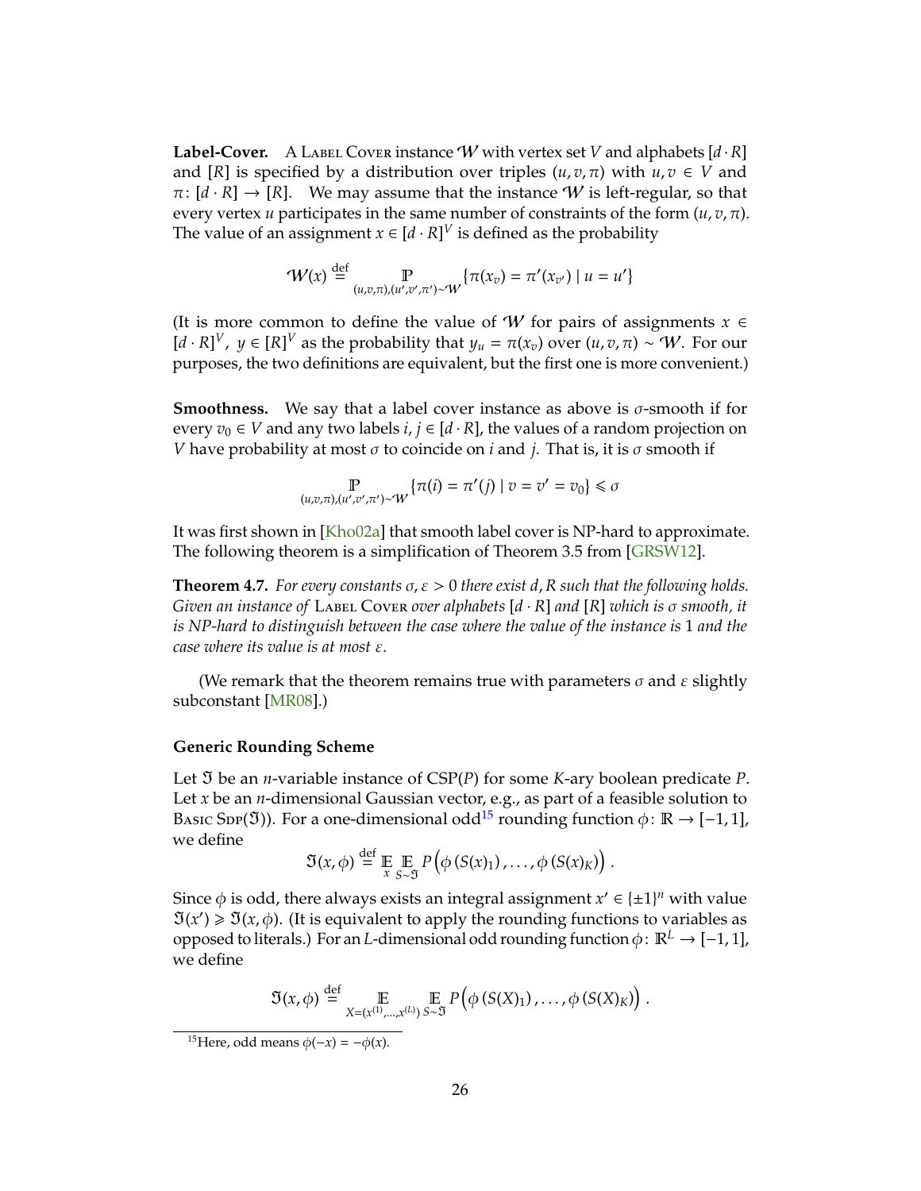**Label-Cover.** A Label Cover instance $\mathcal{W}$ with vertex set $V$ and alphabets $[d \cdot R]$ and $[R]$ is specified by a distribution over triples $(u, v, \pi)$ with $u, v \in V$ and $\pi\colon [d \cdot R] \to [R]$. We may assume that the instance $\mathcal{W}$ is left-regular, so that every vertex $u$ participates in the same number of constraints of the form $(u, v, \pi)$. The value of an assignment $x \in [d \cdot R]^V$ is defined as the probability

$$\mathcal{W}(x) \stackrel{\text{def}}{=} \mathop{\mathbb{P}}_{(u,v,\pi),(u',v',\pi')\sim\mathcal{W}} \{\pi(x_v) = \pi'(x_{v'}) \mid u = u'\}$$

(It is more common to define the value of $\mathcal{W}$ for pairs of assignments $x \in [d \cdot R]^V,\ y \in [R]^V$ as the probability that $y_u = \pi(x_v)$ over $(u, v, \pi) \sim \mathcal{W}$. For our purposes, the two definitions are equivalent, but the first one is more convenient.)

**Smoothness.** We say that a label cover instance as above is $\sigma$-smooth if for every $v_0 \in V$ and any two labels $i, j \in [d \cdot R]$, the values of a random projection on $V$ have probability at most $\sigma$ to coincide on $i$ and $j$. That is, it is $\sigma$ smooth if

$$\mathop{\mathbb{P}}_{(u,v,\pi),(u',v',\pi')\sim\mathcal{W}} \{\pi(i) = \pi'(j) \mid v = v' = v_0\} \leqslant \sigma$$

It was first shown in [Kho02a] that smooth label cover is NP-hard to approximate. The following theorem is a simplification of Theorem 3.5 from [GRSW12].

**Theorem 4.7.** *For every constants $\sigma, \varepsilon > 0$ there exist $d, R$ such that the following holds. Given an instance of* Label Cover *over alphabets $[d \cdot R]$ and $[R]$ which is $\sigma$ smooth, it is NP-hard to distinguish between the case where the value of the instance is 1 and the case where its value is at most $\varepsilon$.*

(We remark that the theorem remains true with parameters $\sigma$ and $\varepsilon$ slightly subconstant [MR08].)

### Generic Rounding Scheme

Let $\mathfrak{I}$ be an $n$-variable instance of CSP($P$) for some $K$-ary boolean predicate $P$. Let $x$ be an $n$-dimensional Gaussian vector, e.g., as part of a feasible solution to Basic Sdp($\mathfrak{I}$)). For a one-dimensional odd[15] rounding function $\phi\colon \mathbb{R} \to [-1, 1]$, we define

$$\mathfrak{I}(x, \phi) \stackrel{\text{def}}{=} \mathop{\mathbb{E}}_{x} \mathop{\mathbb{E}}_{S\sim\mathfrak{I}} P\left(\phi\left(S(x)_1\right), \ldots, \phi\left(S(x)_K\right)\right).$$

Since $\phi$ is odd, there always exists an integral assignment $x' \in \{\pm 1\}^n$ with value $\mathfrak{I}(x') \geqslant \mathfrak{I}(x, \phi)$. (It is equivalent to apply the rounding functions to variables as opposed to literals.) For an $L$-dimensional odd rounding function $\phi\colon \mathbb{R}^L \to [-1, 1]$, we define

$$\mathfrak{I}(x, \phi) \stackrel{\text{def}}{=} \mathop{\mathbb{E}}_{X=(x^{(1)},\ldots,x^{(L)})} \mathop{\mathbb{E}}_{S\sim\mathfrak{I}} P\left(\phi\left(S(X)_1\right), \ldots, \phi\left(S(X)_K\right)\right).$$

[15] Here, odd means $\phi(-x) = -\phi(x)$.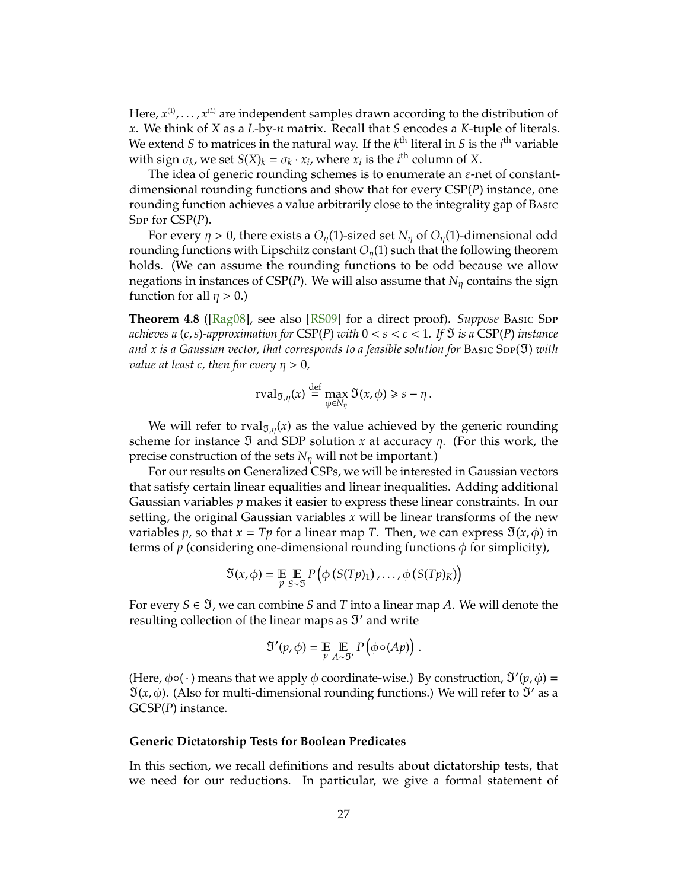Here, $x^{(1)}, \dots, x^{(L)}$ are independent samples drawn according to the distribution of $x$. We think of $X$ as a $L$-by-$n$ matrix. Recall that $S$ encodes a $K$-tuple of literals. We extend $S$ to matrices in the natural way. If the $k^{\text{th}}$ literal in $S$ is the $i^{\text{th}}$ variable with sign $\sigma_k$, we set $S(X)_k = \sigma_k \cdot x_i$, where $x_i$ is the $i^{\text{th}}$ column of $X$.

The idea of generic rounding schemes is to enumerate an $\varepsilon$-net of constant-dimensional rounding functions and show that for every CSP($P$) instance, one rounding function achieves a value arbitrarily close to the integrality gap of Basic Sdp for CSP($P$).

For every $\eta > 0$, there exists a $O_\eta(1)$-sized set $N_\eta$ of $O_\eta(1)$-dimensional odd rounding functions with Lipschitz constant $O_\eta(1)$ such that the following theorem holds. (We can assume the rounding functions to be odd because we allow negations in instances of CSP($P$). We will also assume that $N_\eta$ contains the sign function for all $\eta > 0$.)

**Theorem 4.8** ([Rag08], see also [RS09] for a direct proof)**.** *Suppose* Basic Sdp *achieves a $(c, s)$-approximation for* CSP($P$) *with $0 < s < c < 1$. If $\mathfrak{I}$ is a* CSP($P$) *instance and $x$ is a Gaussian vector, that corresponds to a feasible solution for* Basic Sdp($\mathfrak{I}$) *with value at least $c$, then for every $\eta > 0$,*

$$\operatorname{rval}_{\mathfrak{I},\eta}(x) \stackrel{\text{def}}{=} \max_{\phi \in N_\eta} \mathfrak{I}(x, \phi) \geqslant s - \eta \,.$$

We will refer to $\operatorname{rval}_{\mathfrak{I},\eta}(x)$ as the value achieved by the generic rounding scheme for instance $\mathfrak{I}$ and SDP solution $x$ at accuracy $\eta$. (For this work, the precise construction of the sets $N_\eta$ will not be important.)

For our results on Generalized CSPs, we will be interested in Gaussian vectors that satisfy certain linear equalities and linear inequalities. Adding additional Gaussian variables $p$ makes it easier to express these linear constraints. In our setting, the original Gaussian variables $x$ will be linear transforms of the new variables $p$, so that $x = Tp$ for a linear map $T$. Then, we can express $\mathfrak{I}(x, \phi)$ in terms of $p$ (considering one-dimensional rounding functions $\phi$ for simplicity),

$$\mathfrak{I}(x, \phi) = \mathop{\mathbb{E}}_{p} \mathop{\mathbb{E}}_{S \sim \mathfrak{I}} P\left(\phi\left(S(Tp)_1\right), \dots, \phi\left(S(Tp)_K\right)\right)$$

For every $S \in \mathfrak{I}$, we can combine $S$ and $T$ into a linear map $A$. We will denote the resulting collection of the linear maps as $\mathfrak{I}'$ and write

$$\mathfrak{I}'(p, \phi) = \mathop{\mathbb{E}}_{p} \mathop{\mathbb{E}}_{A \sim \mathfrak{I}'} P\left(\phi \circ (Ap)\right) \,.$$

(Here, $\phi \circ (\,\cdot\,)$ means that we apply $\phi$ coordinate-wise.) By construction, $\mathfrak{I}'(p, \phi) = \mathfrak{I}(x, \phi)$. (Also for multi-dimensional rounding functions.) We will refer to $\mathfrak{I}'$ as a GCSP($P$) instance.

#### Generic Dictatorship Tests for Boolean Predicates

In this section, we recall definitions and results about dictatorship tests, that we need for our reductions. In particular, we give a formal statement of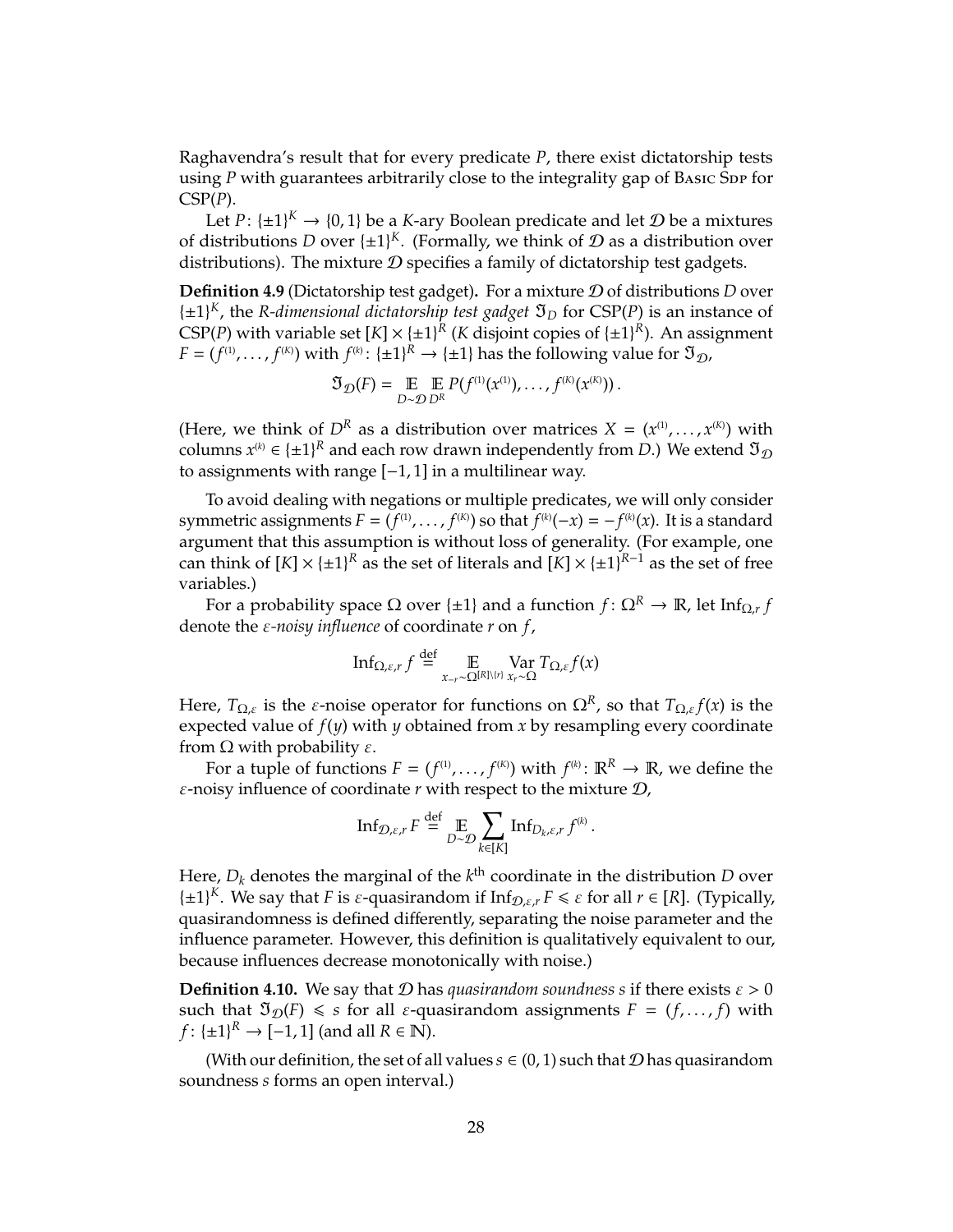Raghavendra's result that for every predicate $P$, there exist dictatorship tests using $P$ with guarantees arbitrarily close to the integrality gap of Basic Sdp for CSP($P$).

Let $P\colon \{\pm1\}^K \to \{0,1\}$ be a $K$-ary Boolean predicate and let $\mathcal{D}$ be a mixtures of distributions $D$ over $\{\pm1\}^K$. (Formally, we think of $\mathcal{D}$ as a distribution over distributions). The mixture $\mathcal{D}$ specifies a family of dictatorship test gadgets.

**Definition 4.9** (Dictatorship test gadget)**.** For a mixture $\mathcal{D}$ of distributions $D$ over $\{\pm1\}^K$, the *R-dimensional dictatorship test gadget* $\mathfrak{I}_D$ for CSP($P$) is an instance of CSP($P$) with variable set $[K] \times \{\pm1\}^R$ ($K$ disjoint copies of $\{\pm1\}^R$). An assignment $F = (f^{(1)}, \dots, f^{(K)})$ with $f^{(k)}\colon \{\pm1\}^R \to \{\pm1\}$ has the following value for $\mathfrak{I}_{\mathcal{D}}$,

$$\mathfrak{I}_{\mathcal{D}}(F) = \mathop{\mathbb{E}}_{D\sim\mathcal{D}} \mathop{\mathbb{E}}_{D^R} P(f^{(1)}(x^{(1)}), \dots, f^{(K)}(x^{(K)}))\,.$$

(Here, we think of $D^R$ as a distribution over matrices $X = (x^{(1)}, \dots, x^{(K)})$ with columns $x^{(k)} \in \{\pm1\}^R$ and each row drawn independently from $D$.) We extend $\mathfrak{I}_{\mathcal{D}}$ to assignments with range $[-1,1]$ in a multilinear way.

To avoid dealing with negations or multiple predicates, we will only consider symmetric assignments $F = (f^{(1)}, \dots, f^{(K)})$ so that $f^{(k)}(-x) = -f^{(k)}(x)$. It is a standard argument that this assumption is without loss of generality. (For example, one can think of $[K] \times \{\pm1\}^R$ as the set of literals and $[K] \times \{\pm1\}^{R-1}$ as the set of free variables.)

For a probability space $\Omega$ over $\{\pm1\}$ and a function $f\colon \Omega^R \to \mathbb{R}$, let $\mathrm{Inf}_{\Omega,r} f$ denote the *ε-noisy influence* of coordinate $r$ on $f$,

$$\mathrm{Inf}_{\Omega,\varepsilon,r} f \overset{\text{def}}{=} \mathop{\mathbb{E}}_{x_{-r}\sim\Omega^{[R]\setminus\{r\}}} \mathop{\mathrm{Var}}_{x_r\sim\Omega} T_{\Omega,\varepsilon} f(x)$$

Here, $T_{\Omega,\varepsilon}$ is the $\varepsilon$-noise operator for functions on $\Omega^R$, so that $T_{\Omega,\varepsilon} f(x)$ is the expected value of $f(y)$ with $y$ obtained from $x$ by resampling every coordinate from $\Omega$ with probability $\varepsilon$.

For a tuple of functions $F = (f^{(1)}, \dots, f^{(K)})$ with $f^{(k)}\colon \mathbb{R}^R \to \mathbb{R}$, we define the $\varepsilon$-noisy influence of coordinate $r$ with respect to the mixture $\mathcal{D}$,

$$\mathrm{Inf}_{\mathcal{D},\varepsilon,r} F \overset{\text{def}}{=} \mathop{\mathbb{E}}_{D\sim\mathcal{D}} \sum_{k\in[K]} \mathrm{Inf}_{D_k,\varepsilon,r} f^{(k)}\,.$$

Here, $D_k$ denotes the marginal of the $k^{\text{th}}$ coordinate in the distribution $D$ over $\{\pm1\}^K$. We say that $F$ is $\varepsilon$-quasirandom if $\mathrm{Inf}_{\mathcal{D},\varepsilon,r} F \leqslant \varepsilon$ for all $r \in [R]$. (Typically, quasirandomness is defined differently, separating the noise parameter and the influence parameter. However, this definition is qualitatively equivalent to our, because influences decrease monotonically with noise.)

**Definition 4.10.** We say that $\mathcal{D}$ has *quasirandom soundness s* if there exists $\varepsilon > 0$ such that $\mathfrak{I}_{\mathcal{D}}(F) \leqslant s$ for all $\varepsilon$-quasirandom assignments $F = (f, \dots, f)$ with $f\colon \{\pm1\}^R \to [-1,1]$ (and all $R \in \mathbb{N}$).

(With our definition, the set of all values $s \in (0,1)$ such that $\mathcal{D}$ has quasirandom soundness $s$ forms an open interval.)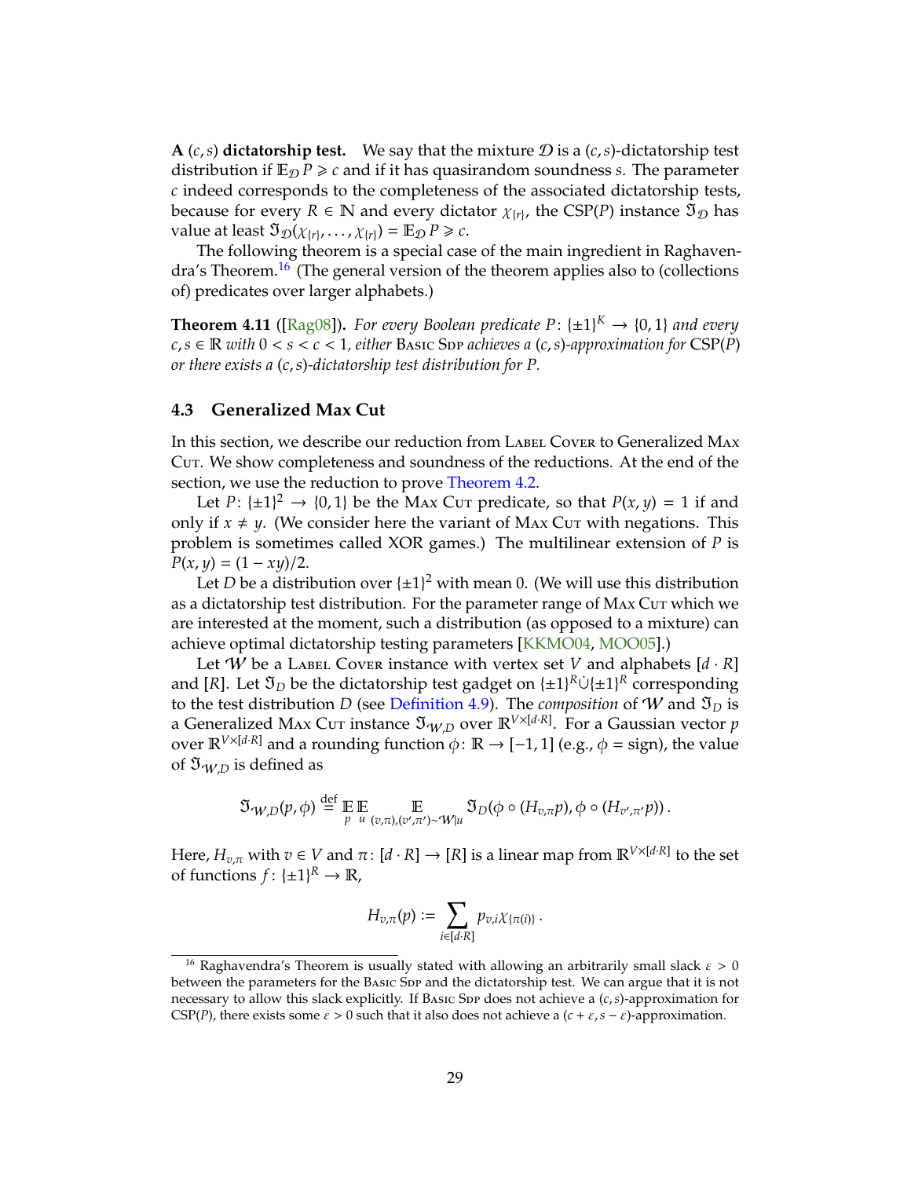**A $(c,s)$ dictatorship test.** We say that the mixture $\mathcal{D}$ is a $(c,s)$-dictatorship test distribution if $\mathbb{E}_{\mathcal{D}} P \geqslant c$ and if it has quasirandom soundness $s$. The parameter $c$ indeed corresponds to the completeness of the associated dictatorship tests, because for every $R \in \mathbb{N}$ and every dictator $\chi_{\{r\}}$, the CSP($P$) instance $\mathfrak{I}_{\mathcal{D}}$ has value at least $\mathfrak{I}_{\mathcal{D}}(\chi_{\{r\}}, \ldots, \chi_{\{r\}}) = \mathbb{E}_{\mathcal{D}} P \geqslant c$.

The following theorem is a special case of the main ingredient in Raghavendra's Theorem.[16] (The general version of the theorem applies also to (collections of) predicates over larger alphabets.)

**Theorem 4.11** ([Rag08])**.** *For every Boolean predicate $P\colon \{\pm 1\}^K \to \{0,1\}$ and every $c, s \in \mathbb{R}$ with $0 < s < c < 1$, either* Basic Sdp *achieves a $(c,s)$-approximation for* CSP($P$) *or there exists a $(c,s)$-dictatorship test distribution for $P$.*

### 4.3 Generalized Max Cut

In this section, we describe our reduction from Label Cover to Generalized Max Cut. We show completeness and soundness of the reductions. At the end of the section, we use the reduction to prove Theorem 4.2.

Let $P\colon \{\pm 1\}^2 \to \{0,1\}$ be the Max Cut predicate, so that $P(x,y) = 1$ if and only if $x \neq y$. (We consider here the variant of Max Cut with negations. This problem is sometimes called XOR games.) The multilinear extension of $P$ is $P(x,y) = (1 - xy)/2$.

Let $D$ be a distribution over $\{\pm 1\}^2$ with mean 0. (We will use this distribution as a dictatorship test distribution. For the parameter range of Max Cut which we are interested at the moment, such a distribution (as opposed to a mixture) can achieve optimal dictatorship testing parameters [KKMO04, MOO05].)

Let $\mathcal{W}$ be a Label Cover instance with vertex set $V$ and alphabets $[d \cdot R]$ and $[R]$. Let $\mathfrak{I}_D$ be the dictatorship test gadget on $\{\pm 1\}^R \dot\cup \{\pm 1\}^R$ corresponding to the test distribution $D$ (see Definition 4.9). The *composition* of $\mathcal{W}$ and $\mathfrak{I}_D$ is a Generalized Max Cut instance $\mathfrak{I}_{\mathcal{W},D}$ over $\mathbb{R}^{V \times [d \cdot R]}$. For a Gaussian vector $p$ over $\mathbb{R}^{V\times[d\cdot R]}$ and a rounding function $\phi\colon \mathbb{R} \to [-1,1]$ (e.g., $\phi = \operatorname{sign}$), the value of $\mathfrak{I}_{\mathcal{W},D}$ is defined as

$$\mathfrak{I}_{\mathcal{W},D}(p,\phi) \stackrel{\text{def}}{=} \mathop{\mathbb{E}}_{p} \mathop{\mathbb{E}}_{u} \mathop{\mathbb{E}}_{(v,\pi),(v',\pi')\sim \mathcal{W}|u} \mathfrak{I}_D(\phi \circ (H_{v,\pi} p), \phi \circ (H_{v',\pi'} p)) \,.$$

Here, $H_{v,\pi}$ with $v \in V$ and $\pi\colon [d\cdot R] \to [R]$ is a linear map from $\mathbb{R}^{V\times[d\cdot R]}$ to the set of functions $f\colon \{\pm 1\}^R \to \mathbb{R}$,

$$H_{v,\pi}(p) := \sum_{i \in [d\cdot R]} p_{v,i} \chi_{\{\pi(i)\}} \,.$$

---

[16] Raghavendra's Theorem is usually stated with allowing an arbitrarily small slack $\varepsilon > 0$ between the parameters for the Basic Sdp and the dictatorship test. We can argue that it is not necessary to allow this slack explicitly. If Basic Sdp does not achieve a $(c,s)$-approximation for CSP($P$), there exists some $\varepsilon > 0$ such that it also does not achieve a $(c+\varepsilon, s-\varepsilon)$-approximation.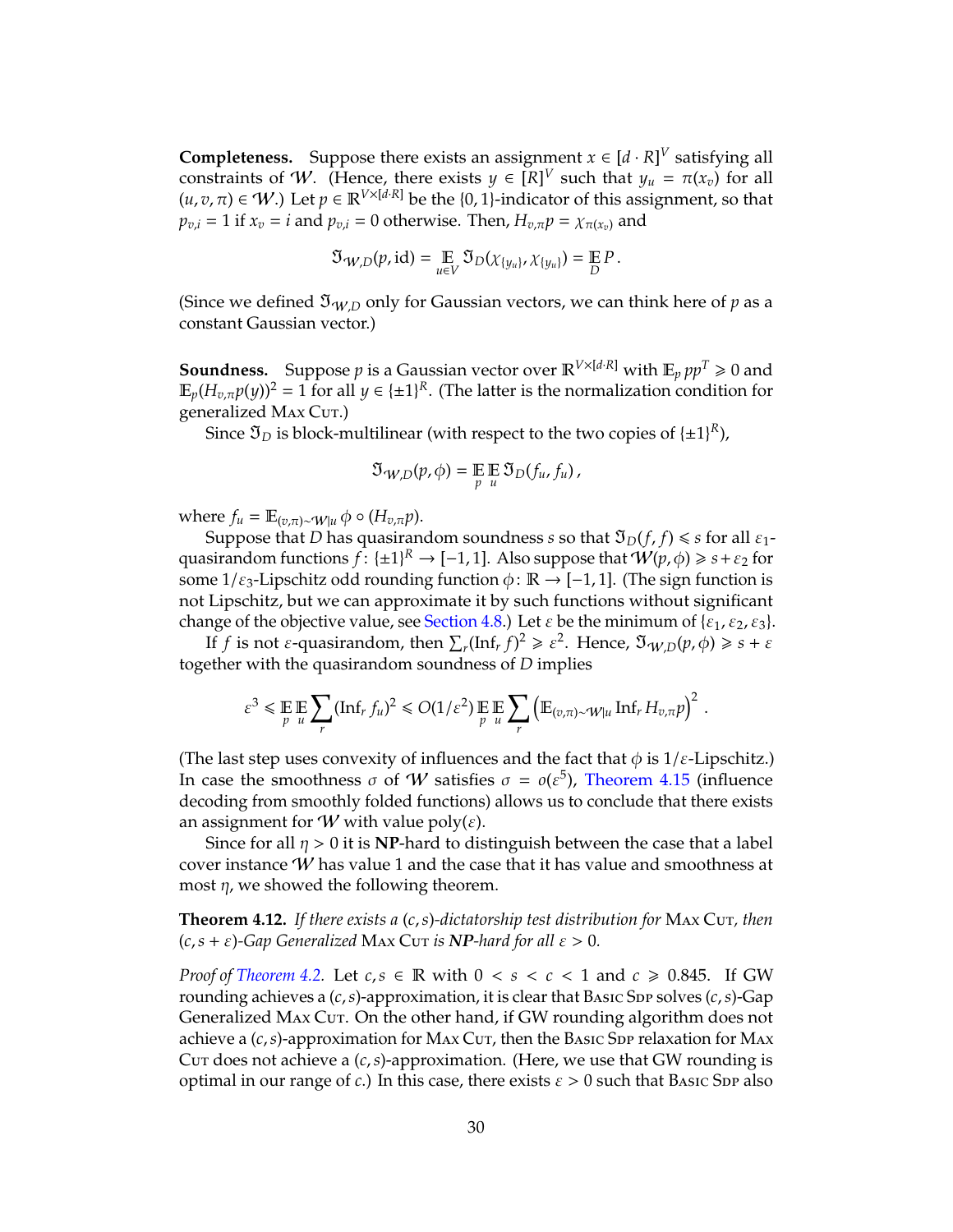**Completeness.** Suppose there exists an assignment $x \in [d \cdot R]^V$ satisfying all constraints of $\mathcal{W}$. (Hence, there exists $y \in [R]^V$ such that $y_u = \pi(x_v)$ for all $(u, v, \pi) \in \mathcal{W}$.) Let $p \in \mathbb{R}^{V \times [d \cdot R]}$ be the $\{0,1\}$-indicator of this assignment, so that $p_{v,i} = 1$ if $x_v = i$ and $p_{v,i} = 0$ otherwise. Then, $H_{v,\pi} p = \chi_{\pi(x_v)}$ and

$$\mathfrak{I}_{\mathcal{W},D}(p, \mathrm{id}) = \mathop{\mathbb{E}}_{u \in V} \mathfrak{I}_D(\chi_{\{y_u\}}, \chi_{\{y_u\}}) = \mathop{\mathbb{E}}_{D} P\,.$$

(Since we defined $\mathfrak{I}_{\mathcal{W},D}$ only for Gaussian vectors, we can think here of $p$ as a constant Gaussian vector.)

**Soundness.** Suppose $p$ is a Gaussian vector over $\mathbb{R}^{V \times [d \cdot R]}$ with $\mathbb{E}_p pp^T \succcurlyeq 0$ and $\mathbb{E}_p (H_{v,\pi} p(y))^2 = 1$ for all $y \in \{\pm 1\}^R$. (The latter is the normalization condition for generalized Max Cut.)

Since $\mathfrak{I}_D$ is block-multilinear (with respect to the two copies of $\{\pm 1\}^R$),

$$\mathfrak{I}_{\mathcal{W},D}(p, \phi) = \mathop{\mathbb{E}}_{p} \mathop{\mathbb{E}}_{u} \mathfrak{I}_D(f_u, f_u)\,,$$

where $f_u = \mathbb{E}_{(v,\pi) \sim \mathcal{W}|u}\, \phi \circ (H_{v,\pi} p)$.

Suppose that $D$ has quasirandom soundness $s$ so that $\mathfrak{I}_D(f, f) \leqslant s$ for all $\varepsilon_1$-quasirandom functions $f\colon \{\pm 1\}^R \to [-1, 1]$. Also suppose that $\mathcal{W}(p, \phi) \geqslant s + \varepsilon_2$ for some $1/\varepsilon_3$-Lipschitz odd rounding function $\phi\colon \mathbb{R} \to [-1, 1]$. (The sign function is not Lipschitz, but we can approximate it by such functions without significant change of the objective value, see Section 4.8.) Let $\varepsilon$ be the minimum of $\{\varepsilon_1, \varepsilon_2, \varepsilon_3\}$.

If $f$ is not $\varepsilon$-quasirandom, then $\sum_r (\mathrm{Inf}_r f)^2 \geqslant \varepsilon^2$. Hence, $\mathfrak{I}_{\mathcal{W},D}(p, \phi) \geqslant s + \varepsilon$ together with the quasirandom soundness of $D$ implies

$$\varepsilon^3 \leqslant \mathop{\mathbb{E}}_{p} \mathop{\mathbb{E}}_{u} \sum_r (\mathrm{Inf}_r f_u)^2 \leqslant O(1/\varepsilon^2) \mathop{\mathbb{E}}_{p} \mathop{\mathbb{E}}_{u} \sum_r \left( \mathbb{E}_{(v,\pi) \sim \mathcal{W}|u} \mathrm{Inf}_r H_{v,\pi} p \right)^2 .$$

(The last step uses convexity of influences and the fact that $\phi$ is $1/\varepsilon$-Lipschitz.) In case the smoothness $\sigma$ of $\mathcal{W}$ satisfies $\sigma = o(\varepsilon^5)$, Theorem 4.15 (influence decoding from smoothly folded functions) allows us to conclude that there exists an assignment for $\mathcal{W}$ with value $\mathrm{poly}(\varepsilon)$.

Since for all $\eta > 0$ it is **NP**-hard to distinguish between the case that a label cover instance $\mathcal{W}$ has value 1 and the case that it has value and smoothness at most $\eta$, we showed the following theorem.

**Theorem 4.12.** *If there exists a $(c, s)$-dictatorship test distribution for* Max Cut*, then $(c, s + \varepsilon)$-Gap Generalized* Max Cut *is **NP**-hard for all $\varepsilon > 0$.*

*Proof of Theorem 4.2.* Let $c, s \in \mathbb{R}$ with $0 < s < c < 1$ and $c \geqslant 0.845$. If GW rounding achieves a $(c, s)$-approximation, it is clear that Basic Sdp solves $(c, s)$-Gap Generalized Max Cut. On the other hand, if GW rounding algorithm does not achieve a $(c, s)$-approximation for Max Cut, then the Basic Sdp relaxation for Max Cut does not achieve a $(c, s)$-approximation. (Here, we use that GW rounding is optimal in our range of $c$.) In this case, there exists $\varepsilon > 0$ such that Basic Sdp also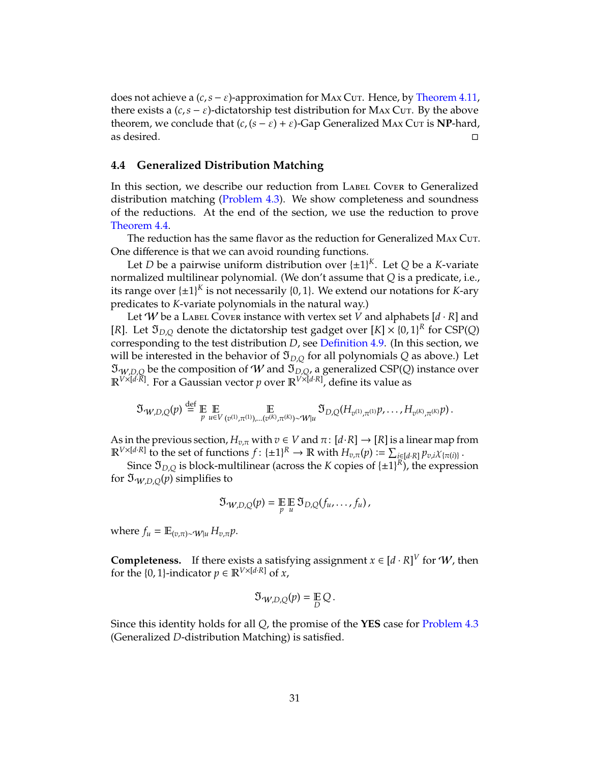does not achieve a $(c, s-\varepsilon)$-approximation for Max Cut. Hence, by Theorem 4.11, there exists a $(c, s-\varepsilon)$-dictatorship test distribution for Max Cut. By the above theorem, we conclude that $(c, (s-\varepsilon)+\varepsilon)$-Gap Generalized Max Cut is **NP**-hard, as desired. □

## 4.4 Generalized Distribution Matching

In this section, we describe our reduction from Label Cover to Generalized distribution matching (Problem 4.3). We show completeness and soundness of the reductions. At the end of the section, we use the reduction to prove Theorem 4.4.

The reduction has the same flavor as the reduction for Generalized Max Cut. One difference is that we can avoid rounding functions.

Let $D$ be a pairwise uniform distribution over $\{\pm 1\}^K$. Let $Q$ be a $K$-variate normalized multilinear polynomial. (We don't assume that $Q$ is a predicate, i.e., its range over $\{\pm 1\}^K$ is not necessarily $\{0,1\}$. We extend our notations for $K$-ary predicates to $K$-variate polynomials in the natural way.)

Let $\mathcal{W}$ be a Label Cover instance with vertex set $V$ and alphabets $[d \cdot R]$ and $[R]$. Let $\mathfrak{I}_{D,Q}$ denote the dictatorship test gadget over $[K] \times \{0,1\}^R$ for CSP($Q$) corresponding to the test distribution $D$, see Definition 4.9. (In this section, we will be interested in the behavior of $\mathfrak{I}_{D,Q}$ for all polynomials $Q$ as above.) Let $\mathfrak{I}_{\mathcal{W},D,Q}$ be the composition of $\mathcal{W}$ and $\mathfrak{I}_{D,Q}$, a generalized CSP($Q$) instance over $\mathbb{R}^{V\times[d\cdot R]}$. For a Gaussian vector $p$ over $\mathbb{R}^{V\times[d\cdot R]}$, define its value as

$$\mathfrak{I}_{\mathcal{W},D,Q}(p) \stackrel{\text{def}}{=} \mathop{\mathbb{E}}_{p} \mathop{\mathbb{E}}_{u\in V} \mathop{\mathbb{E}}_{(v^{(1)},\pi^{(1)}),\ldots(v^{(K)},\pi^{(K)})\sim \mathcal{W}|u} \mathfrak{I}_{D,Q}(H_{v^{(1)},\pi^{(1)}}p, \ldots, H_{v^{(K)},\pi^{(K)}}p)\,.$$

As in the previous section, $H_{v,\pi}$ with $v \in V$ and $\pi\colon [d\cdot R] \to [R]$ is a linear map from $\mathbb{R}^{V\times[d\cdot R]}$ to the set of functions $f\colon \{\pm 1\}^R \to \mathbb{R}$ with $H_{v,\pi}(p) := \sum_{i\in[d\cdot R]} p_{v,i}\chi_{\{\pi(i)\}}$.

Since $\mathfrak{I}_{D,Q}$ is block-multilinear (across the $K$ copies of $\{\pm 1\}^R$), the expression for $\mathfrak{I}_{\mathcal{W},D,Q}(p)$ simplifies to

$$\mathfrak{I}_{\mathcal{W},D,Q}(p) = \mathop{\mathbb{E}}_{p}\mathop{\mathbb{E}}_{u} \mathfrak{I}_{D,Q}(f_u, \ldots, f_u)\,,$$

where $f_u = \mathbb{E}_{(v,\pi)\sim\mathcal{W}|u} H_{v,\pi}p$.

**Completeness.** If there exists a satisfying assignment $x \in [d\cdot R]^V$ for $\mathcal{W}$, then for the $\{0,1\}$-indicator $p \in \mathbb{R}^{V\times[d\cdot R]}$ of $x$,

$$\mathfrak{I}_{\mathcal{W},D,Q}(p) = \mathop{\mathbb{E}}_{D} Q\,.$$

Since this identity holds for all $Q$, the promise of the **YES** case for Problem 4.3 (Generalized $D$-distribution Matching) is satisfied.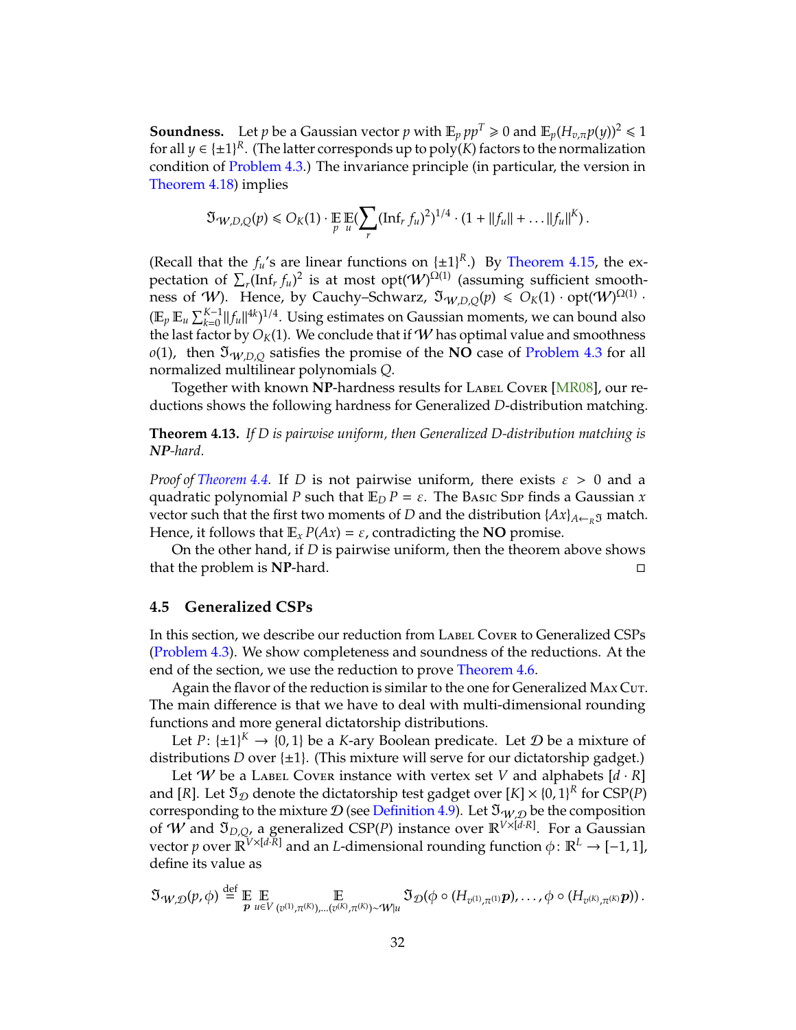**Soundness.** Let $p$ be a Gaussian vector $p$ with $\mathbb{E}_p pp^T \succcurlyeq 0$ and $\mathbb{E}_p (H_{v,\pi} p(y))^2 \leqslant 1$ for all $y \in \{\pm 1\}^R$. (The latter corresponds up to poly$(K)$ factors to the normalization condition of Problem 4.3.) The invariance principle (in particular, the version in Theorem 4.18) implies

$$\mathfrak{I}_{\mathcal{W},D,Q}(p) \leqslant O_K(1) \cdot \mathop{\mathbb{E}}_p \mathop{\mathbb{E}}_u \Big(\sum_r (\mathrm{Inf}_r\, f_u)^2\Big)^{1/4} \cdot (1 + \|f_u\| + \ldots \|f_u\|^K)\,.$$

(Recall that the $f_u$'s are linear functions on $\{\pm 1\}^R$.) By Theorem 4.15, the expectation of $\sum_r (\mathrm{Inf}_r\, f_u)^2$ is at most $\mathrm{opt}(\mathcal{W})^{\Omega(1)}$ (assuming sufficient smoothness of $\mathcal{W}$). Hence, by Cauchy–Schwarz, $\mathfrak{I}_{\mathcal{W},D,Q}(p) \leqslant O_K(1) \cdot \mathrm{opt}(\mathcal{W})^{\Omega(1)} \cdot (\mathbb{E}_p \mathbb{E}_u \sum_{k=0}^{K-1} \|f_u\|^{4k})^{1/4}$. Using estimates on Gaussian moments, we can bound also the last factor by $O_K(1)$. We conclude that if $\mathcal{W}$ has optimal value and smoothness $o(1)$, then $\mathfrak{I}_{\mathcal{W},D,Q}$ satisfies the promise of the **NO** case of Problem 4.3 for all normalized multilinear polynomials $Q$.

Together with known **NP**-hardness results for Label Cover [MR08], our reductions shows the following hardness for Generalized $D$-distribution matching.

**Theorem 4.13.** *If $D$ is pairwise uniform, then Generalized $D$-distribution matching is **NP**-hard.*

*Proof of Theorem 4.4.* If $D$ is not pairwise uniform, there exists $\varepsilon > 0$ and a quadratic polynomial $P$ such that $\mathbb{E}_D P = \varepsilon$. The Basic Sdp finds a Gaussian $x$ vector such that the first two moments of $D$ and the distribution $\{Ax\}_{A \leftarrow_R \mathfrak{I}}$ match. Hence, it follows that $\mathbb{E}_x P(Ax) = \varepsilon$, contradicting the **NO** promise.

On the other hand, if $D$ is pairwise uniform, then the theorem above shows that the problem is **NP**-hard. ◻

## 4.5 Generalized CSPs

In this section, we describe our reduction from Label Cover to Generalized CSPs (Problem 4.3). We show completeness and soundness of the reductions. At the end of the section, we use the reduction to prove Theorem 4.6.

Again the flavor of the reduction is similar to the one for Generalized Max Cut. The main difference is that we have to deal with multi-dimensional rounding functions and more general dictatorship distributions.

Let $P\colon \{\pm 1\}^K \to \{0, 1\}$ be a $K$-ary Boolean predicate. Let $\mathcal{D}$ be a mixture of distributions $D$ over $\{\pm 1\}$. (This mixture will serve for our dictatorship gadget.)

Let $\mathcal{W}$ be a Label Cover instance with vertex set $V$ and alphabets $[d \cdot R]$ and $[R]$. Let $\mathfrak{I}_{\mathcal{D}}$ denote the dictatorship test gadget over $[K] \times \{0, 1\}^R$ for CSP$(P)$ corresponding to the mixture $\mathcal{D}$ (see Definition 4.9). Let $\mathfrak{I}_{\mathcal{W},\mathcal{D}}$ be the composition of $\mathcal{W}$ and $\mathfrak{I}_{D,Q}$, a generalized CSP$(P)$ instance over $\mathbb{R}^{V \times [d \cdot R]}$. For a Gaussian vector $p$ over $\mathbb{R}^{V \times [d \cdot R]}$ and an $L$-dimensional rounding function $\phi\colon \mathbb{R}^L \to [-1, 1]$, define its value as

$$\mathfrak{I}_{\mathcal{W},\mathcal{D}}(p, \phi) \stackrel{\mathrm{def}}{=} \mathop{\mathbb{E}}_{\boldsymbol{p}} \mathop{\mathbb{E}}_{u \in V} \mathop{\mathbb{E}}_{(v^{(1)},\pi^{(1)}),\ldots,(v^{(K)},\pi^{(K)}) \sim \mathcal{W}|u} \mathfrak{I}_{\mathcal{D}}(\phi \circ (H_{v^{(1)},\pi^{(1)}} \boldsymbol{p}), \ldots, \phi \circ (H_{v^{(K)},\pi^{(K)}} \boldsymbol{p}))\,.$$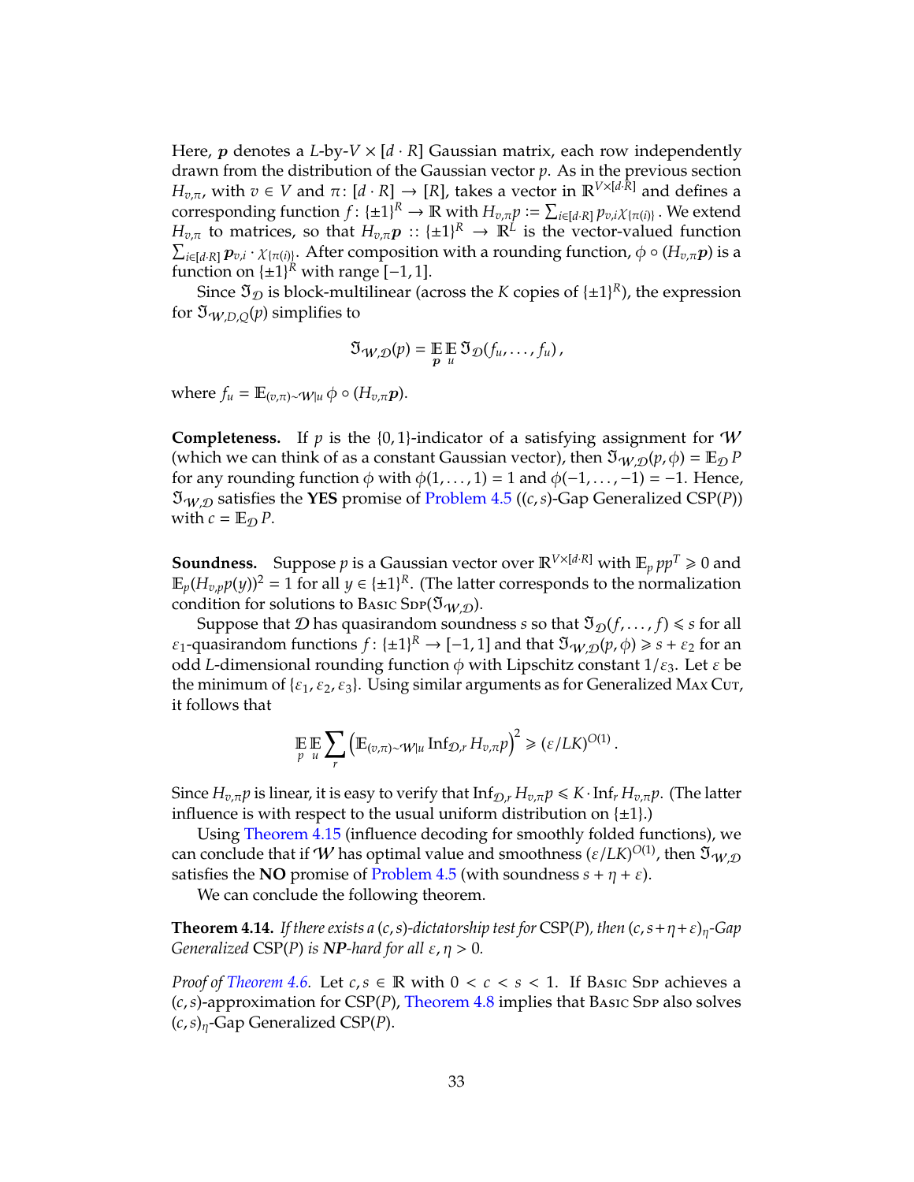Here, $\boldsymbol{p}$ denotes a $L$-by-$V \times [d \cdot R]$ Gaussian matrix, each row independently drawn from the distribution of the Gaussian vector $p$. As in the previous section $H_{v,\pi}$, with $v \in V$ and $\pi\colon [d \cdot R] \to [R]$, takes a vector in $\mathbb{R}^{V \times [d \cdot R]}$ and defines a corresponding function $f\colon \{\pm 1\}^R \to \mathbb{R}$ with $H_{v,\pi} p := \sum_{i \in [d \cdot R]} p_{v,i} \chi_{\{\pi(i)\}}$. We extend $H_{v,\pi}$ to matrices, so that $H_{v,\pi}\boldsymbol{p} :: \{\pm 1\}^R \to \mathbb{R}^L$ is the vector-valued function $\sum_{i \in [d \cdot R]} \boldsymbol{p}_{v,i} \cdot \chi_{\{\pi(i)\}}$. After composition with a rounding function, $\phi \circ (H_{v,\pi}\boldsymbol{p})$ is a function on $\{\pm 1\}^R$ with range $[-1, 1]$.

Since $\mathfrak{I}_{\mathcal{D}}$ is block-multilinear (across the $K$ copies of $\{\pm 1\}^R$), the expression for $\mathfrak{I}_{\mathcal{W},D,Q}(p)$ simplifies to

$$\mathfrak{I}_{\mathcal{W},\mathcal{D}}(p) = \mathop{\mathbb{E}}_{\boldsymbol{p}} \mathop{\mathbb{E}}_{u} \mathfrak{I}_{\mathcal{D}}(f_u, \ldots, f_u)\,,$$

where $f_u = \mathbb{E}_{(v,\pi) \sim \mathcal{W}|u}\, \phi \circ (H_{v,\pi}\boldsymbol{p})$.

**Completeness.** If $p$ is the $\{0,1\}$-indicator of a satisfying assignment for $\mathcal{W}$ (which we can think of as a constant Gaussian vector), then $\mathfrak{I}_{\mathcal{W},\mathcal{D}}(p, \phi) = \mathbb{E}_{\mathcal{D}} P$ for any rounding function $\phi$ with $\phi(1, \ldots, 1) = 1$ and $\phi(-1, \ldots, -1) = -1$. Hence, $\mathfrak{I}_{\mathcal{W},\mathcal{D}}$ satisfies the **YES** promise of Problem 4.5 ($(c, s)$-Gap Generalized CSP($P$)) with $c = \mathbb{E}_{\mathcal{D}} P$.

**Soundness.** Suppose $p$ is a Gaussian vector over $\mathbb{R}^{V \times [d \cdot R]}$ with $\mathbb{E}_p pp^T \geqslant 0$ and $\mathbb{E}_p (H_{v,p} p(y))^2 = 1$ for all $y \in \{\pm 1\}^R$. (The latter corresponds to the normalization condition for solutions to Basic Sdp($\mathfrak{I}_{\mathcal{W},\mathcal{D}}$).

Suppose that $\mathcal{D}$ has quasirandom soundness $s$ so that $\mathfrak{I}_{\mathcal{D}}(f, \ldots, f) \leqslant s$ for all $\varepsilon_1$-quasirandom functions $f\colon \{\pm 1\}^R \to [-1, 1]$ and that $\mathfrak{I}_{\mathcal{W},\mathcal{D}}(p, \phi) \geqslant s + \varepsilon_2$ for an odd $L$-dimensional rounding function $\phi$ with Lipschitz constant $1/\varepsilon_3$. Let $\varepsilon$ be the minimum of $\{\varepsilon_1, \varepsilon_2, \varepsilon_3\}$. Using similar arguments as for Generalized Max Cut, it follows that

$$\mathop{\mathbb{E}}_{p} \mathop{\mathbb{E}}_{u} \sum_{r} \left( \mathbb{E}_{(v,\pi) \sim \mathcal{W}|u} \operatorname{Inf}_{\mathcal{D},r} H_{v,\pi} p \right)^2 \geqslant (\varepsilon / LK)^{O(1)}\,.$$

Since $H_{v,\pi} p$ is linear, it is easy to verify that $\operatorname{Inf}_{\mathcal{D},r} H_{v,\pi} p \leqslant K \cdot \operatorname{Inf}_r H_{v,\pi} p$. (The latter influence is with respect to the usual uniform distribution on $\{\pm 1\}$.)

Using Theorem 4.15 (influence decoding for smoothly folded functions), we can conclude that if $\mathcal{W}$ has optimal value and smoothness $(\varepsilon / LK)^{O(1)}$, then $\mathfrak{I}_{\mathcal{W},\mathcal{D}}$ satisfies the **NO** promise of Problem 4.5 (with soundness $s + \eta + \varepsilon$).

We can conclude the following theorem.

**Theorem 4.14.** *If there exists a $(c, s)$-dictatorship test for* CSP($P$)*, then $(c, s+\eta+\varepsilon)_\eta$-Gap Generalized* CSP($P$) *is* ***NP****-hard for all $\varepsilon, \eta > 0$.*

*Proof of Theorem 4.6.* Let $c, s \in \mathbb{R}$ with $0 < c < s < 1$. If Basic Sdp achieves a $(c, s)$-approximation for CSP($P$), Theorem 4.8 implies that Basic Sdp also solves $(c, s)_\eta$-Gap Generalized CSP($P$).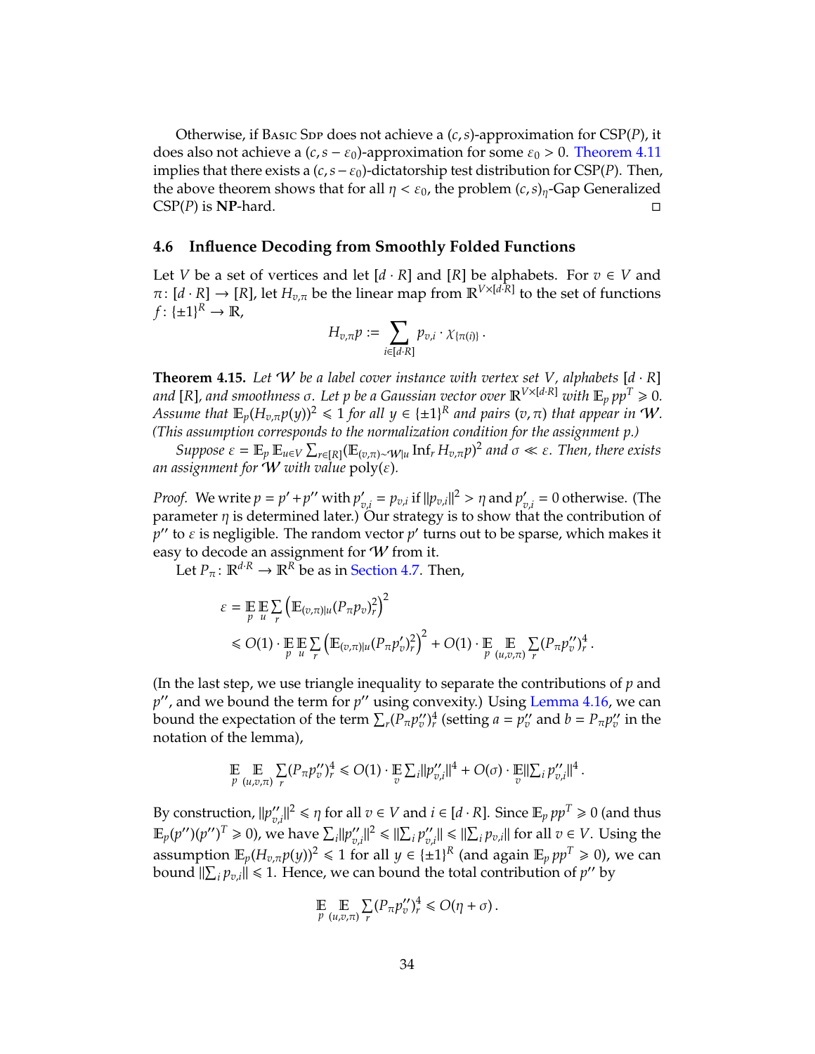Otherwise, if Basic Sdp does not achieve a $(c, s)$-approximation for CSP($P$), it does also not achieve a $(c, s - \varepsilon_0)$-approximation for some $\varepsilon_0 > 0$. Theorem 4.11 implies that there exists a $(c, s - \varepsilon_0)$-dictatorship test distribution for CSP($P$). Then, the above theorem shows that for all $\eta < \varepsilon_0$, the problem $(c, s)_\eta$-Gap Generalized CSP($P$) is **NP**-hard. □

## 4.6 Influence Decoding from Smoothly Folded Functions

Let $V$ be a set of vertices and let $[d \cdot R]$ and $[R]$ be alphabets. For $v \in V$ and $\pi \colon [d \cdot R] \to [R]$, let $H_{v,\pi}$ be the linear map from $\mathbb{R}^{V \times [d \cdot R]}$ to the set of functions $f \colon \{\pm 1\}^R \to \mathbb{R}$,

$$H_{v,\pi} p := \sum_{i \in [d \cdot R]} p_{v,i} \cdot \chi_{\{\pi(i)\}} .$$

**Theorem 4.15.** *Let $\mathcal{W}$ be a label cover instance with vertex set $V$, alphabets $[d \cdot R]$ and $[R]$, and smoothness $\sigma$. Let $p$ be a Gaussian vector over $\mathbb{R}^{V \times [d \cdot R]}$ with $\mathbb{E}_p pp^T \succcurlyeq 0$. Assume that $\mathbb{E}_p (H_{v,\pi} p(y))^2 \leqslant 1$ for all $y \in \{\pm 1\}^R$ and pairs $(v, \pi)$ that appear in $\mathcal{W}$. (This assumption corresponds to the normalization condition for the assignment $p$.)*

*Suppose $\varepsilon = \mathbb{E}_p \mathbb{E}_{u \in V} \sum_{r \in [R]} (\mathbb{E}_{(v,\pi) \sim \mathcal{W}|u} \operatorname{Inf}_r H_{v,\pi} p)^2$ and $\sigma \ll \varepsilon$. Then, there exists an assignment for $\mathcal{W}$ with value $\operatorname{poly}(\varepsilon)$.*

*Proof.* We write $p = p' + p''$ with $p'_{v,i} = p_{v,i}$ if $\|p_{v,i}\|^2 > \eta$ and $p'_{v,i} = 0$ otherwise. (The parameter $\eta$ is determined later.) Our strategy is to show that the contribution of $p''$ to $\varepsilon$ is negligible. The random vector $p'$ turns out to be sparse, which makes it easy to decode an assignment for $\mathcal{W}$ from it.

Let $P_\pi \colon \mathbb{R}^{d \cdot R} \to \mathbb{R}^R$ be as in Section 4.7. Then,

$$\begin{aligned}
\varepsilon &= \mathop{\mathbb{E}}_p \mathop{\mathbb{E}}_u \sum_r \left( \mathbb{E}_{(v,\pi)|u} (P_\pi p_v)_r^2 \right)^2 \\
&\leqslant O(1) \cdot \mathop{\mathbb{E}}_p \mathop{\mathbb{E}}_u \sum_r \left( \mathbb{E}_{(v,\pi)|u} (P_\pi p'_v)_r^2 \right)^2 + O(1) \cdot \mathop{\mathbb{E}}_p \mathop{\mathbb{E}}_{(u,v,\pi)} \sum_r (P_\pi p''_v)_r^4 .
\end{aligned}$$

(In the last step, we use triangle inequality to separate the contributions of $p$ and $p''$, and we bound the term for $p''$ using convexity.) Using Lemma 4.16, we can bound the expectation of the term $\sum_r (P_\pi p''_v)_r^4$ (setting $a = p''_v$ and $b = P_\pi p''_v$ in the notation of the lemma),

$$\mathop{\mathbb{E}}_p \mathop{\mathbb{E}}_{(u,v,\pi)} \sum_r (P_\pi p''_v)_r^4 \leqslant O(1) \cdot \mathop{\mathbb{E}}_v \textstyle\sum_i \|p''_{v,i}\|^4 + O(\sigma) \cdot \mathop{\mathbb{E}}_v \|\textstyle\sum_i p''_{v,i}\|^4 .$$

By construction, $\|p''_{v,i}\|^2 \leqslant \eta$ for all $v \in V$ and $i \in [d \cdot R]$. Since $\mathbb{E}_p pp^T \succcurlyeq 0$ (and thus $\mathbb{E}_p (p'')(p'')^T \succcurlyeq 0$), we have $\sum_i \|p''_{v,i}\|^2 \leqslant \|\sum_i p''_{v,i}\| \leqslant \|\sum_i p_{v,i}\|$ for all $v \in V$. Using the assumption $\mathbb{E}_p (H_{v,\pi} p(y))^2 \leqslant 1$ for all $y \in \{\pm 1\}^R$ (and again $\mathbb{E}_p pp^T \succcurlyeq 0$), we can bound $\|\sum_i p_{v,i}\| \leqslant 1$. Hence, we can bound the total contribution of $p''$ by

$$\mathop{\mathbb{E}}_p \mathop{\mathbb{E}}_{(u,v,\pi)} \sum_r (P_\pi p''_v)_r^4 \leqslant O(\eta + \sigma) .$$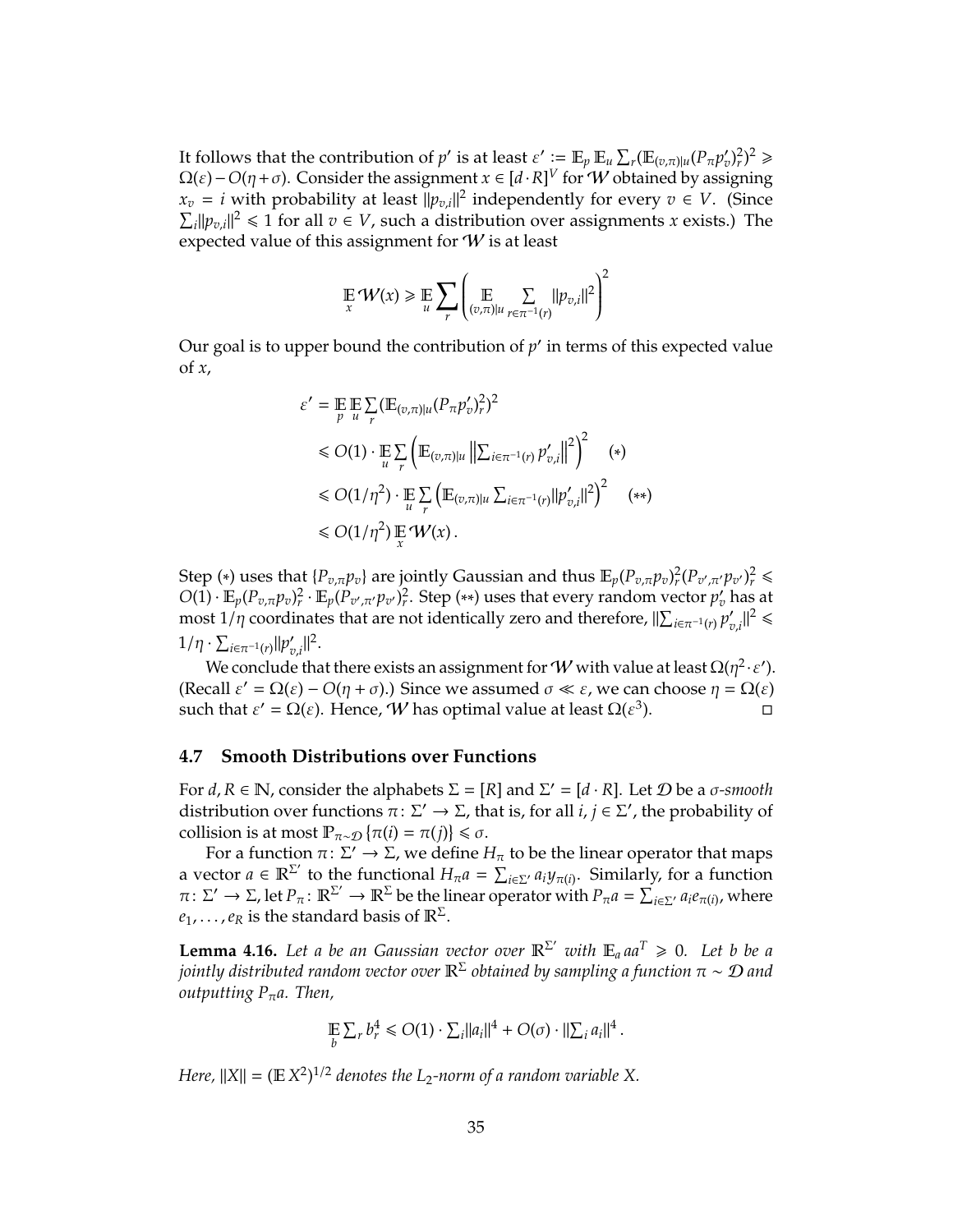It follows that the contribution of $p'$ is at least $\varepsilon' := \mathbb{E}_p \mathbb{E}_u \sum_r (\mathbb{E}_{(v,\pi)|u}(P_\pi p'_v)_r^2)^2 \geqslant \Omega(\varepsilon) - O(\eta + \sigma)$. Consider the assignment $x \in [d \cdot R]^V$ for $\mathcal{W}$ obtained by assigning $x_v = i$ with probability at least $\|p_{v,i}\|^2$ independently for every $v \in V$. (Since $\sum_i \|p_{v,i}\|^2 \leqslant 1$ for all $v \in V$, such a distribution over assignments $x$ exists.) The expected value of this assignment for $\mathcal{W}$ is at least

$$\mathbb{E}_x \mathcal{W}(x) \geqslant \mathbb{E}_u \sum_r \left( \mathbb{E}_{(v,\pi)|u} \sum_{r \in \pi^{-1}(r)} \|p_{v,i}\|^2 \right)^2$$

Our goal is to upper bound the contribution of $p'$ in terms of this expected value of $x$,

$$\begin{aligned}
\varepsilon' &= \mathbb{E}_p \mathbb{E}_u \sum_r (\mathbb{E}_{(v,\pi)|u}(P_\pi p'_v)_r^2)^2 \\
&\leqslant O(1) \cdot \mathbb{E}_u \sum_r \left( \mathbb{E}_{(v,\pi)|u} \left\| \textstyle\sum_{i \in \pi^{-1}(r)} p'_{v,i} \right\|^2 \right)^2 \quad (*) \\
&\leqslant O(1/\eta^2) \cdot \mathbb{E}_u \sum_r \left( \mathbb{E}_{(v,\pi)|u} \textstyle\sum_{i \in \pi^{-1}(r)} \|p'_{v,i}\|^2 \right)^2 \quad (**) \\
&\leqslant O(1/\eta^2) \mathbb{E}_x \mathcal{W}(x) \,.
\end{aligned}$$

Step $(*)$ uses that $\{P_{v,\pi} p_v\}$ are jointly Gaussian and thus $\mathbb{E}_p (P_{v,\pi} p_v)_r^2 (P_{v',\pi'} p_{v'})_r^2 \leqslant O(1) \cdot \mathbb{E}_p (P_{v,\pi} p_v)_r^2 \cdot \mathbb{E}_p (P_{v',\pi'} p_{v'})_r^2$. Step $(**)$ uses that every random vector $p'_v$ has at most $1/\eta$ coordinates that are not identically zero and therefore, $\|\sum_{i \in \pi^{-1}(r)} p'_{v,i}\|^2 \leqslant 1/\eta \cdot \sum_{i \in \pi^{-1}(r)} \|p'_{v,i}\|^2$.

We conclude that there exists an assignment for $\mathcal{W}$ with value at least $\Omega(\eta^2 \cdot \varepsilon')$. (Recall $\varepsilon' = \Omega(\varepsilon) - O(\eta + \sigma)$.) Since we assumed $\sigma \ll \varepsilon$, we can choose $\eta = \Omega(\varepsilon)$ such that $\varepsilon' = \Omega(\varepsilon)$. Hence, $\mathcal{W}$ has optimal value at least $\Omega(\varepsilon^3)$. □

### 4.7 Smooth Distributions over Functions

For $d, R \in \mathbb{N}$, consider the alphabets $\Sigma = [R]$ and $\Sigma' = [d \cdot R]$. Let $\mathcal{D}$ be a *$\sigma$-smooth* distribution over functions $\pi \colon \Sigma' \to \Sigma$, that is, for all $i, j \in \Sigma'$, the probability of collision is at most $\mathbb{P}_{\pi \sim \mathcal{D}} \{\pi(i) = \pi(j)\} \leqslant \sigma$.

For a function $\pi \colon \Sigma' \to \Sigma$, we define $H_\pi$ to be the linear operator that maps a vector $a \in \mathbb{R}^{\Sigma'}$ to the functional $H_\pi a = \sum_{i \in \Sigma'} a_i y_{\pi(i)}$. Similarly, for a function $\pi \colon \Sigma' \to \Sigma$, let $P_\pi \colon \mathbb{R}^{\Sigma'} \to \mathbb{R}^\Sigma$ be the linear operator with $P_\pi a = \sum_{i \in \Sigma'} a_i e_{\pi(i)}$, where $e_1, \ldots, e_R$ is the standard basis of $\mathbb{R}^\Sigma$.

**Lemma 4.16.** *Let $a$ be an Gaussian vector over $\mathbb{R}^{\Sigma'}$ with $\mathbb{E}_a aa^T \geqslant 0$. Let $b$ be a jointly distributed random vector over $\mathbb{R}^\Sigma$ obtained by sampling a function $\pi \sim \mathcal{D}$ and outputting $P_\pi a$. Then,*

$$\mathbb{E}_b \textstyle\sum_r b_r^4 \leqslant O(1) \cdot \sum_i \|a_i\|^4 + O(\sigma) \cdot \|\sum_i a_i\|^4 \,.$$

*Here, $\|X\| = (\mathbb{E} X^2)^{1/2}$ denotes the $L_2$-norm of a random variable $X$.*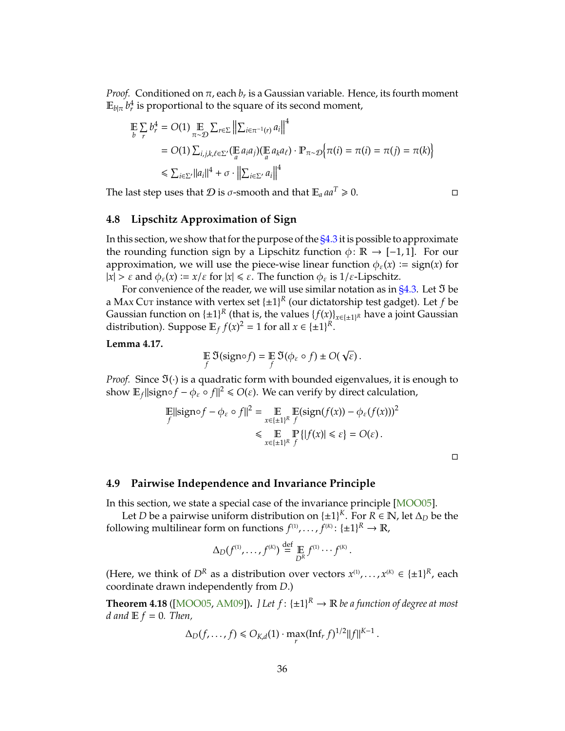*Proof.* Conditioned on $\pi$, each $b_r$ is a Gaussian variable. Hence, its fourth moment $\mathbb{E}_{b|\pi} b_r^4$ is proportional to the square of its second moment,

$$
\begin{aligned}
\mathop{\mathbb{E}}_b \sum_r b_r^4 &= O(1) \mathop{\mathbb{E}}_{\pi \sim \mathcal{D}} \textstyle\sum_{r\in\Sigma} \left\| \sum_{i\in\pi^{-1}(r)} a_i \right\|^4 \\
&= O(1) \textstyle\sum_{i,j,k,\ell\in\Sigma'} (\mathop{\mathbb{E}}_a a_i a_j)(\mathop{\mathbb{E}}_a a_k a_\ell) \cdot \mathbb{P}_{\pi\sim\mathcal{D}}\left\{\pi(i) = \pi(i) = \pi(j) = \pi(k)\right\} \\
&\leqslant \textstyle\sum_{i\in\Sigma'} \|a_i\|^4 + \sigma \cdot \left\| \sum_{i\in\Sigma'} a_i \right\|^4
\end{aligned}
$$

The last step uses that $\mathcal{D}$ is $\sigma$-smooth and that $\mathbb{E}_a aa^T \geqslant 0$. □

## 4.8 Lipschitz Approximation of Sign

In this section, we show that for the purpose of the §4.3 it is possible to approximate the rounding function sign by a Lipschitz function $\phi\colon \mathbb{R} \to [-1,1]$. For our approximation, we will use the piece-wise linear function $\phi_\varepsilon(x) := \mathrm{sign}(x)$ for $|x| > \varepsilon$ and $\phi_\varepsilon(x) := x/\varepsilon$ for $|x| \leqslant \varepsilon$. The function $\phi_\varepsilon$ is $1/\varepsilon$-Lipschitz.

For convenience of the reader, we will use similar notation as in §4.3. Let $\mathfrak{I}$ be a Max Cut instance with vertex set $\{\pm1\}^R$ (our dictatorship test gadget). Let $f$ be Gaussian function on $\{\pm1\}^R$ (that is, the values $\{f(x)\}_{x\in\{\pm1\}^R}$ have a joint Gaussian distribution). Suppose $\mathbb{E}_f f(x)^2 = 1$ for all $x \in \{\pm1\}^R$.

**Lemma 4.17.**

$$
\mathop{\mathbb{E}}_f \mathfrak{I}(\mathrm{sign}\circ f) = \mathop{\mathbb{E}}_f \mathfrak{I}(\phi_\varepsilon \circ f) \pm O(\sqrt{\varepsilon})\,.
$$

*Proof.* Since $\mathfrak{I}(\cdot)$ is a quadratic form with bounded eigenvalues, it is enough to show $\mathbb{E}_f \|\mathrm{sign}\circ f - \phi_\varepsilon \circ f\|^2 \leqslant O(\varepsilon)$. We can verify by direct calculation,

$$
\begin{aligned}
\mathop{\mathbb{E}}_f \|\mathrm{sign}\circ f - \phi_\varepsilon \circ f\|^2 &= \mathop{\mathbb{E}}_{x\in\{\pm1\}^R} \mathop{\mathbb{E}}_f (\mathrm{sign}(f(x)) - \phi_\varepsilon(f(x)))^2 \\
&\leqslant \mathop{\mathbb{E}}_{x\in\{\pm1\}^R} \mathop{\mathbb{P}}_f \{|f(x)| \leqslant \varepsilon\} = O(\varepsilon)\,.
\end{aligned}
$$

□

## 4.9 Pairwise Independence and Invariance Principle

In this section, we state a special case of the invariance principle [MOO05].

Let $D$ be a pairwise uniform distribution on $\{\pm1\}^K$. For $R \in \mathbb{N}$, let $\Delta_D$ be the following multilinear form on functions $f^{(1)}, \ldots, f^{(K)}\colon \{\pm1\}^R \to \mathbb{R}$,

$$
\Delta_D(f^{(1)}, \ldots, f^{(K)}) \stackrel{\text{def}}{=} \mathop{\mathbb{E}}_{D^R} f^{(1)} \cdots f^{(K)}\,.
$$

(Here, we think of $D^R$ as a distribution over vectors $x^{(1)}, \ldots, x^{(K)} \in \{\pm1\}^R$, each coordinate drawn independently from $D$.)

**Theorem 4.18** ([MOO05, AM09])**.** *] Let $f\colon \{\pm1\}^R \to \mathbb{R}$ be a function of degree at most $d$ and $\mathbb{E} f = 0$. Then,*

$$
\Delta_D(f, \ldots, f) \leqslant O_{K,d}(1) \cdot \max_r (\mathrm{Inf}_r f)^{1/2} \|f\|^{K-1}\,.
$$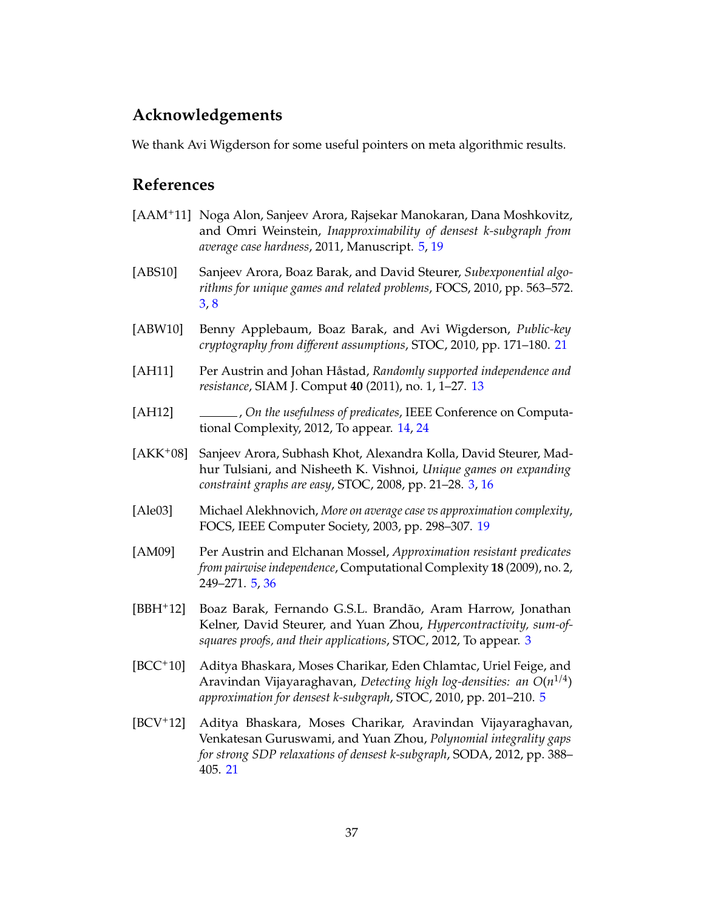## Acknowledgements

We thank Avi Wigderson for some useful pointers on meta algorithmic results.

## References

[AAM+11] Noga Alon, Sanjeev Arora, Rajsekar Manokaran, Dana Moshkovitz, and Omri Weinstein, *Inapproximability of densest k-subgraph from average case hardness*, 2011, Manuscript. 5, 19

[ABS10] Sanjeev Arora, Boaz Barak, and David Steurer, *Subexponential algorithms for unique games and related problems*, FOCS, 2010, pp. 563–572. 3, 8

[ABW10] Benny Applebaum, Boaz Barak, and Avi Wigderson, *Public-key cryptography from different assumptions*, STOC, 2010, pp. 171–180. 21

[AH11] Per Austrin and Johan Håstad, *Randomly supported independence and resistance*, SIAM J. Comput **40** (2011), no. 1, 1–27. 13

[AH12] ______, *On the usefulness of predicates*, IEEE Conference on Computational Complexity, 2012, To appear. 14, 24

[AKK+08] Sanjeev Arora, Subhash Khot, Alexandra Kolla, David Steurer, Madhur Tulsiani, and Nisheeth K. Vishnoi, *Unique games on expanding constraint graphs are easy*, STOC, 2008, pp. 21–28. 3, 16

[Ale03] Michael Alekhnovich, *More on average case vs approximation complexity*, FOCS, IEEE Computer Society, 2003, pp. 298–307. 19

[AM09] Per Austrin and Elchanan Mossel, *Approximation resistant predicates from pairwise independence*, Computational Complexity **18** (2009), no. 2, 249–271. 5, 36

[BBH+12] Boaz Barak, Fernando G.S.L. Brandão, Aram Harrow, Jonathan Kelner, David Steurer, and Yuan Zhou, *Hypercontractivity, sum-of-squares proofs, and their applications*, STOC, 2012, To appear. 3

[BCC+10] Aditya Bhaskara, Moses Charikar, Eden Chlamtac, Uriel Feige, and Aravindan Vijayaraghavan, *Detecting high log-densities: an $O(n^{1/4})$ approximation for densest k-subgraph*, STOC, 2010, pp. 201–210. 5

[BCV+12] Aditya Bhaskara, Moses Charikar, Aravindan Vijayaraghavan, Venkatesan Guruswami, and Yuan Zhou, *Polynomial integrality gaps for strong SDP relaxations of densest k-subgraph*, SODA, 2012, pp. 388–405. 21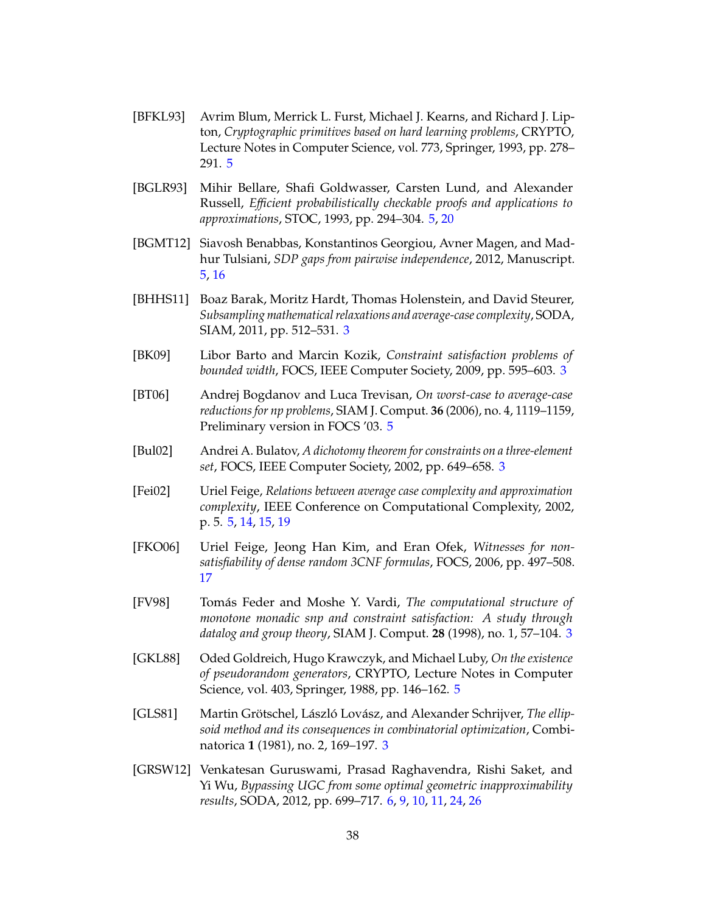[BFKL93] Avrim Blum, Merrick L. Furst, Michael J. Kearns, and Richard J. Lipton, *Cryptographic primitives based on hard learning problems*, CRYPTO, Lecture Notes in Computer Science, vol. 773, Springer, 1993, pp. 278–291. 5

[BGLR93] Mihir Bellare, Shafi Goldwasser, Carsten Lund, and Alexander Russell, *Efficient probabilistically checkable proofs and applications to approximations*, STOC, 1993, pp. 294–304. 5, 20

[BGMT12] Siavosh Benabbas, Konstantinos Georgiou, Avner Magen, and Madhur Tulsiani, *SDP gaps from pairwise independence*, 2012, Manuscript. 5, 16

[BHHS11] Boaz Barak, Moritz Hardt, Thomas Holenstein, and David Steurer, *Subsampling mathematical relaxations and average-case complexity*, SODA, SIAM, 2011, pp. 512–531. 3

[BK09] Libor Barto and Marcin Kozik, *Constraint satisfaction problems of bounded width*, FOCS, IEEE Computer Society, 2009, pp. 595–603. 3

[BT06] Andrej Bogdanov and Luca Trevisan, *On worst-case to average-case reductions for np problems*, SIAM J. Comput. **36** (2006), no. 4, 1119–1159, Preliminary version in FOCS '03. 5

[Bul02] Andrei A. Bulatov, *A dichotomy theorem for constraints on a three-element set*, FOCS, IEEE Computer Society, 2002, pp. 649–658. 3

[Fei02] Uriel Feige, *Relations between average case complexity and approximation complexity*, IEEE Conference on Computational Complexity, 2002, p. 5. 5, 14, 15, 19

[FKO06] Uriel Feige, Jeong Han Kim, and Eran Ofek, *Witnesses for non-satisfiability of dense random 3CNF formulas*, FOCS, 2006, pp. 497–508. 17

[FV98] Tomás Feder and Moshe Y. Vardi, *The computational structure of monotone monadic snp and constraint satisfaction: A study through datalog and group theory*, SIAM J. Comput. **28** (1998), no. 1, 57–104. 3

[GKL88] Oded Goldreich, Hugo Krawczyk, and Michael Luby, *On the existence of pseudorandom generators*, CRYPTO, Lecture Notes in Computer Science, vol. 403, Springer, 1988, pp. 146–162. 5

[GLS81] Martin Grötschel, László Lovász, and Alexander Schrijver, *The ellipsoid method and its consequences in combinatorial optimization*, Combinatorica **1** (1981), no. 2, 169–197. 3

[GRSW12] Venkatesan Guruswami, Prasad Raghavendra, Rishi Saket, and Yi Wu, *Bypassing UGC from some optimal geometric inapproximability results*, SODA, 2012, pp. 699–717. 6, 9, 10, 11, 24, 26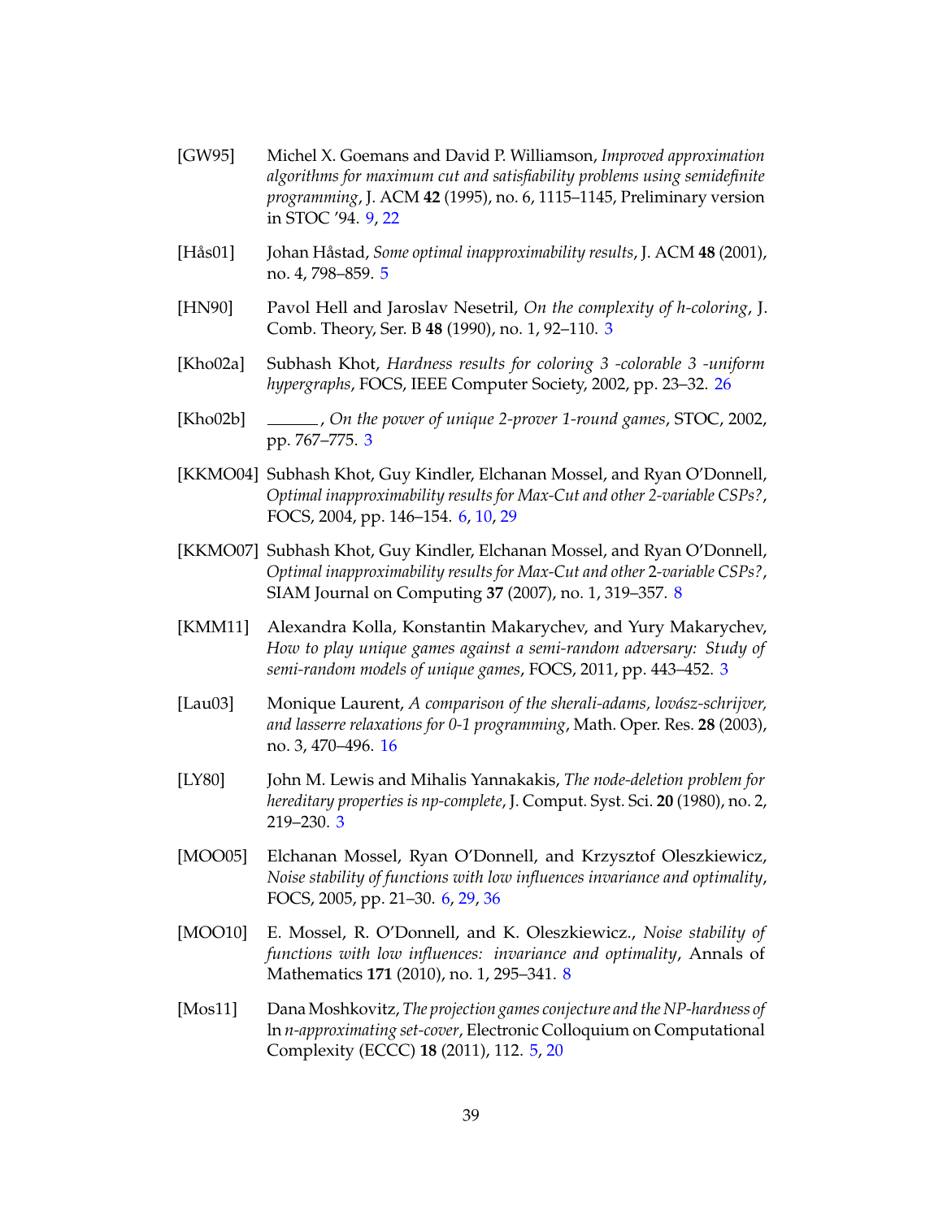[GW95] Michel X. Goemans and David P. Williamson, *Improved approximation algorithms for maximum cut and satisfiability problems using semidefinite programming*, J. ACM **42** (1995), no. 6, 1115–1145, Preliminary version in STOC '94. 9, 22

[Hås01] Johan Håstad, *Some optimal inapproximability results*, J. ACM **48** (2001), no. 4, 798–859. 5

[HN90] Pavol Hell and Jaroslav Nesetril, *On the complexity of h-coloring*, J. Comb. Theory, Ser. B **48** (1990), no. 1, 92–110. 3

[Kho02a] Subhash Khot, *Hardness results for coloring 3 -colorable 3 -uniform hypergraphs*, FOCS, IEEE Computer Society, 2002, pp. 23–32. 26

[Kho02b] ______, *On the power of unique 2-prover 1-round games*, STOC, 2002, pp. 767–775. 3

[KKMO04] Subhash Khot, Guy Kindler, Elchanan Mossel, and Ryan O'Donnell, *Optimal inapproximability results for Max-Cut and other 2-variable CSPs?*, FOCS, 2004, pp. 146–154. 6, 10, 29

[KKMO07] Subhash Khot, Guy Kindler, Elchanan Mossel, and Ryan O'Donnell, *Optimal inapproximability results for Max-Cut and other 2-variable CSPs?*, SIAM Journal on Computing **37** (2007), no. 1, 319–357. 8

[KMM11] Alexandra Kolla, Konstantin Makarychev, and Yury Makarychev, *How to play unique games against a semi-random adversary: Study of semi-random models of unique games*, FOCS, 2011, pp. 443–452. 3

[Lau03] Monique Laurent, *A comparison of the sherali-adams, lovász-schrijver, and lasserre relaxations for 0-1 programming*, Math. Oper. Res. **28** (2003), no. 3, 470–496. 16

[LY80] John M. Lewis and Mihalis Yannakakis, *The node-deletion problem for hereditary properties is np-complete*, J. Comput. Syst. Sci. **20** (1980), no. 2, 219–230. 3

[MOO05] Elchanan Mossel, Ryan O'Donnell, and Krzysztof Oleszkiewicz, *Noise stability of functions with low influences invariance and optimality*, FOCS, 2005, pp. 21–30. 6, 29, 36

[MOO10] E. Mossel, R. O'Donnell, and K. Oleszkiewicz., *Noise stability of functions with low influences: invariance and optimality*, Annals of Mathematics **171** (2010), no. 1, 295–341. 8

[Mos11] Dana Moshkovitz, *The projection games conjecture and the NP-hardness of* ln *n-approximating set-cover*, Electronic Colloquium on Computational Complexity (ECCC) **18** (2011), 112. 5, 20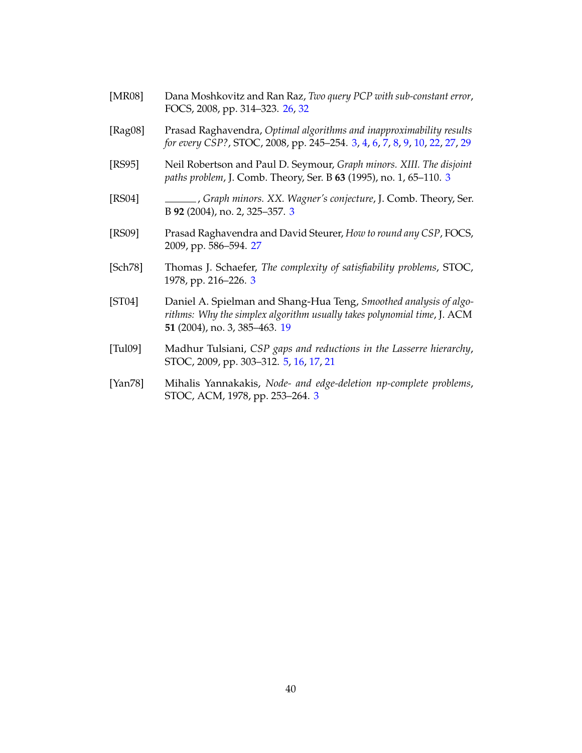[MR08] Dana Moshkovitz and Ran Raz, *Two query PCP with sub-constant error*, FOCS, 2008, pp. 314–323. 26, 32

[Rag08] Prasad Raghavendra, *Optimal algorithms and inapproximability results for every CSP?*, STOC, 2008, pp. 245–254. 3, 4, 6, 7, 8, 9, 10, 22, 27, 29

[RS95] Neil Robertson and Paul D. Seymour, *Graph minors. XIII. The disjoint paths problem*, J. Comb. Theory, Ser. B **63** (1995), no. 1, 65–110. 3

[RS04] ______, *Graph minors. XX. Wagner's conjecture*, J. Comb. Theory, Ser. B **92** (2004), no. 2, 325–357. 3

[RS09] Prasad Raghavendra and David Steurer, *How to round any CSP*, FOCS, 2009, pp. 586–594. 27

[Sch78] Thomas J. Schaefer, *The complexity of satisfiability problems*, STOC, 1978, pp. 216–226. 3

[ST04] Daniel A. Spielman and Shang-Hua Teng, *Smoothed analysis of algorithms: Why the simplex algorithm usually takes polynomial time*, J. ACM **51** (2004), no. 3, 385–463. 19

[Tul09] Madhur Tulsiani, *CSP gaps and reductions in the Lasserre hierarchy*, STOC, 2009, pp. 303–312. 5, 16, 17, 21

[Yan78] Mihalis Yannakakis, *Node- and edge-deletion np-complete problems*, STOC, ACM, 1978, pp. 253–264. 3